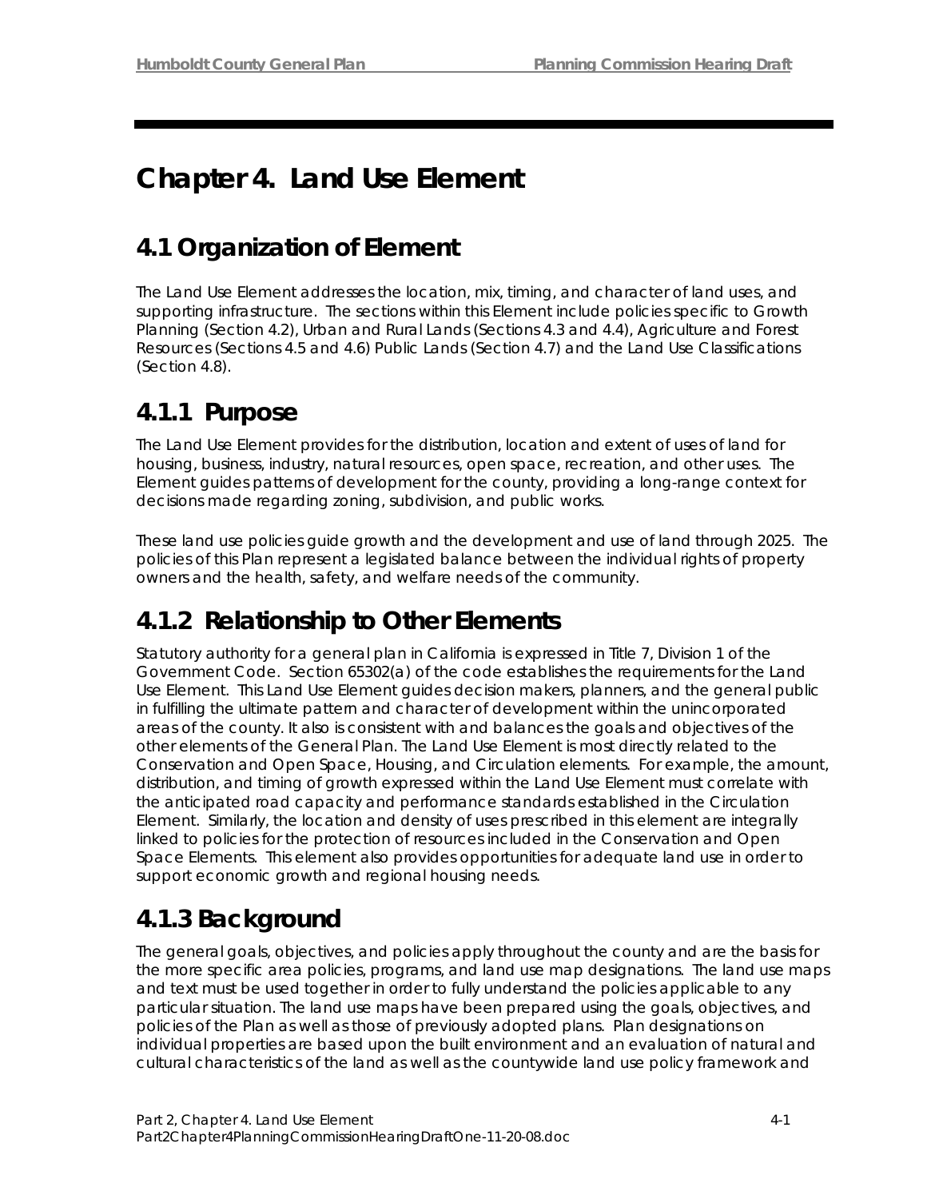# Chapter 4. Land Use Element

## 4.1 Organization of Element

The Land Use Element addresses the location, mix, timing, and character of land uses, and supporting infrastructure. The sections within this Element include policies specific to Growth Planning (Section 4.2), Urban and Rural Lands (Sections 4.3 and 4.4), Agriculture and Forest Resources (Sections 4.5 and 4.6) Public Lands (Section 4.7) and the Land Use Classifications (Section 4.8).

## 4.1.1 Purpose

The Land Use Element provides for the distribution, location and extent of uses of land for housing, business, industry, natural resources, open space, recreation, and other uses. The Element guides patterns of development for the county, providing a long-range context for decisions made regarding zoning, subdivision, and public works.

These land use policies guide growth and the development and use of land through 2025. The policies of this Plan represent a legislated balance between the individual rights of property owners and the health, safety, and welfare needs of the community.

## 4.1.2 Relationship to Other Elements

Statutory authority for a general plan in California is expressed in Title 7, Division 1 of the Government Code. Section 65302(a) of the code establishes the requirements for the Land Use Element. This Land Use Element guides decision makers, planners, and the general public in fulfilling the ultimate pattern and character of development within the unincorporated areas of the county. It also is consistent with and balances the goals and objectives of the other elements of the General Plan. The Land Use Element is most directly related to the Conservation and Open Space, Housing, and Circulation elements. For example, the amount, distribution, and timing of growth expressed within the Land Use Element must correlate with the anticipated road capacity and performance standards established in the Circulation Element. Similarly, the location and density of uses prescribed in this element are integrally linked to policies for the protection of resources included in the Conservation and Open Space Elements. This element also provides opportunities for adequate land use in order to support economic growth and regional housing needs.

## 4.1.3 Background

The general goals, objectives, and policies apply throughout the county and are the basis for the more specific area policies, programs, and land use map designations. The land use maps and text must be used together in order to fully understand the policies applicable to any particular situation. The land use maps have been prepared using the goals, objectives, and policies of the Plan as well as those of previously adopted plans. Plan designations on individual properties are based upon the built environment and an evaluation of natural and cultural characteristics of the land as well as the countywide land use policy framework and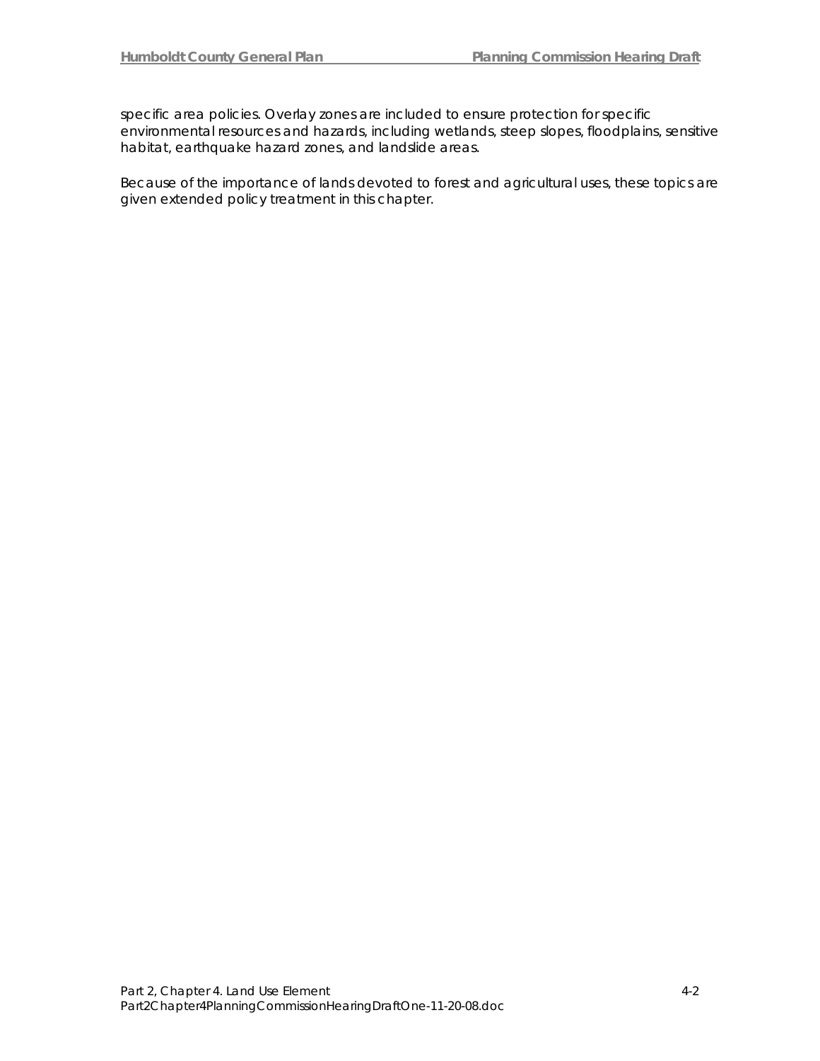specific area policies. Overlay zones are included to ensure protection for specific environmental resources and hazards, including wetlands, steep slopes, floodplains, sensitive habitat, earthquake hazard zones, and landslide areas.

Because of the importance of lands devoted to forest and agricultural uses, these topics are given extended policy treatment in this chapter.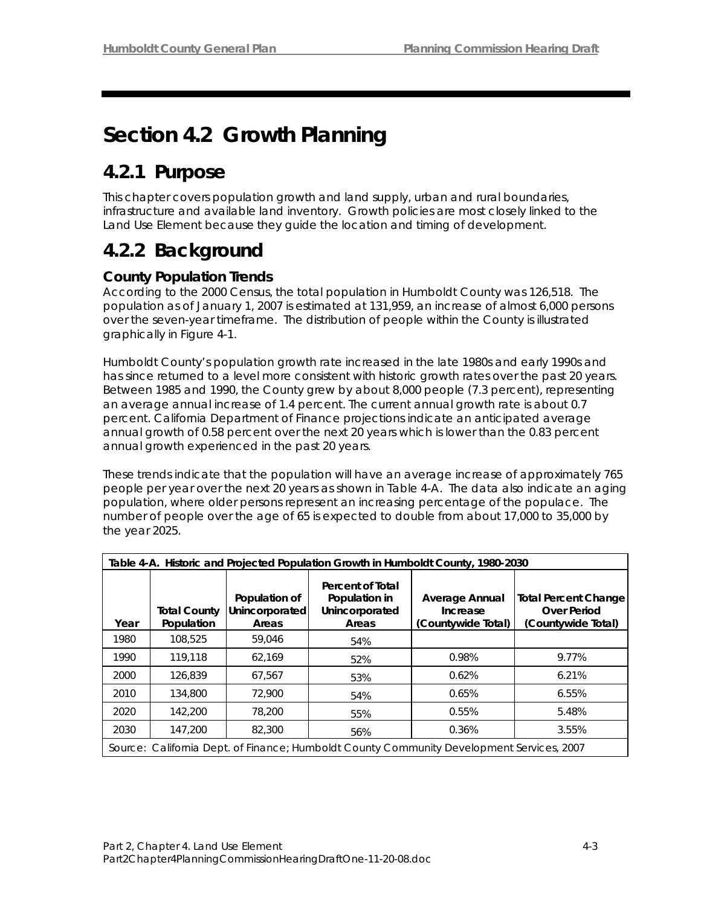# Section 4.2 Growth Planning

## 4.2.1 Purpose

This chapter covers population growth and land supply, urban and rural boundaries, infrastructure and available land inventory. Growth policies are most closely linked to the Land Use Element because they guide the location and timing of development.

## 4.2.2 Background

### County Population Trends

According to the 2000 Census, the total population in Humboldt County was 126,518. The population as of January 1, 2007 is estimated at 131,959, an increase of almost 6,000 persons over the seven-year timeframe. The distribution of people within the County is illustrated graphically in Figure 4-1.

Humboldt County's population growth rate increased in the late 1980s and early 1990s and has since returned to a level more consistent with historic growth rates over the past 20 years. Between 1985 and 1990, the County grew by about 8,000 people (7.3 percent), representing an average annual increase of 1.4 percent. The current annual growth rate is about 0.7 percent. California Department of Finance projections indicate an anticipated average annual growth of 0.58 percent over the next 20 years which is lower than the 0.83 percent annual growth experienced in the past 20 years.

These trends indicate that the population will have an average increase of approximately 765 people per year over the next 20 years as shown in Table 4-A. The data also indicate an aging population, where older persons represent an increasing percentage of the populace. The number of people over the age of 65 is expected to double from about 17,000 to 35,000 by the year 2025.

**Table 4-A. Historic and Projected Population Growth in Humboldt County, 1980-2030**

| Year | Total County Population | Population of Unincorporated Areas | Percent of Total Population in Unincorporated Areas | Average Annual Increase (Countywide Total) | Total Percent Change Over Period (Countywide Total) |
|---|---|---|---|---|---|
| 1980 | 108,525 | 59,046 | 54% | | |
| 1990 | 119,118 | 62,169 | 52% | 0.98% | 9.77% |
| 2000 | 126,839 | 67,567 | 53% | 0.62% | 6.21% |
| 2010 | 134,800 | 72,900 | 54% | 0.65% | 6.55% |
| 2020 | 142,200 | 78,200 | 55% | 0.55% | 5.48% |
| 2030 | 147,200 | 82,300 | 56% | 0.36% | 3.55% |

Source: California Dept. of Finance; Humboldt County Community Development Services, 2007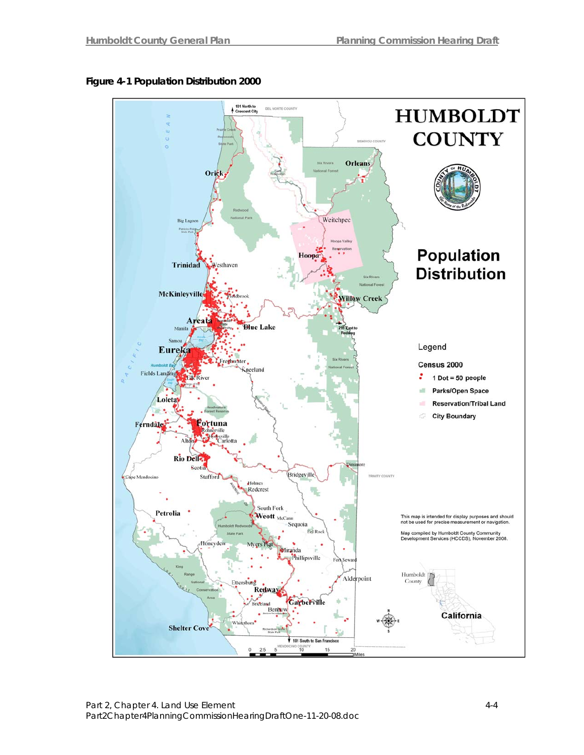**Figure 4-1 Population Distribution 2000**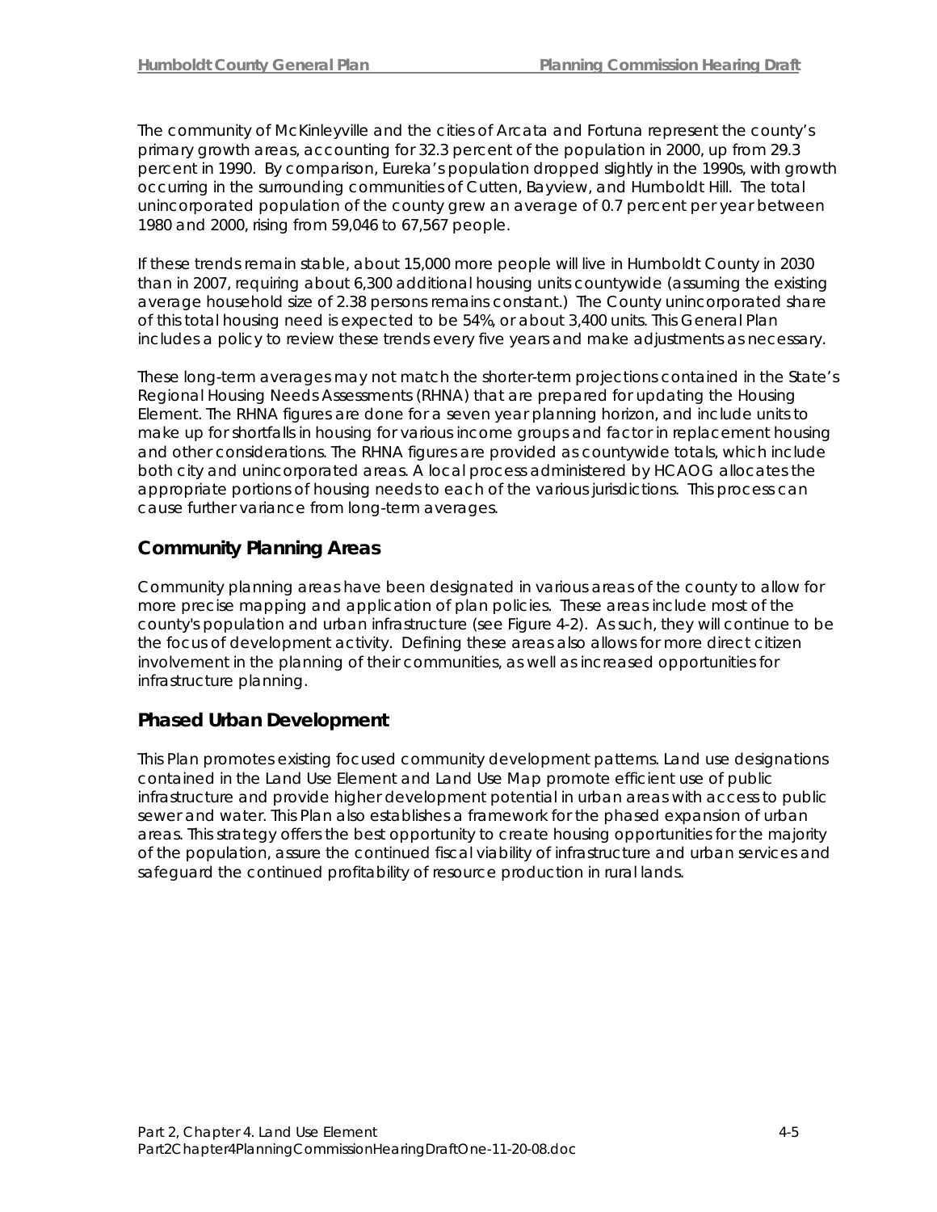The community of McKinleyville and the cities of Arcata and Fortuna represent the county's primary growth areas, accounting for 32.3 percent of the population in 2000, up from 29.3 percent in 1990. By comparison, Eureka's population dropped slightly in the 1990s, with growth occurring in the surrounding communities of Cutten, Bayview, and Humboldt Hill. The total unincorporated population of the county grew an average of 0.7 percent per year between 1980 and 2000, rising from 59,046 to 67,567 people.

If these trends remain stable, about 15,000 more people will live in Humboldt County in 2030 than in 2007, requiring about 6,300 additional housing units countywide (assuming the existing average household size of 2.38 persons remains constant.) The County unincorporated share of this total housing need is expected to be 54%, or about 3,400 units. This General Plan includes a policy to review these trends every five years and make adjustments as necessary.

These long-term averages may not match the shorter-term projections contained in the State's Regional Housing Needs Assessments (RHNA) that are prepared for updating the Housing Element. The RHNA figures are done for a seven year planning horizon, and include units to make up for shortfalls in housing for various income groups and factor in replacement housing and other considerations. The RHNA figures are provided as countywide totals, which include both city and unincorporated areas. A local process administered by HCAOG allocates the appropriate portions of housing needs to each of the various jurisdictions. This process can cause further variance from long-term averages.

## Community Planning Areas

Community planning areas have been designated in various areas of the county to allow for more precise mapping and application of plan policies. These areas include most of the county's population and urban infrastructure (see Figure 4-2). As such, they will continue to be the focus of development activity. Defining these areas also allows for more direct citizen involvement in the planning of their communities, as well as increased opportunities for infrastructure planning.

## Phased Urban Development

This Plan promotes existing focused community development patterns. Land use designations contained in the Land Use Element and Land Use Map promote efficient use of public infrastructure and provide higher development potential in urban areas with access to public sewer and water. This Plan also establishes a framework for the phased expansion of urban areas. This strategy offers the best opportunity to create housing opportunities for the majority of the population, assure the continued fiscal viability of infrastructure and urban services and safeguard the continued profitability of resource production in rural lands.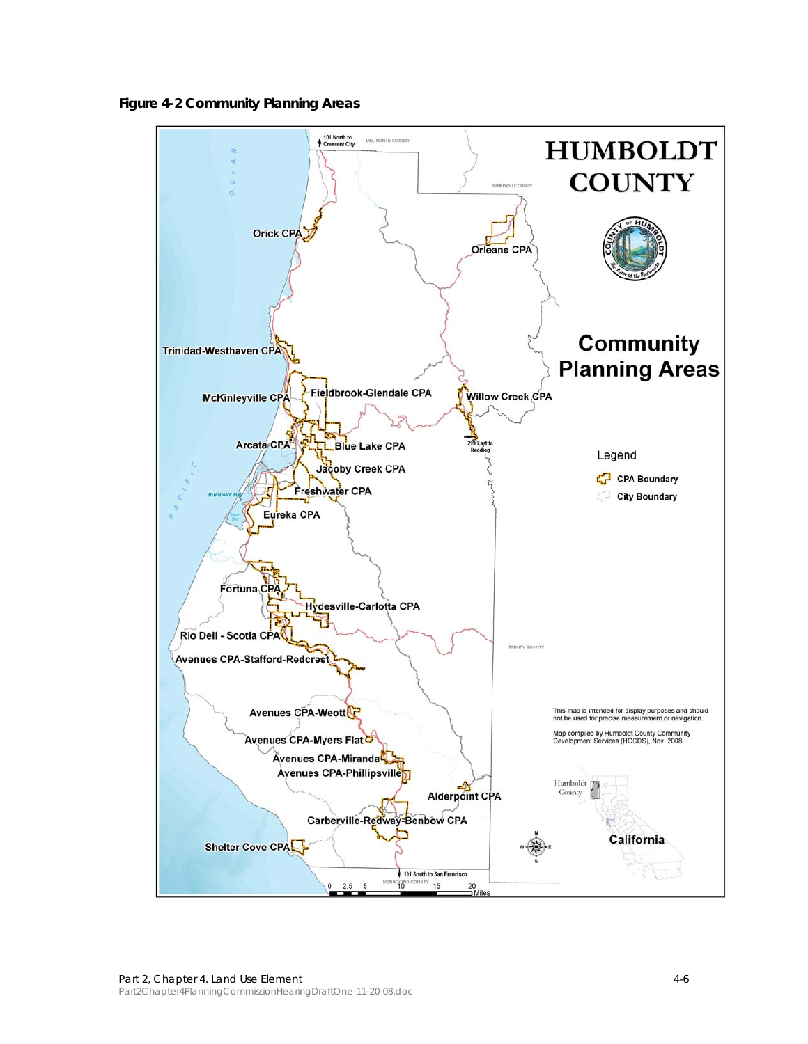**Figure 4-2 Community Planning Areas**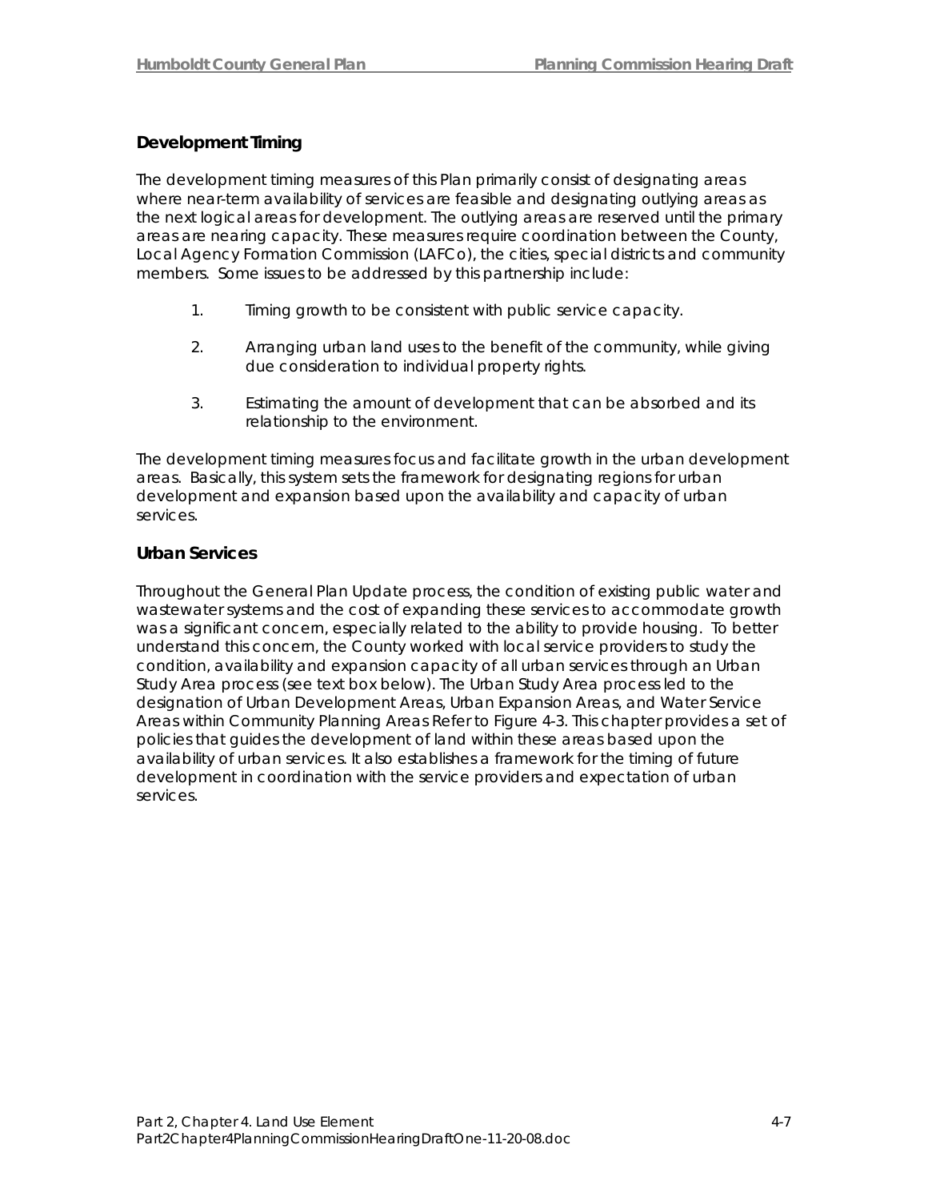### Development Timing

The development timing measures of this Plan primarily consist of designating areas where near-term availability of services are feasible and designating outlying areas as the next logical areas for development. The outlying areas are reserved until the primary areas are nearing capacity. These measures require coordination between the County, Local Agency Formation Commission (LAFCo), the cities, special districts and community members. Some issues to be addressed by this partnership include:

1. Timing growth to be consistent with public service capacity.

2. Arranging urban land uses to the benefit of the community, while giving due consideration to individual property rights.

3. Estimating the amount of development that can be absorbed and its relationship to the environment.

The development timing measures focus and facilitate growth in the urban development areas. Basically, this system sets the framework for designating regions for urban development and expansion based upon the availability and capacity of urban services.

### Urban Services

Throughout the General Plan Update process, the condition of existing public water and wastewater systems and the cost of expanding these services to accommodate growth was a significant concern, especially related to the ability to provide housing. To better understand this concern, the County worked with local service providers to study the condition, availability and expansion capacity of all urban services through an Urban Study Area process (see text box below). The Urban Study Area process led to the designation of Urban Development Areas, Urban Expansion Areas, and Water Service Areas within Community Planning Areas Refer to Figure 4-3. This chapter provides a set of policies that guides the development of land within these areas based upon the availability of urban services. It also establishes a framework for the timing of future development in coordination with the service providers and expectation of urban services.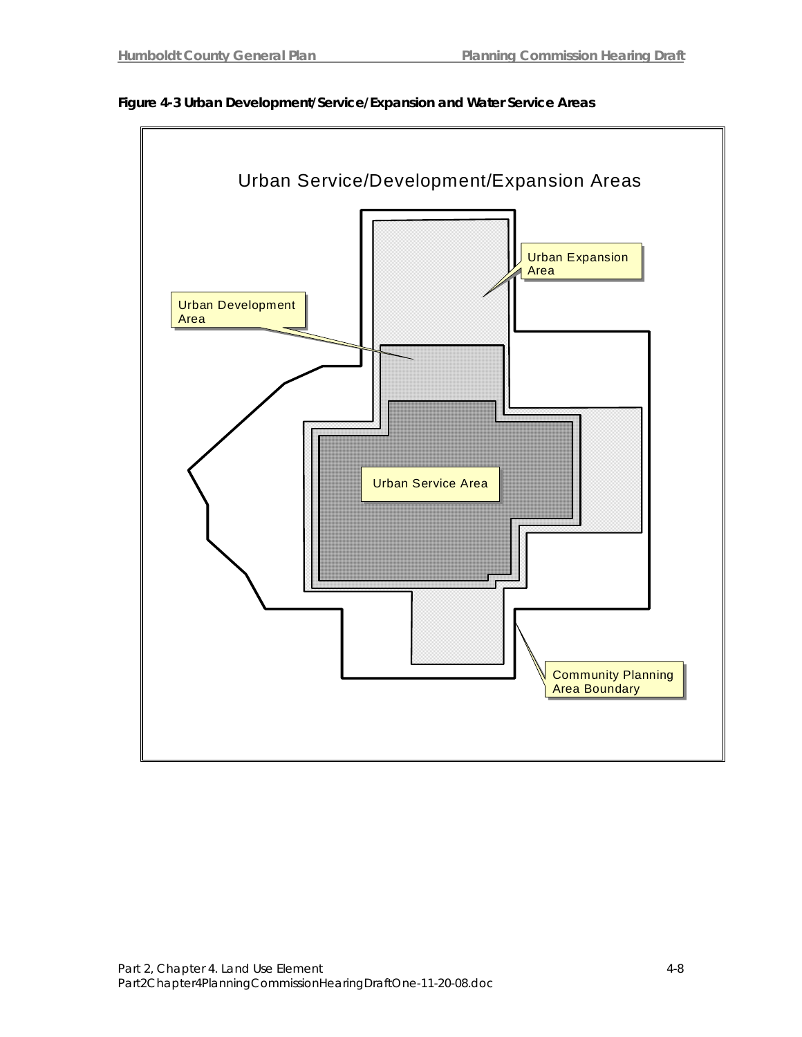**Figure 4-3 Urban Development/Service/Expansion and Water Service Areas**

Urban Service/Development/Expansion Areas

Urban Expansion Area

Urban Development Area

Urban Service Area

Community Planning Area Boundary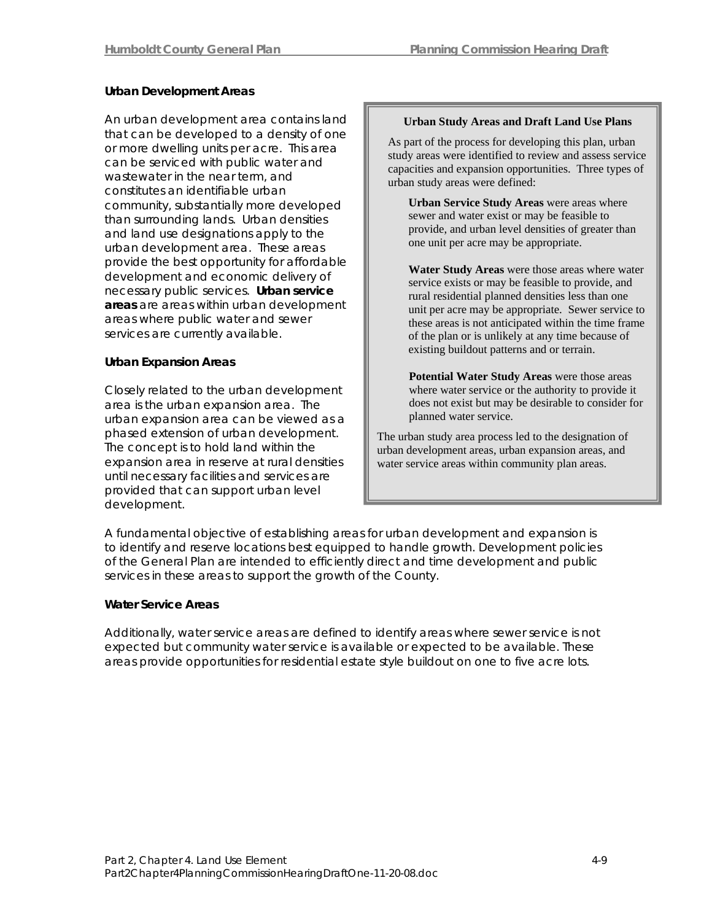### Urban Development Areas

An urban development area contains land that can be developed to a density of one or more dwelling units per acre. This area can be serviced with public water and wastewater in the near term, and constitutes an identifiable urban community, substantially more developed than surrounding lands. Urban densities and land use designations apply to the urban development area. These areas provide the best opportunity for affordable development and economic delivery of necessary public services. **Urban service areas** are areas within urban development areas where public water and sewer services are currently available.

### Urban Expansion Areas

Closely related to the urban development area is the urban expansion area. The urban expansion area can be viewed as a phased extension of urban development. The concept is to hold land within the expansion area in reserve at rural densities until necessary facilities and services are provided that can support urban level development.

> **Urban Study Areas and Draft Land Use Plans**
>
> As part of the process for developing this plan, urban study areas were identified to review and assess service capacities and expansion opportunities. Three types of urban study areas were defined:
>
> **Urban Service Study Areas** were areas where sewer and water exist or may be feasible to provide, and urban level densities of greater than one unit per acre may be appropriate.
>
> **Water Study Areas** were those areas where water service exists or may be feasible to provide, and rural residential planned densities less than one unit per acre may be appropriate. Sewer service to these areas is not anticipated within the time frame of the plan or is unlikely at any time because of existing buildout patterns and or terrain.
>
> **Potential Water Study Areas** were those areas where water service or the authority to provide it does not exist but may be desirable to consider for planned water service.
>
> The urban study area process led to the designation of urban development areas, urban expansion areas, and water service areas within community plan areas.

A fundamental objective of establishing areas for urban development and expansion is to identify and reserve locations best equipped to handle growth. Development policies of the General Plan are intended to efficiently direct and time development and public services in these areas to support the growth of the County.

### Water Service Areas

Additionally, water service areas are defined to identify areas where sewer service is not expected but community water service is available or expected to be available. These areas provide opportunities for residential estate style buildout on one to five acre lots.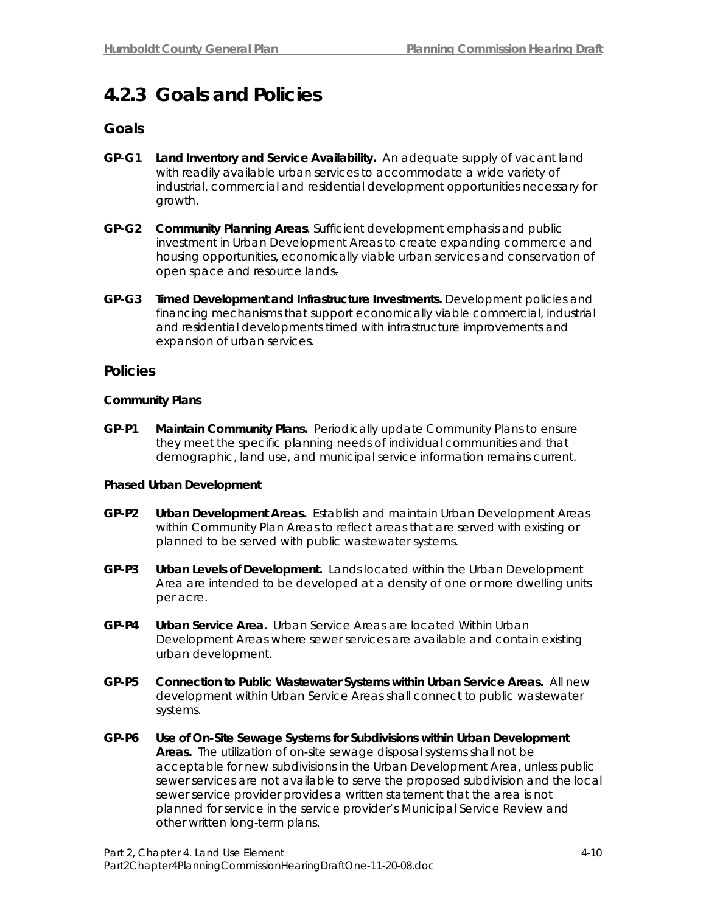# 4.2.3 Goals and Policies

## Goals

**GP-G1 Land Inventory and Service Availability.** An adequate supply of vacant land with readily available urban services to accommodate a wide variety of industrial, commercial and residential development opportunities necessary for growth.

**GP-G2 Community Planning Areas**. Sufficient development emphasis and public investment in Urban Development Areas to create expanding commerce and housing opportunities, economically viable urban services and conservation of open space and resource lands.

**GP-G3 Timed Development and Infrastructure Investments.** Development policies and financing mechanisms that support economically viable commercial, industrial and residential developments timed with infrastructure improvements and expansion of urban services.

## Policies

### Community Plans

**GP-P1 Maintain Community Plans.** Periodically update Community Plans to ensure they meet the specific planning needs of individual communities and that demographic, land use, and municipal service information remains current.

### Phased Urban Development

**GP-P2 Urban Development Areas.** Establish and maintain Urban Development Areas within Community Plan Areas to reflect areas that are served with existing or planned to be served with public wastewater systems.

**GP-P3 Urban Levels of Development.** Lands located within the Urban Development Area are intended to be developed at a density of one or more dwelling units per acre.

**GP-P4 Urban Service Area.** Urban Service Areas are located Within Urban Development Areas where sewer services are available and contain existing urban development.

**GP-P5 Connection to Public Wastewater Systems within Urban Service Areas.** All new development within Urban Service Areas shall connect to public wastewater systems.

**GP-P6 Use of On-Site Sewage Systems for Subdivisions within Urban Development Areas.** The utilization of on-site sewage disposal systems shall not be acceptable for new subdivisions in the Urban Development Area, unless public sewer services are not available to serve the proposed subdivision and the local sewer service provider provides a written statement that the area is not planned for service in the service provider's Municipal Service Review and other written long-term plans.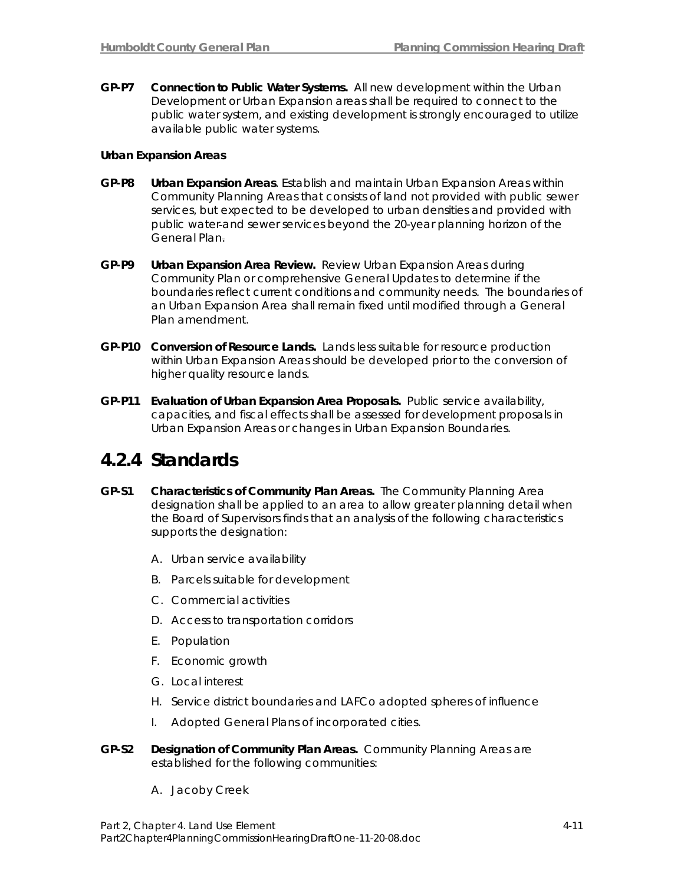**GP-P7 Connection to Public Water Systems.** All new development within the Urban Development or Urban Expansion areas shall be required to connect to the public water system, and existing development is strongly encouraged to utilize available public water systems.

**Urban Expansion Areas**

**GP-P8 Urban Expansion Areas**. Establish and maintain Urban Expansion Areas within Community Planning Areas that consists of land not provided with public sewer services, but expected to be developed to urban densities and provided with public water and sewer services beyond the 20-year planning horizon of the General Plan.

**GP-P9 Urban Expansion Area Review.** Review Urban Expansion Areas during Community Plan or comprehensive General Updates to determine if the boundaries reflect current conditions and community needs. The boundaries of an Urban Expansion Area shall remain fixed until modified through a General Plan amendment.

**GP-P10 Conversion of Resource Lands.** Lands less suitable for resource production within Urban Expansion Areas should be developed prior to the conversion of higher quality resource lands.

**GP-P11 Evaluation of Urban Expansion Area Proposals.** Public service availability, capacities, and fiscal effects shall be assessed for development proposals in Urban Expansion Areas or changes in Urban Expansion Boundaries.

## 4.2.4 Standards

**GP-S1 Characteristics of Community Plan Areas.** The Community Planning Area designation shall be applied to an area to allow greater planning detail when the Board of Supervisors finds that an analysis of the following characteristics supports the designation:

A. Urban service availability

B. Parcels suitable for development

C. Commercial activities

D. Access to transportation corridors

E. Population

F. Economic growth

G. Local interest

H. Service district boundaries and LAFCo adopted spheres of influence

I. Adopted General Plans of incorporated cities.

**GP-S2 Designation of Community Plan Areas.** Community Planning Areas are established for the following communities:

A. Jacoby Creek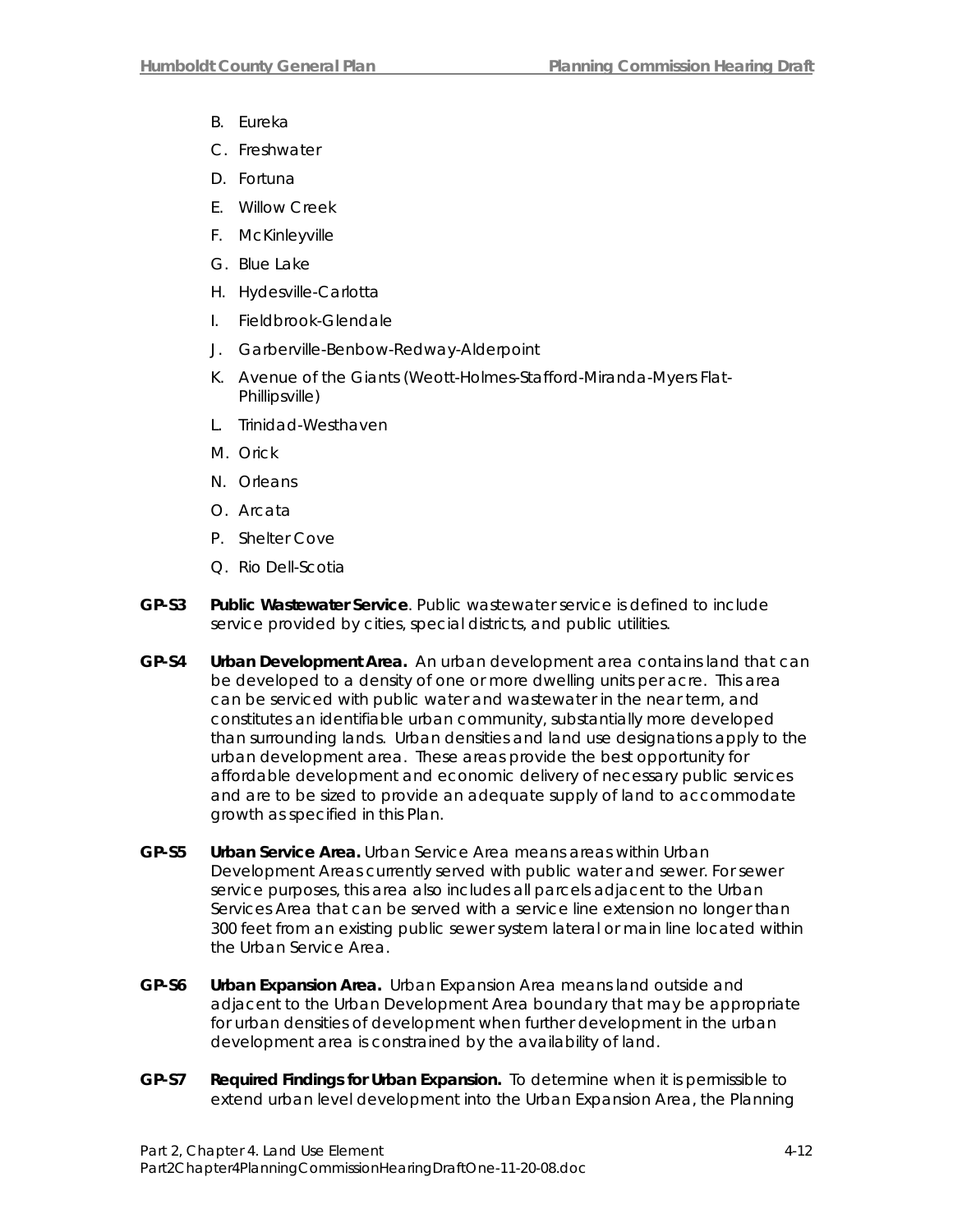B. Eureka

C. Freshwater

D. Fortuna

E. Willow Creek

F. McKinleyville

G. Blue Lake

H. Hydesville-Carlotta

I. Fieldbrook-Glendale

J. Garberville-Benbow-Redway-Alderpoint

K. Avenue of the Giants (Weott-Holmes-Stafford-Miranda-Myers Flat-Phillipsville)

L. Trinidad-Westhaven

M. Orick

N. Orleans

O. Arcata

P. Shelter Cove

Q. Rio Dell-Scotia

**GP-S3** **Public Wastewater Service**. Public wastewater service is defined to include service provided by cities, special districts, and public utilities.

**GP-S4** **Urban Development Area.** An urban development area contains land that can be developed to a density of one or more dwelling units per acre. This area can be serviced with public water and wastewater in the near term, and constitutes an identifiable urban community, substantially more developed than surrounding lands. Urban densities and land use designations apply to the urban development area. These areas provide the best opportunity for affordable development and economic delivery of necessary public services and are to be sized to provide an adequate supply of land to accommodate growth as specified in this Plan.

**GP-S5** **Urban Service Area.** Urban Service Area means areas within Urban Development Areas currently served with public water and sewer. For sewer service purposes, this area also includes all parcels adjacent to the Urban Services Area that can be served with a service line extension no longer than 300 feet from an existing public sewer system lateral or main line located within the Urban Service Area.

**GP-S6** **Urban Expansion Area.** Urban Expansion Area means land outside and adjacent to the Urban Development Area boundary that may be appropriate for urban densities of development when further development in the urban development area is constrained by the availability of land.

**GP-S7** **Required Findings for Urban Expansion.** To determine when it is permissible to extend urban level development into the Urban Expansion Area, the Planning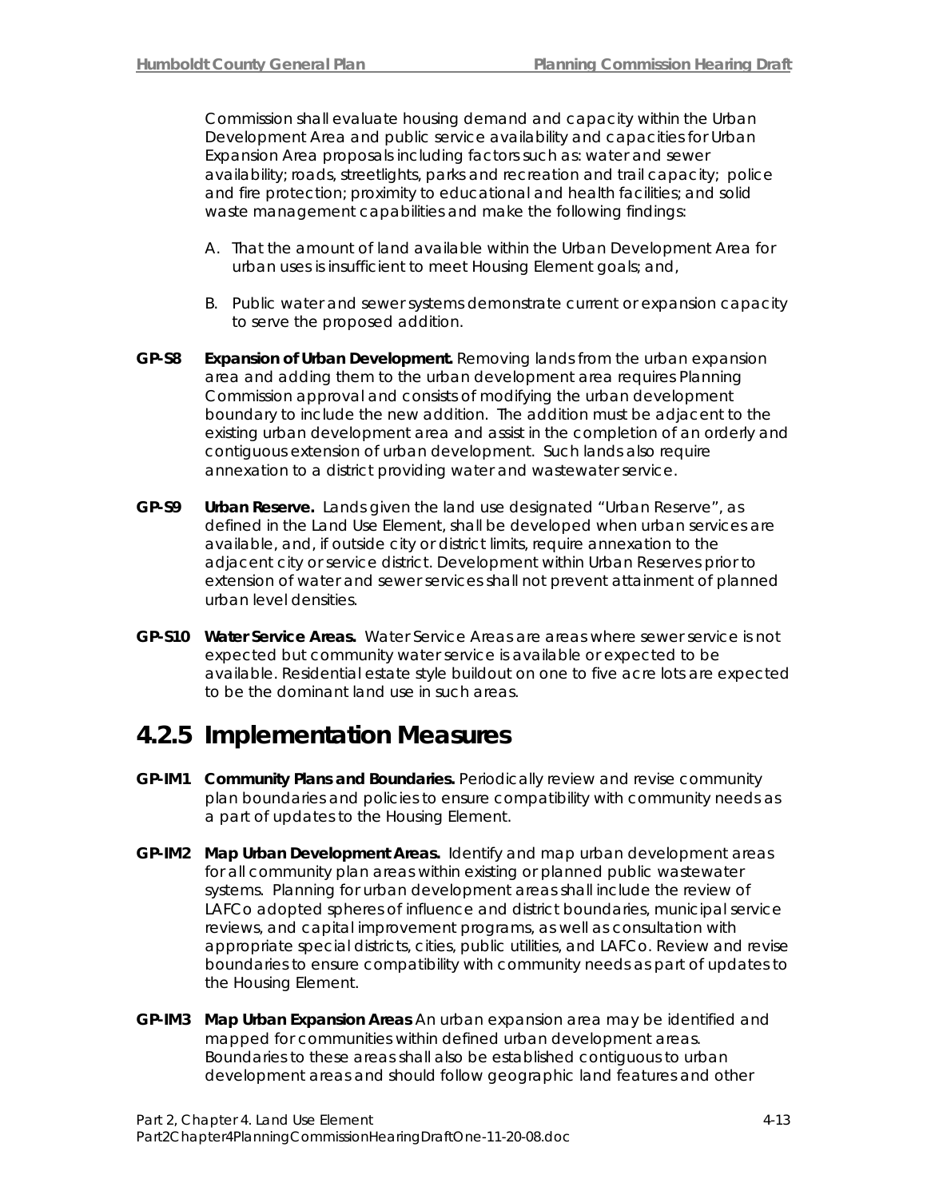Commission shall evaluate housing demand and capacity within the Urban Development Area and public service availability and capacities for Urban Expansion Area proposals including factors such as: water and sewer availability; roads, streetlights, parks and recreation and trail capacity; police and fire protection; proximity to educational and health facilities; and solid waste management capabilities and make the following findings:

A. That the amount of land available within the Urban Development Area for urban uses is insufficient to meet Housing Element goals; and,

B. Public water and sewer systems demonstrate current or expansion capacity to serve the proposed addition.

**GP-S8 Expansion of Urban Development.** Removing lands from the urban expansion area and adding them to the urban development area requires Planning Commission approval and consists of modifying the urban development boundary to include the new addition. The addition must be adjacent to the existing urban development area and assist in the completion of an orderly and contiguous extension of urban development. Such lands also require annexation to a district providing water and wastewater service.

**GP-S9 Urban Reserve.** Lands given the land use designated "Urban Reserve", as defined in the Land Use Element, shall be developed when urban services are available, and, if outside city or district limits, require annexation to the adjacent city or service district. Development within Urban Reserves prior to extension of water and sewer services shall not prevent attainment of planned urban level densities.

**GP-S10 Water Service Areas.** Water Service Areas are areas where sewer service is not expected but community water service is available or expected to be available. Residential estate style buildout on one to five acre lots are expected to be the dominant land use in such areas.

## 4.2.5 Implementation Measures

**GP-IM1 Community Plans and Boundaries.** Periodically review and revise community plan boundaries and policies to ensure compatibility with community needs as a part of updates to the Housing Element.

**GP-IM2 Map Urban Development Areas.** Identify and map urban development areas for all community plan areas within existing or planned public wastewater systems. Planning for urban development areas shall include the review of LAFCo adopted spheres of influence and district boundaries, municipal service reviews, and capital improvement programs, as well as consultation with appropriate special districts, cities, public utilities, and LAFCo. Review and revise boundaries to ensure compatibility with community needs as part of updates to the Housing Element.

**GP-IM3 Map Urban Expansion Areas** An urban expansion area may be identified and mapped for communities within defined urban development areas. Boundaries to these areas shall also be established contiguous to urban development areas and should follow geographic land features and other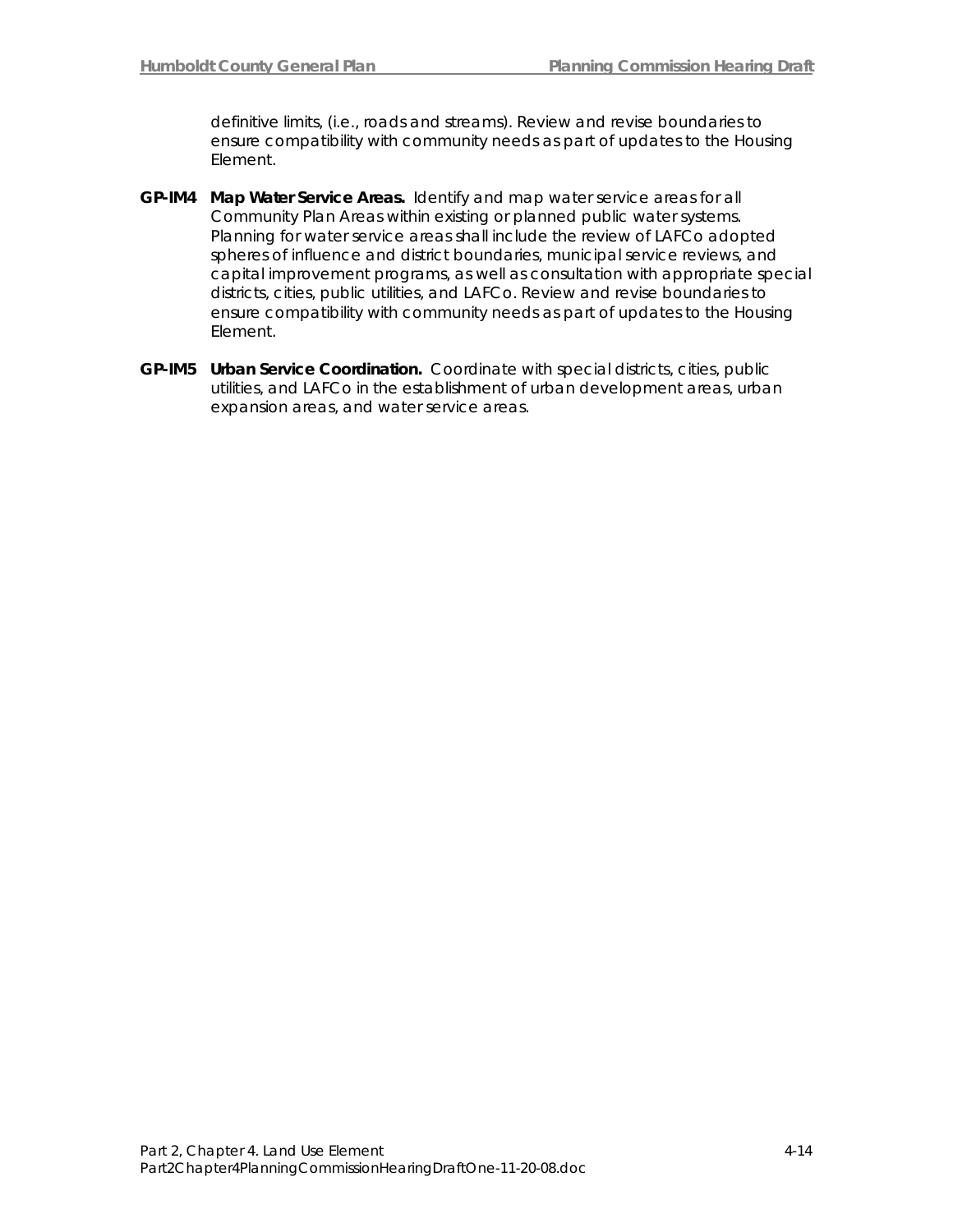definitive limits, (i.e., roads and streams). Review and revise boundaries to ensure compatibility with community needs as part of updates to the Housing Element.

**GP-IM4 Map Water Service Areas.** Identify and map water service areas for all Community Plan Areas within existing or planned public water systems. Planning for water service areas shall include the review of LAFCo adopted spheres of influence and district boundaries, municipal service reviews, and capital improvement programs, as well as consultation with appropriate special districts, cities, public utilities, and LAFCo. Review and revise boundaries to ensure compatibility with community needs as part of updates to the Housing Element.

**GP-IM5 Urban Service Coordination.** Coordinate with special districts, cities, public utilities, and LAFCo in the establishment of urban development areas, urban expansion areas, and water service areas.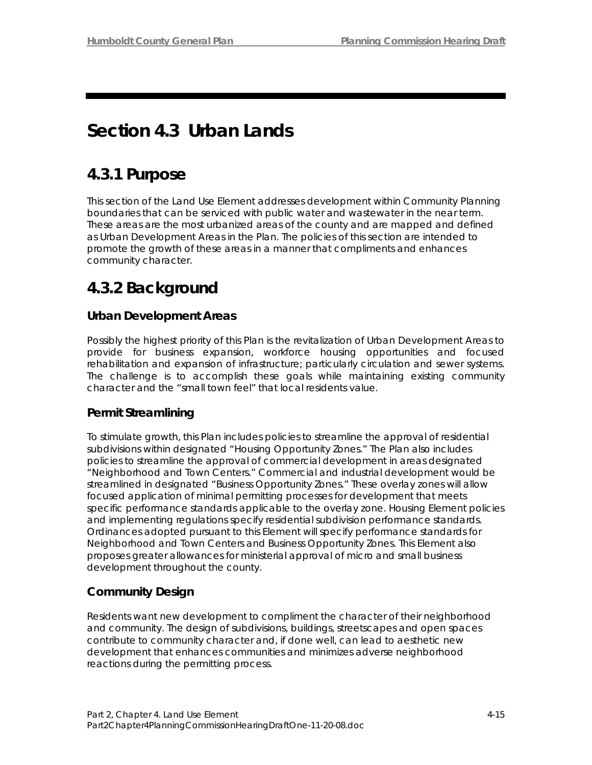# Section 4.3 Urban Lands

## 4.3.1 Purpose

This section of the Land Use Element addresses development within Community Planning boundaries that can be serviced with public water and wastewater in the near term. These areas are the most urbanized areas of the county and are mapped and defined as Urban Development Areas in the Plan. The policies of this section are intended to promote the growth of these areas in a manner that compliments and enhances community character.

## 4.3.2 Background

### Urban Development Areas

Possibly the highest priority of this Plan is the revitalization of Urban Development Areas to provide for business expansion, workforce housing opportunities and focused rehabilitation and expansion of infrastructure; particularly circulation and sewer systems. The challenge is to accomplish these goals while maintaining existing community character and the "small town feel" that local residents value.

### Permit Streamlining

To stimulate growth, this Plan includes policies to streamline the approval of residential subdivisions within designated "Housing Opportunity Zones." The Plan also includes policies to streamline the approval of commercial development in areas designated "Neighborhood and Town Centers." Commercial and industrial development would be streamlined in designated "Business Opportunity Zones." These overlay zones will allow focused application of minimal permitting processes for development that meets specific performance standards applicable to the overlay zone. Housing Element policies and implementing regulations specify residential subdivision performance standards. Ordinances adopted pursuant to this Element will specify performance standards for Neighborhood and Town Centers and Business Opportunity Zones. This Element also proposes greater allowances for ministerial approval of micro and small business development throughout the county.

### Community Design

Residents want new development to compliment the character of their neighborhood and community. The design of subdivisions, buildings, streetscapes and open spaces contribute to community character and, if done well, can lead to aesthetic new development that enhances communities and minimizes adverse neighborhood reactions during the permitting process.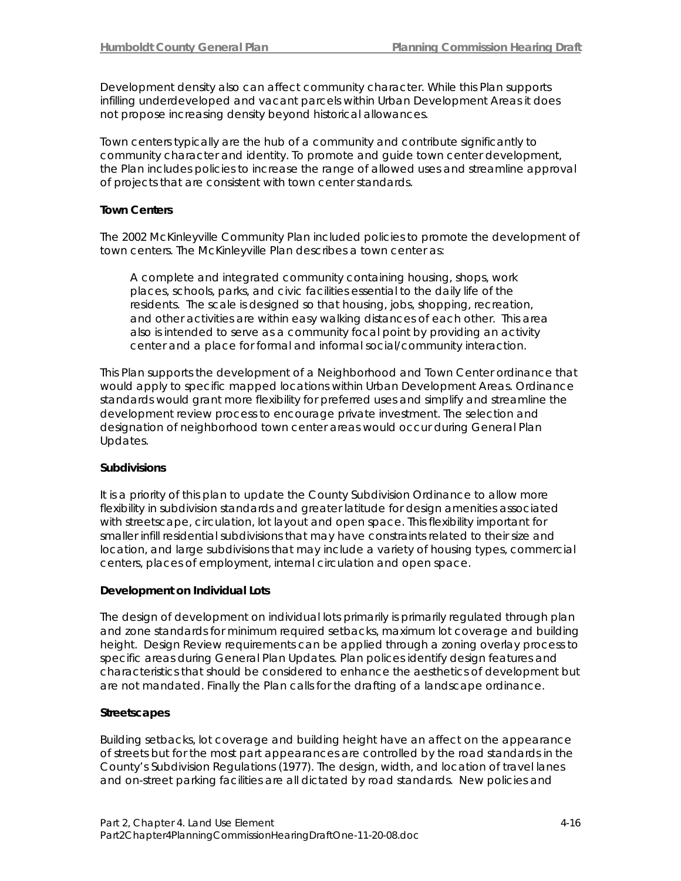Development density also can affect community character. While this Plan supports infilling underdeveloped and vacant parcels within Urban Development Areas it does not propose increasing density beyond historical allowances.

Town centers typically are the hub of a community and contribute significantly to community character and identity. To promote and guide town center development, the Plan includes policies to increase the range of allowed uses and streamline approval of projects that are consistent with town center standards.

**Town Centers**

The 2002 McKinleyville Community Plan included policies to promote the development of town centers. The McKinleyville Plan describes a town center as:

> A complete and integrated community containing housing, shops, work places, schools, parks, and civic facilities essential to the daily life of the residents. The scale is designed so that housing, jobs, shopping, recreation, and other activities are within easy walking distances of each other. This area also is intended to serve as a community focal point by providing an activity center and a place for formal and informal social/community interaction.

This Plan supports the development of a Neighborhood and Town Center ordinance that would apply to specific mapped locations within Urban Development Areas. Ordinance standards would grant more flexibility for preferred uses and simplify and streamline the development review process to encourage private investment. The selection and designation of neighborhood town center areas would occur during General Plan Updates.

**Subdivisions**

It is a priority of this plan to update the County Subdivision Ordinance to allow more flexibility in subdivision standards and greater latitude for design amenities associated with streetscape, circulation, lot layout and open space. This flexibility important for smaller infill residential subdivisions that may have constraints related to their size and location, and large subdivisions that may include a variety of housing types, commercial centers, places of employment, internal circulation and open space.

**Development on Individual Lots**

The design of development on individual lots primarily is primarily regulated through plan and zone standards for minimum required setbacks, maximum lot coverage and building height. Design Review requirements can be applied through a zoning overlay process to specific areas during General Plan Updates. Plan polices identify design features and characteristics that should be considered to enhance the aesthetics of development but are not mandated. Finally the Plan calls for the drafting of a landscape ordinance.

**Streetscapes**

Building setbacks, lot coverage and building height have an affect on the appearance of streets but for the most part appearances are controlled by the road standards in the County's Subdivision Regulations (1977). The design, width, and location of travel lanes and on-street parking facilities are all dictated by road standards. New policies and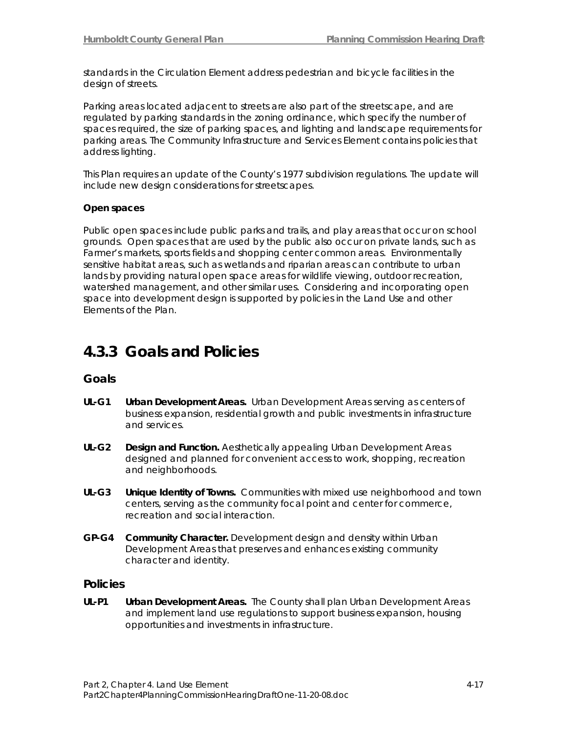standards in the Circulation Element address pedestrian and bicycle facilities in the design of streets.

Parking areas located adjacent to streets are also part of the streetscape, and are regulated by parking standards in the zoning ordinance, which specify the number of spaces required, the size of parking spaces, and lighting and landscape requirements for parking areas. The Community Infrastructure and Services Element contains policies that address lighting.

This Plan requires an update of the County's 1977 subdivision regulations. The update will include new design considerations for streetscapes.

**Open spaces**

Public open spaces include public parks and trails, and play areas that occur on school grounds. Open spaces that are used by the public also occur on private lands, such as Farmer's markets, sports fields and shopping center common areas. Environmentally sensitive habitat areas, such as wetlands and riparian areas can contribute to urban lands by providing natural open space areas for wildlife viewing, outdoor recreation, watershed management, and other similar uses. Considering and incorporating open space into development design is supported by policies in the Land Use and other Elements of the Plan.

## 4.3.3 Goals and Policies

### Goals

**UL-G1** **Urban Development Areas.** Urban Development Areas serving as centers of business expansion, residential growth and public investments in infrastructure and services.

**UL-G2** **Design and Function.** Aesthetically appealing Urban Development Areas designed and planned for convenient access to work, shopping, recreation and neighborhoods.

**UL-G3** **Unique Identity of Towns.** Communities with mixed use neighborhood and town centers, serving as the community focal point and center for commerce, recreation and social interaction.

**GP-G4** **Community Character.** Development design and density within Urban Development Areas that preserves and enhances existing community character and identity.

### Policies

**UL-P1** **Urban Development Areas.** The County shall plan Urban Development Areas and implement land use regulations to support business expansion, housing opportunities and investments in infrastructure.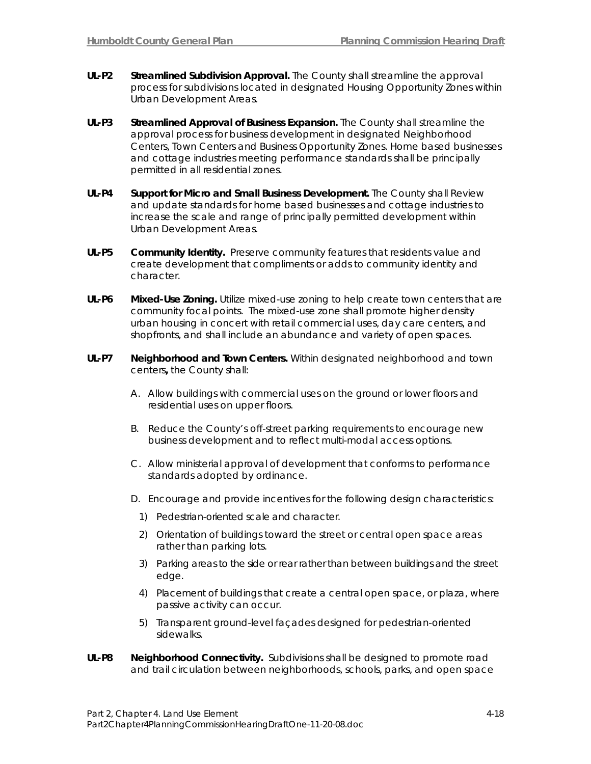**UL-P2 Streamlined Subdivision Approval.** The County shall streamline the approval process for subdivisions located in designated Housing Opportunity Zones within Urban Development Areas.

**UL-P3 Streamlined Approval of Business Expansion.** The County shall streamline the approval process for business development in designated Neighborhood Centers, Town Centers and Business Opportunity Zones. Home based businesses and cottage industries meeting performance standards shall be principally permitted in all residential zones.

**UL-P4 Support for Micro and Small Business Development.** The County shall Review and update standards for home based businesses and cottage industries to increase the scale and range of principally permitted development within Urban Development Areas.

**UL-P5 Community Identity.** Preserve community features that residents value and create development that compliments or adds to community identity and character.

**UL-P6 Mixed-Use Zoning.** Utilize mixed-use zoning to help create town centers that are community focal points. The mixed-use zone shall promote higher density urban housing in concert with retail commercial uses, day care centers, and shopfronts, and shall include an abundance and variety of open spaces.

**UL-P7 Neighborhood and Town Centers.** Within designated neighborhood and town centers**,** the County shall:

A. Allow buildings with commercial uses on the ground or lower floors and residential uses on upper floors.

B. Reduce the County's off-street parking requirements to encourage new business development and to reflect multi-modal access options.

C. Allow ministerial approval of development that conforms to performance standards adopted by ordinance.

D. Encourage and provide incentives for the following design characteristics:

1) Pedestrian-oriented scale and character.

2) Orientation of buildings toward the street or central open space areas rather than parking lots.

3) Parking areas to the side or rear rather than between buildings and the street edge.

4) Placement of buildings that create a central open space, or plaza, where passive activity can occur.

5) Transparent ground-level façades designed for pedestrian-oriented sidewalks.

**UL-P8 Neighborhood Connectivity.** Subdivisions shall be designed to promote road and trail circulation between neighborhoods, schools, parks, and open space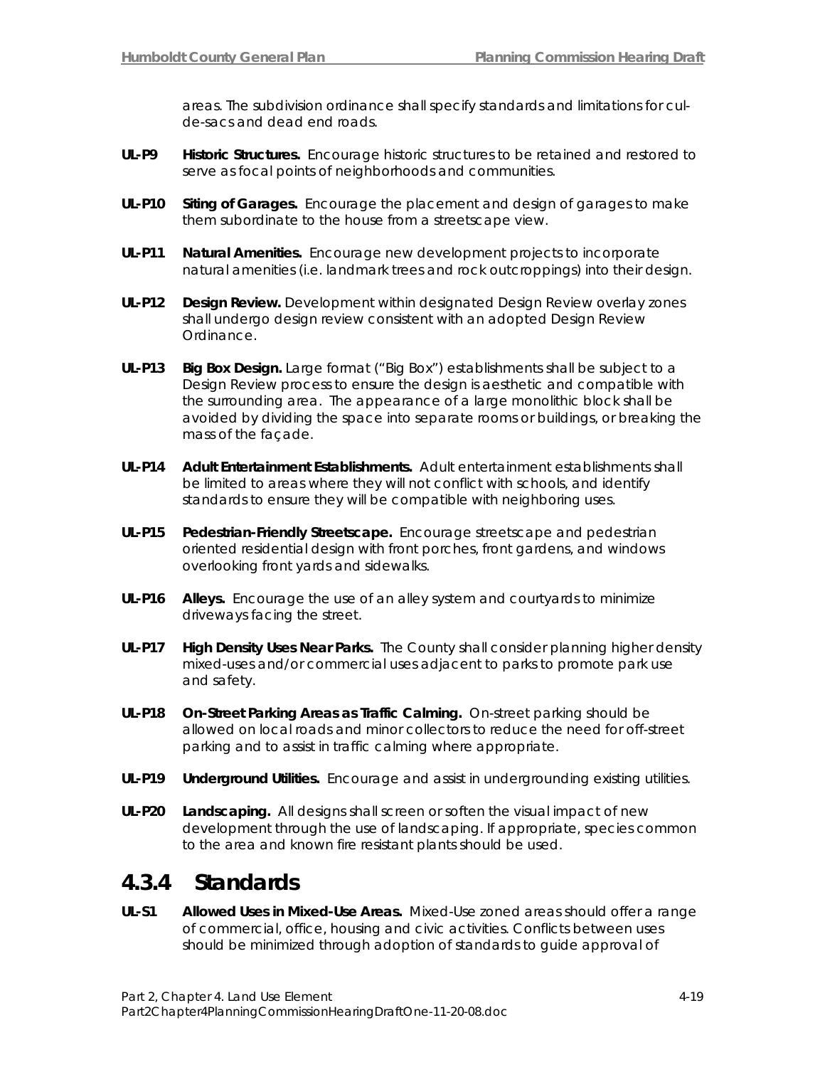areas. The subdivision ordinance shall specify standards and limitations for cul-de-sacs and dead end roads.

**UL-P9** **Historic Structures.** Encourage historic structures to be retained and restored to serve as focal points of neighborhoods and communities.

**UL-P10** **Siting of Garages.** Encourage the placement and design of garages to make them subordinate to the house from a streetscape view.

**UL-P11** **Natural Amenities.** Encourage new development projects to incorporate natural amenities (i.e. landmark trees and rock outcroppings) into their design.

**UL-P12** **Design Review.** Development within designated Design Review overlay zones shall undergo design review consistent with an adopted Design Review Ordinance.

**UL-P13** **Big Box Design.** Large format ("Big Box") establishments shall be subject to a Design Review process to ensure the design is aesthetic and compatible with the surrounding area. The appearance of a large monolithic block shall be avoided by dividing the space into separate rooms or buildings, or breaking the mass of the façade.

**UL-P14** **Adult Entertainment Establishments.** Adult entertainment establishments shall be limited to areas where they will not conflict with schools, and identify standards to ensure they will be compatible with neighboring uses.

**UL-P15** **Pedestrian-Friendly Streetscape.** Encourage streetscape and pedestrian oriented residential design with front porches, front gardens, and windows overlooking front yards and sidewalks.

**UL-P16** **Alleys.** Encourage the use of an alley system and courtyards to minimize driveways facing the street.

**UL-P17** **High Density Uses Near Parks.** The County shall consider planning higher density mixed-uses and/or commercial uses adjacent to parks to promote park use and safety.

**UL-P18** **On-Street Parking Areas as Traffic Calming.** On-street parking should be allowed on local roads and minor collectors to reduce the need for off-street parking and to assist in traffic calming where appropriate.

**UL-P19** **Underground Utilities.** Encourage and assist in undergrounding existing utilities.

**UL-P20** **Landscaping.** All designs shall screen or soften the visual impact of new development through the use of landscaping. If appropriate, species common to the area and known fire resistant plants should be used.

## 4.3.4 Standards

**UL-S1** **Allowed Uses in Mixed-Use Areas.** Mixed-Use zoned areas should offer a range of commercial, office, housing and civic activities. Conflicts between uses should be minimized through adoption of standards to guide approval of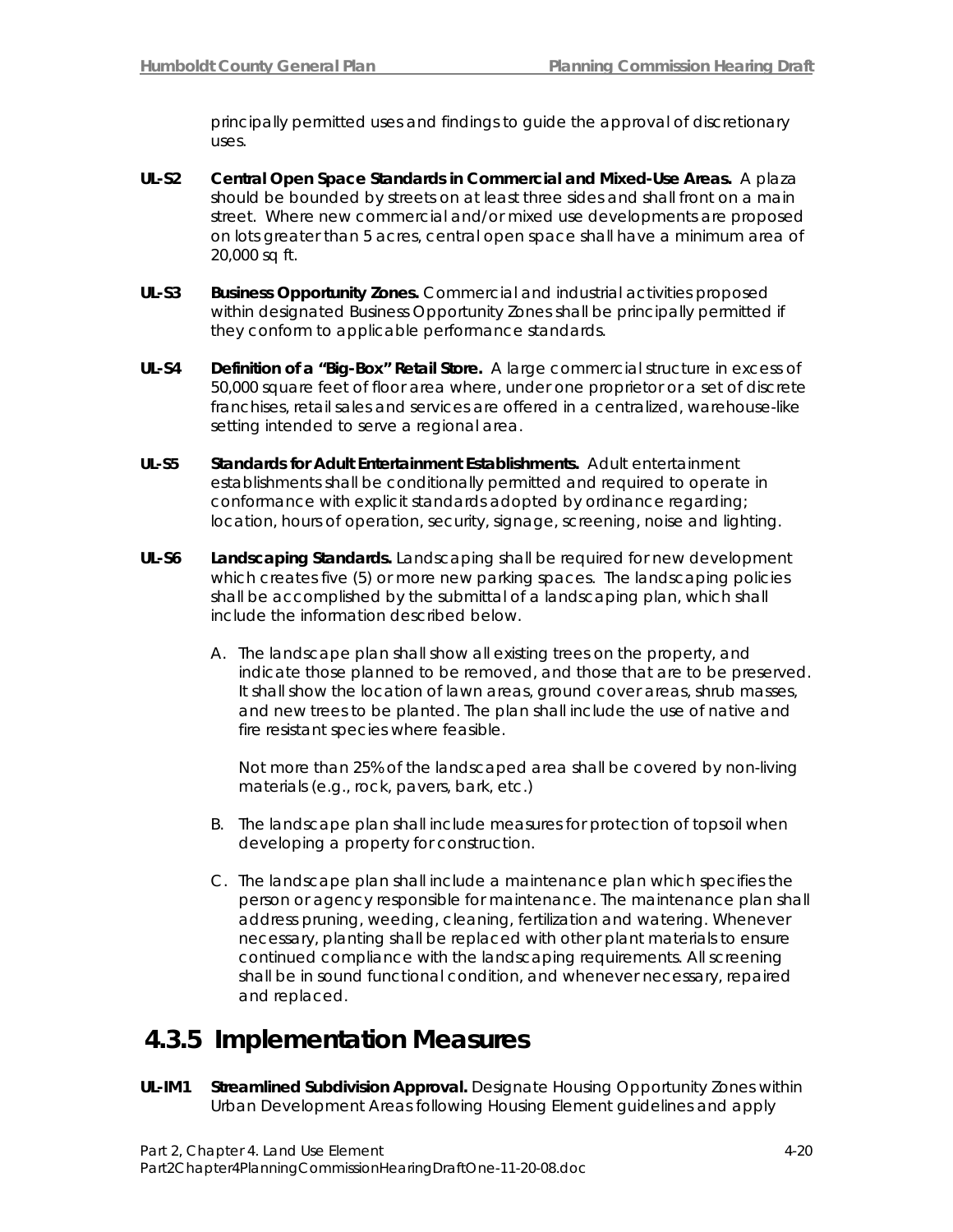principally permitted uses and findings to guide the approval of discretionary uses.

**UL-S2 Central Open Space Standards in Commercial and Mixed-Use Areas.** A plaza should be bounded by streets on at least three sides and shall front on a main street. Where new commercial and/or mixed use developments are proposed on lots greater than 5 acres, central open space shall have a minimum area of 20,000 sq ft.

**UL-S3 Business Opportunity Zones.** Commercial and industrial activities proposed within designated Business Opportunity Zones shall be principally permitted if they conform to applicable performance standards.

**UL-S4 Definition of a "Big-Box" Retail Store.** A large commercial structure in excess of 50,000 square feet of floor area where, under one proprietor or a set of discrete franchises, retail sales and services are offered in a centralized, warehouse-like setting intended to serve a regional area.

**UL-S5 Standards for Adult Entertainment Establishments.** Adult entertainment establishments shall be conditionally permitted and required to operate in conformance with explicit standards adopted by ordinance regarding; location, hours of operation, security, signage, screening, noise and lighting.

**UL-S6 Landscaping Standards.** Landscaping shall be required for new development which creates five (5) or more new parking spaces. The landscaping policies shall be accomplished by the submittal of a landscaping plan, which shall include the information described below.

A. The landscape plan shall show all existing trees on the property, and indicate those planned to be removed, and those that are to be preserved. It shall show the location of lawn areas, ground cover areas, shrub masses, and new trees to be planted. The plan shall include the use of native and fire resistant species where feasible.

   Not more than 25% of the landscaped area shall be covered by non-living materials (e.g., rock, pavers, bark, etc.)

B. The landscape plan shall include measures for protection of topsoil when developing a property for construction.

C. The landscape plan shall include a maintenance plan which specifies the person or agency responsible for maintenance. The maintenance plan shall address pruning, weeding, cleaning, fertilization and watering. Whenever necessary, planting shall be replaced with other plant materials to ensure continued compliance with the landscaping requirements. All screening shall be in sound functional condition, and whenever necessary, repaired and replaced.

## 4.3.5 Implementation Measures

**UL-IM1 Streamlined Subdivision Approval.** Designate Housing Opportunity Zones within Urban Development Areas following Housing Element guidelines and apply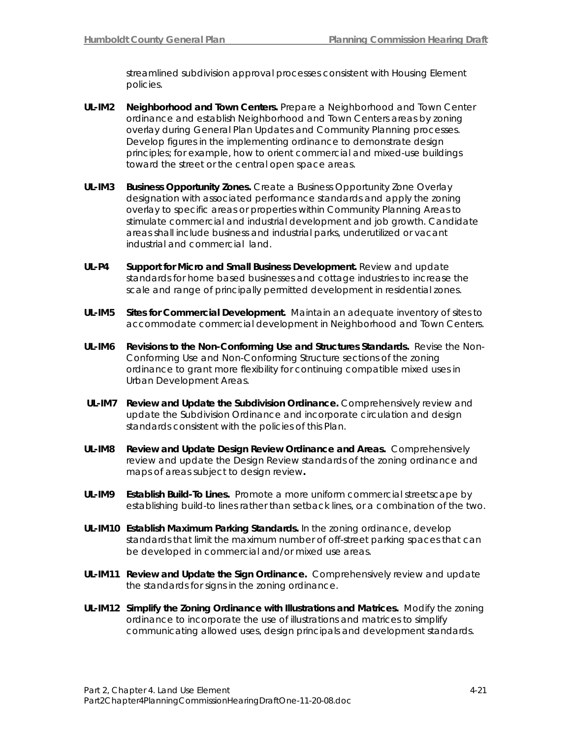streamlined subdivision approval processes consistent with Housing Element policies.

**UL-IM2 Neighborhood and Town Centers.** Prepare a Neighborhood and Town Center ordinance and establish Neighborhood and Town Centers areas by zoning overlay during General Plan Updates and Community Planning processes. Develop figures in the implementing ordinance to demonstrate design principles; for example, how to orient commercial and mixed-use buildings toward the street or the central open space areas.

**UL-IM3 Business Opportunity Zones.** Create a Business Opportunity Zone Overlay designation with associated performance standards and apply the zoning overlay to specific areas or properties within Community Planning Areas to stimulate commercial and industrial development and job growth. Candidate areas shall include business and industrial parks, underutilized or vacant industrial and commercial land.

**UL-P4 Support for Micro and Small Business Development.** Review and update standards for home based businesses and cottage industries to increase the scale and range of principally permitted development in residential zones.

**UL-IM5 Sites for Commercial Development.** Maintain an adequate inventory of sites to accommodate commercial development in Neighborhood and Town Centers.

**UL-IM6 Revisions to the Non-Conforming Use and Structures Standards.** Revise the Non-Conforming Use and Non-Conforming Structure sections of the zoning ordinance to grant more flexibility for continuing compatible mixed uses in Urban Development Areas.

**UL-IM7 Review and Update the Subdivision Ordinance.** Comprehensively review and update the Subdivision Ordinance and incorporate circulation and design standards consistent with the policies of this Plan.

**UL-IM8 Review and Update Design Review Ordinance and Areas.** Comprehensively review and update the Design Review standards of the zoning ordinance and maps of areas subject to design review**.**

**UL-IM9 Establish Build-To Lines.** Promote a more uniform commercial streetscape by establishing build-to lines rather than setback lines, or a combination of the two.

**UL-IM10 Establish Maximum Parking Standards.** In the zoning ordinance, develop standards that limit the maximum number of off-street parking spaces that can be developed in commercial and/or mixed use areas.

**UL-IM11 Review and Update the Sign Ordinance.** Comprehensively review and update the standards for signs in the zoning ordinance.

**UL-IM12 Simplify the Zoning Ordinance with Illustrations and Matrices.** Modify the zoning ordinance to incorporate the use of illustrations and matrices to simplify communicating allowed uses, design principals and development standards.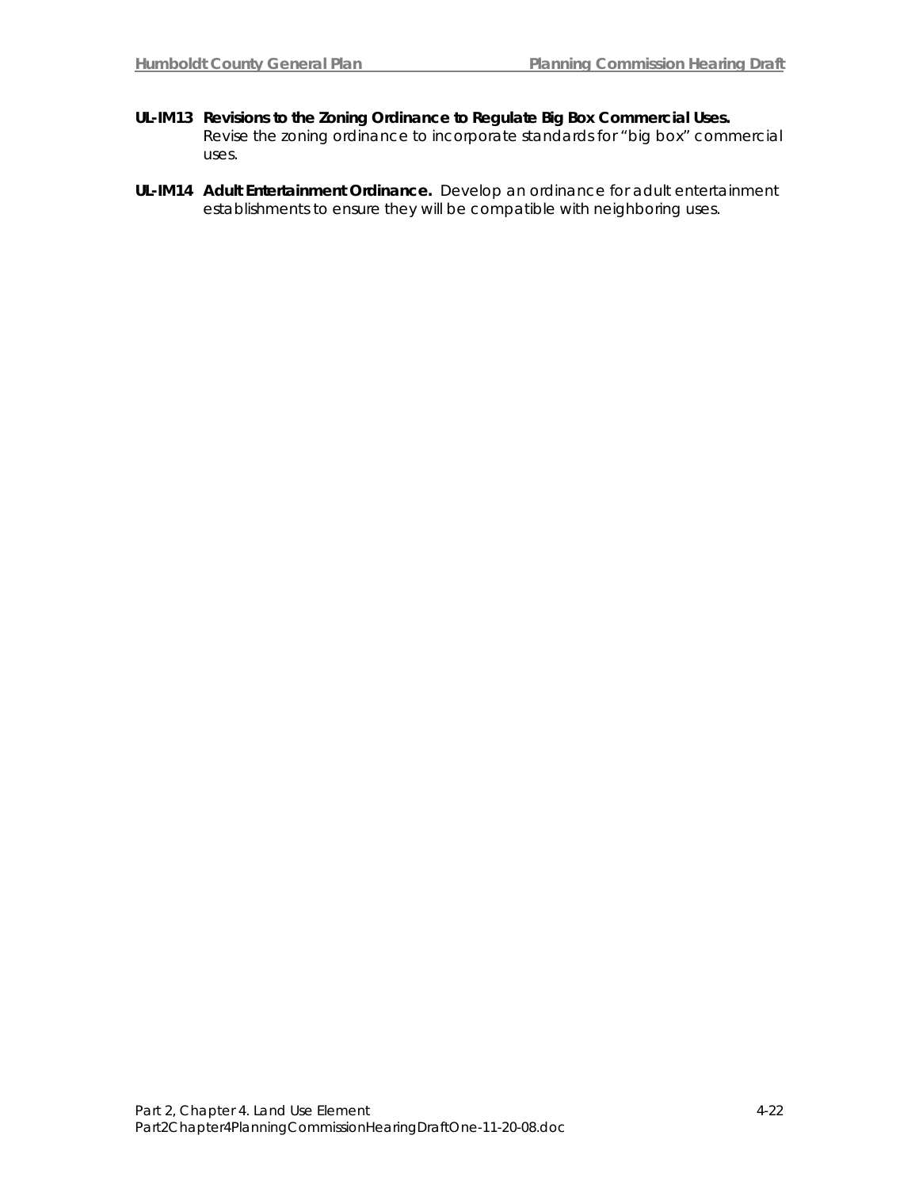**UL-IM13 Revisions to the Zoning Ordinance to Regulate Big Box Commercial Uses.** Revise the zoning ordinance to incorporate standards for "big box" commercial uses.

**UL-IM14 Adult Entertainment Ordinance.** Develop an ordinance for adult entertainment establishments to ensure they will be compatible with neighboring uses.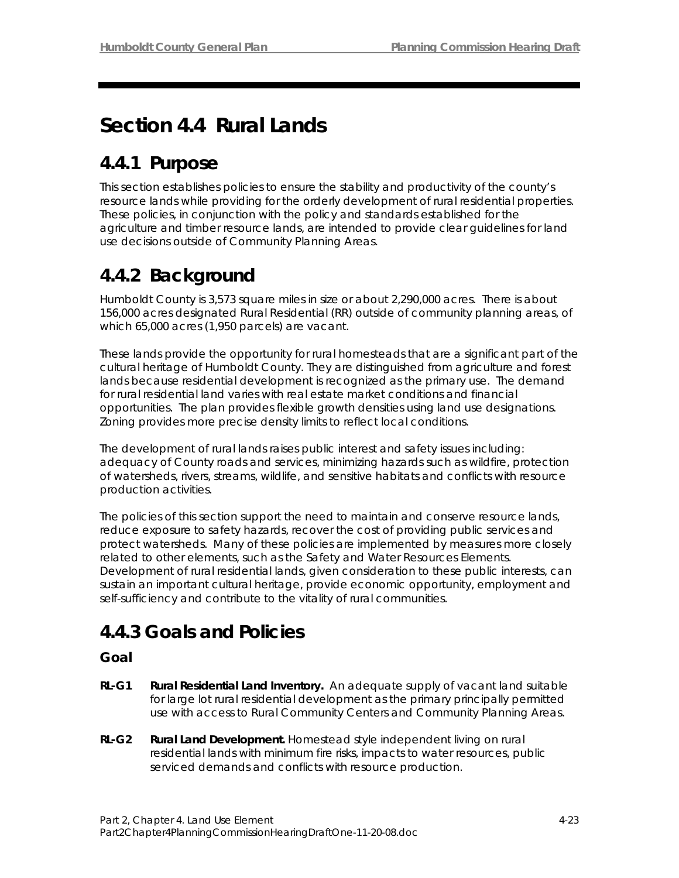# Section 4.4 Rural Lands

## 4.4.1 Purpose

This section establishes policies to ensure the stability and productivity of the county's resource lands while providing for the orderly development of rural residential properties. These policies, in conjunction with the policy and standards established for the agriculture and timber resource lands, are intended to provide clear guidelines for land use decisions outside of Community Planning Areas.

## 4.4.2 Background

Humboldt County is 3,573 square miles in size or about 2,290,000 acres. There is about 156,000 acres designated Rural Residential (RR) outside of community planning areas, of which 65,000 acres (1,950 parcels) are vacant.

These lands provide the opportunity for rural homesteads that are a significant part of the cultural heritage of Humboldt County. They are distinguished from agriculture and forest lands because residential development is recognized as the primary use. The demand for rural residential land varies with real estate market conditions and financial opportunities. The plan provides flexible growth densities using land use designations. Zoning provides more precise density limits to reflect local conditions.

The development of rural lands raises public interest and safety issues including: adequacy of County roads and services, minimizing hazards such as wildfire, protection of watersheds, rivers, streams, wildlife, and sensitive habitats and conflicts with resource production activities.

The policies of this section support the need to maintain and conserve resource lands, reduce exposure to safety hazards, recover the cost of providing public services and protect watersheds. Many of these policies are implemented by measures more closely related to other elements, such as the Safety and Water Resources Elements. Development of rural residential lands, given consideration to these public interests, can sustain an important cultural heritage, provide economic opportunity, employment and self-sufficiency and contribute to the vitality of rural communities.

## 4.4.3 Goals and Policies

### Goal

**RL-G1** **Rural Residential Land Inventory.** An adequate supply of vacant land suitable for large lot rural residential development as the primary principally permitted use with access to Rural Community Centers and Community Planning Areas.

**RL-G2** **Rural Land Development.** Homestead style independent living on rural residential lands with minimum fire risks, impacts to water resources, public serviced demands and conflicts with resource production.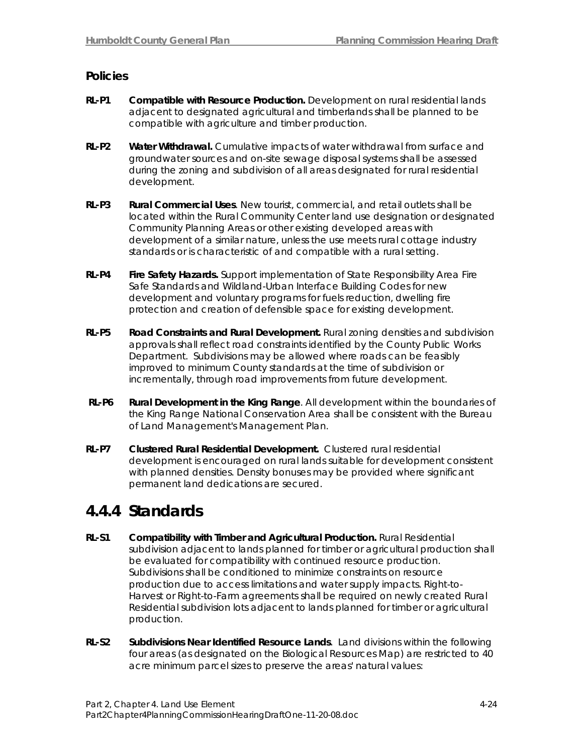### Policies

**RL-P1 Compatible with Resource Production.** Development on rural residential lands adjacent to designated agricultural and timberlands shall be planned to be compatible with agriculture and timber production.

**RL-P2 Water Withdrawal.** Cumulative impacts of water withdrawal from surface and groundwater sources and on-site sewage disposal systems shall be assessed during the zoning and subdivision of all areas designated for rural residential development.

**RL-P3 Rural Commercial Uses**. New tourist, commercial, and retail outlets shall be located within the Rural Community Center land use designation or designated Community Planning Areas or other existing developed areas with development of a similar nature, unless the use meets rural cottage industry standards or is characteristic of and compatible with a rural setting.

**RL-P4 Fire Safety Hazards.** Support implementation of State Responsibility Area Fire Safe Standards and Wildland-Urban Interface Building Codes for new development and voluntary programs for fuels reduction, dwelling fire protection and creation of defensible space for existing development.

**RL-P5 Road Constraints and Rural Development.** Rural zoning densities and subdivision approvals shall reflect road constraints identified by the County Public Works Department. Subdivisions may be allowed where roads can be feasibly improved to minimum County standards at the time of subdivision or incrementally, through road improvements from future development.

**RL-P6 Rural Development in the King Range**. All development within the boundaries of the King Range National Conservation Area shall be consistent with the Bureau of Land Management's Management Plan.

**RL-P7 Clustered Rural Residential Development.** Clustered rural residential development is encouraged on rural lands suitable for development consistent with planned densities. Density bonuses may be provided where significant permanent land dedications are secured.

## 4.4.4 Standards

**RL-S1 Compatibility with Timber and Agricultural Production.** Rural Residential subdivision adjacent to lands planned for timber or agricultural production shall be evaluated for compatibility with continued resource production. Subdivisions shall be conditioned to minimize constraints on resource production due to access limitations and water supply impacts. Right-to-Harvest or Right-to-Farm agreements shall be required on newly created Rural Residential subdivision lots adjacent to lands planned for timber or agricultural production.

**RL-S2 Subdivisions Near Identified Resource Lands**. Land divisions within the following four areas (as designated on the Biological Resources Map) are restricted to 40 acre minimum parcel sizes to preserve the areas' natural values: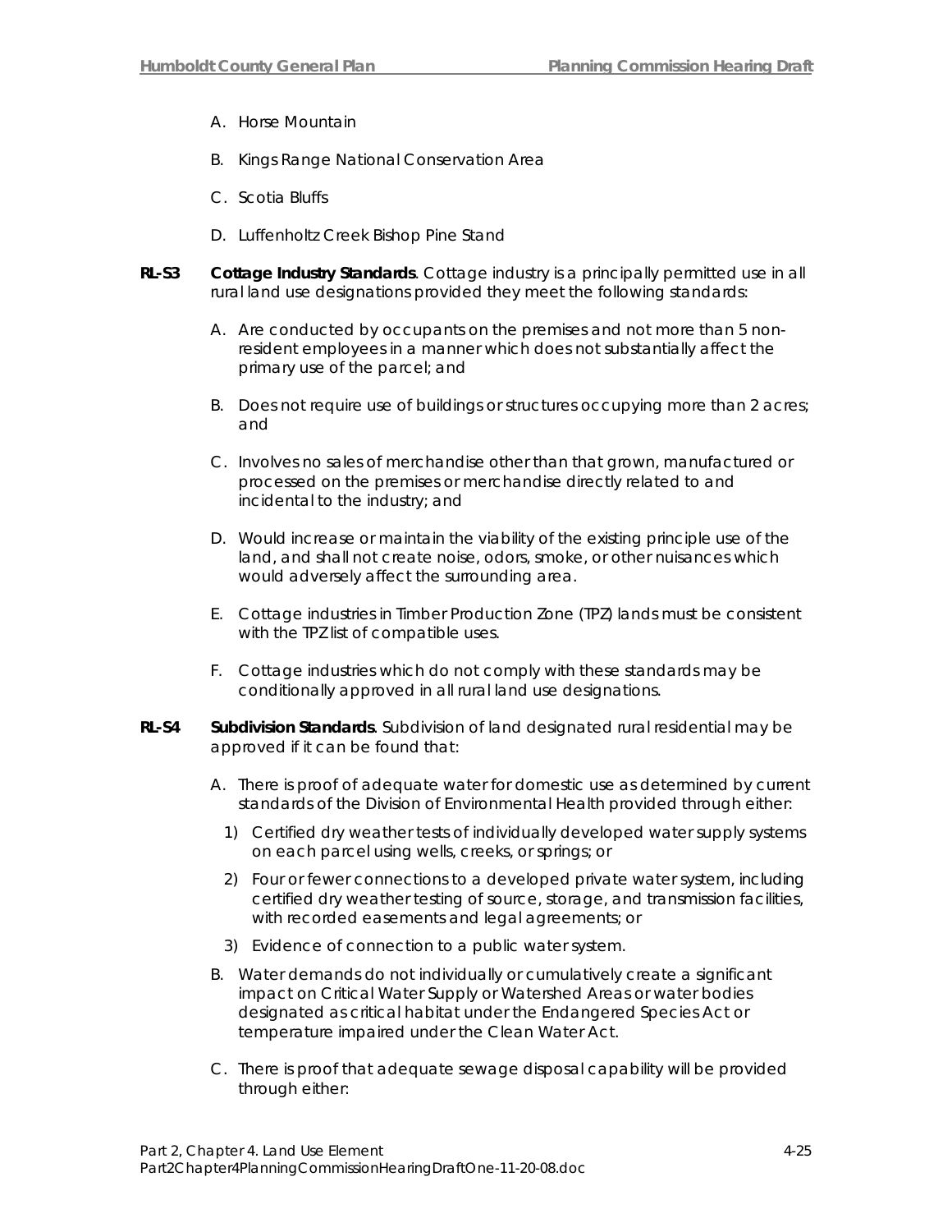A. Horse Mountain

B. Kings Range National Conservation Area

C. Scotia Bluffs

D. Luffenholtz Creek Bishop Pine Stand

**RL-S3** **Cottage Industry Standards**. Cottage industry is a principally permitted use in all rural land use designations provided they meet the following standards:

A. Are conducted by occupants on the premises and not more than 5 non-resident employees in a manner which does not substantially affect the primary use of the parcel; and

B. Does not require use of buildings or structures occupying more than 2 acres; and

C. Involves no sales of merchandise other than that grown, manufactured or processed on the premises or merchandise directly related to and incidental to the industry; and

D. Would increase or maintain the viability of the existing principle use of the land, and shall not create noise, odors, smoke, or other nuisances which would adversely affect the surrounding area.

E. Cottage industries in Timber Production Zone (TPZ) lands must be consistent with the TPZ list of compatible uses.

F. Cottage industries which do not comply with these standards may be conditionally approved in all rural land use designations.

**RL-S4** **Subdivision Standards**. Subdivision of land designated rural residential may be approved if it can be found that:

A. There is proof of adequate water for domestic use as determined by current standards of the Division of Environmental Health provided through either:

1) Certified dry weather tests of individually developed water supply systems on each parcel using wells, creeks, or springs; or

2) Four or fewer connections to a developed private water system, including certified dry weather testing of source, storage, and transmission facilities, with recorded easements and legal agreements; or

3) Evidence of connection to a public water system.

B. Water demands do not individually or cumulatively create a significant impact on Critical Water Supply or Watershed Areas or water bodies designated as critical habitat under the Endangered Species Act or temperature impaired under the Clean Water Act.

C. There is proof that adequate sewage disposal capability will be provided through either: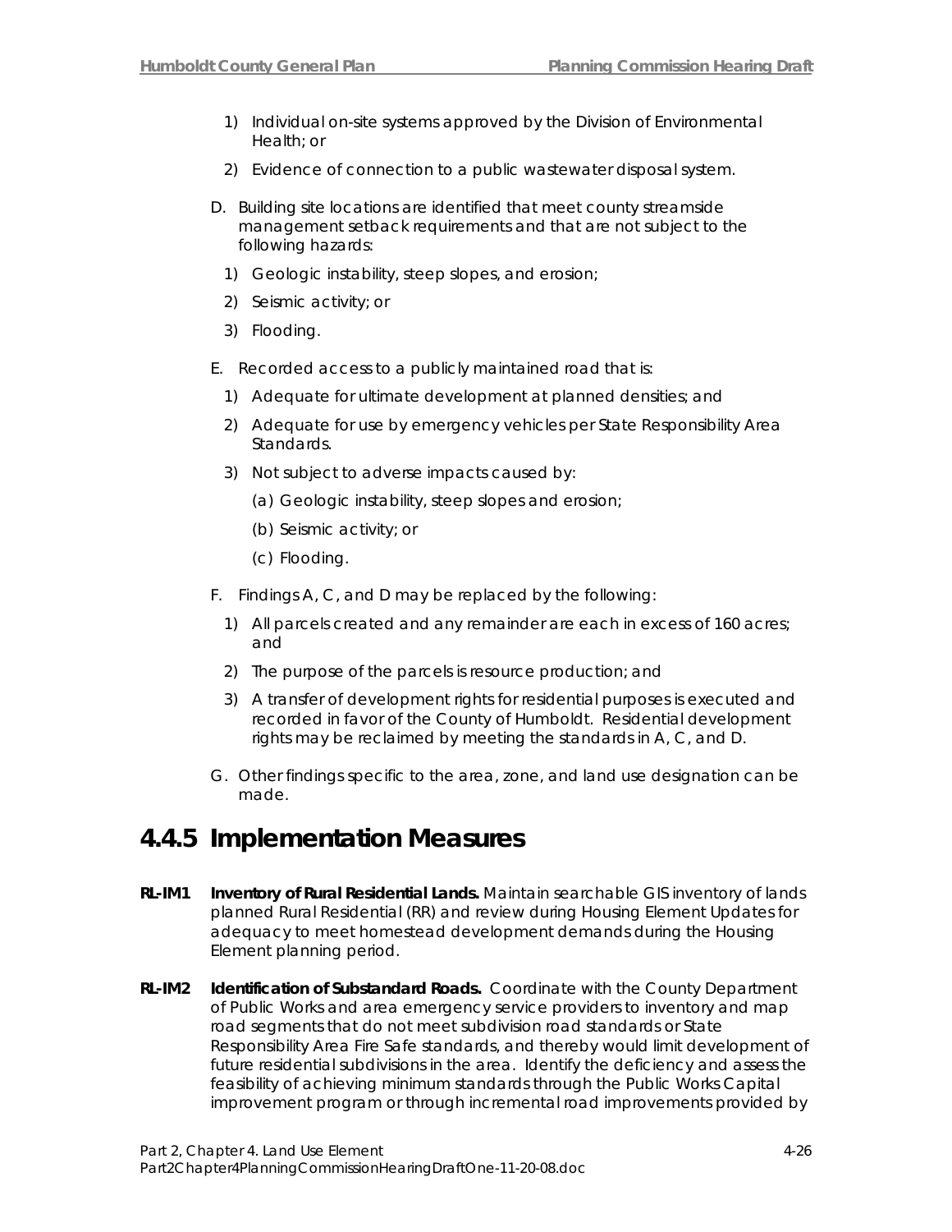1) Individual on-site systems approved by the Division of Environmental Health; or

2) Evidence of connection to a public wastewater disposal system.

D. Building site locations are identified that meet county streamside management setback requirements and that are not subject to the following hazards:

   1) Geologic instability, steep slopes, and erosion;

   2) Seismic activity; or

   3) Flooding.

E. Recorded access to a publicly maintained road that is:

   1) Adequate for ultimate development at planned densities; and

   2) Adequate for use by emergency vehicles per State Responsibility Area Standards.

   3) Not subject to adverse impacts caused by:

      (a) Geologic instability, steep slopes and erosion;

      (b) Seismic activity; or

      (c) Flooding.

F. Findings A, C, and D may be replaced by the following:

   1) All parcels created and any remainder are each in excess of 160 acres; and

   2) The purpose of the parcels is resource production; and

   3) A transfer of development rights for residential purposes is executed and recorded in favor of the County of Humboldt. Residential development rights may be reclaimed by meeting the standards in A, C, and D.

G. Other findings specific to the area, zone, and land use designation can be made.

## 4.4.5 Implementation Measures

**RL-IM1 Inventory of Rural Residential Lands.** Maintain searchable GIS inventory of lands planned Rural Residential (RR) and review during Housing Element Updates for adequacy to meet homestead development demands during the Housing Element planning period.

**RL-IM2 Identification of Substandard Roads.** Coordinate with the County Department of Public Works and area emergency service providers to inventory and map road segments that do not meet subdivision road standards or State Responsibility Area Fire Safe standards, and thereby would limit development of future residential subdivisions in the area. Identify the deficiency and assess the feasibility of achieving minimum standards through the Public Works Capital improvement program or through incremental road improvements provided by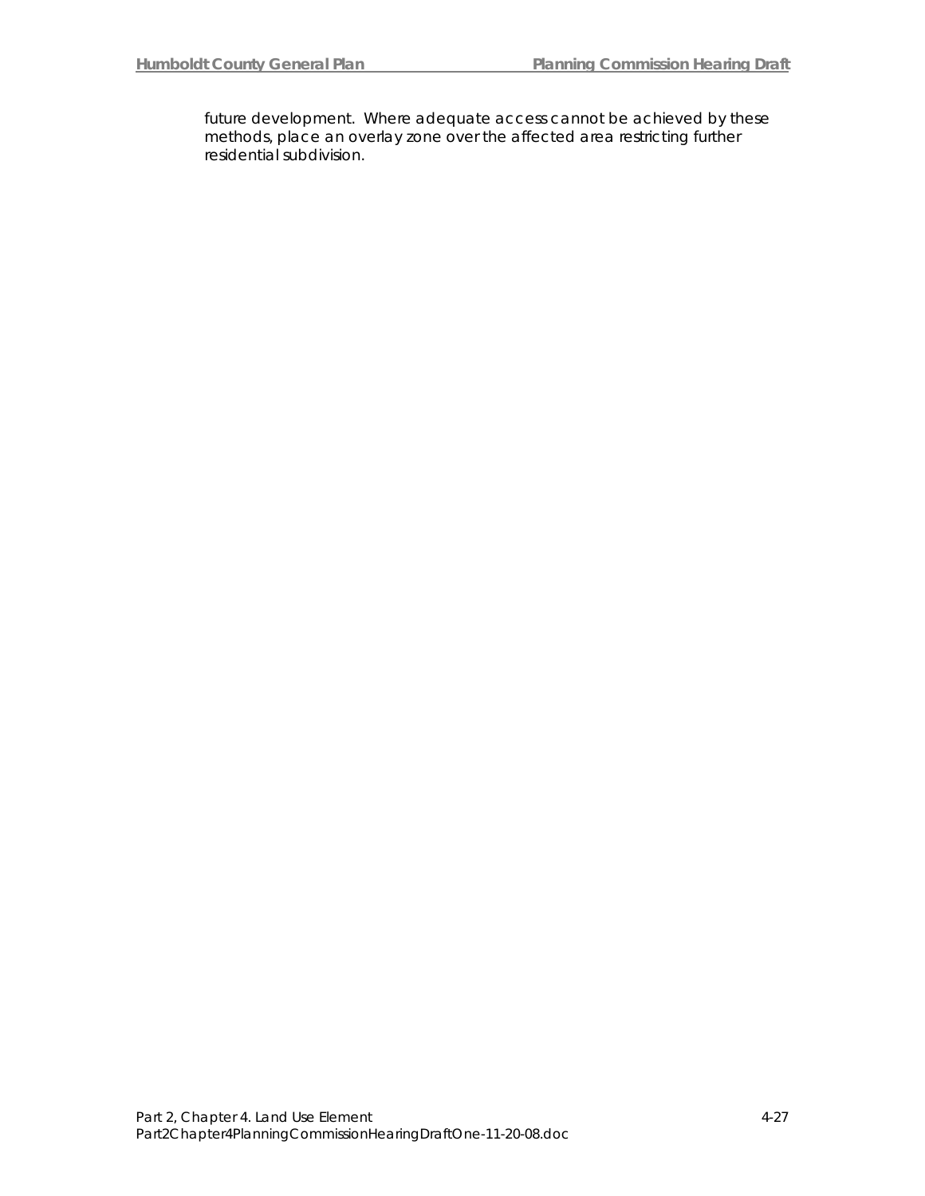future development. Where adequate access cannot be achieved by these methods, place an overlay zone over the affected area restricting further residential subdivision.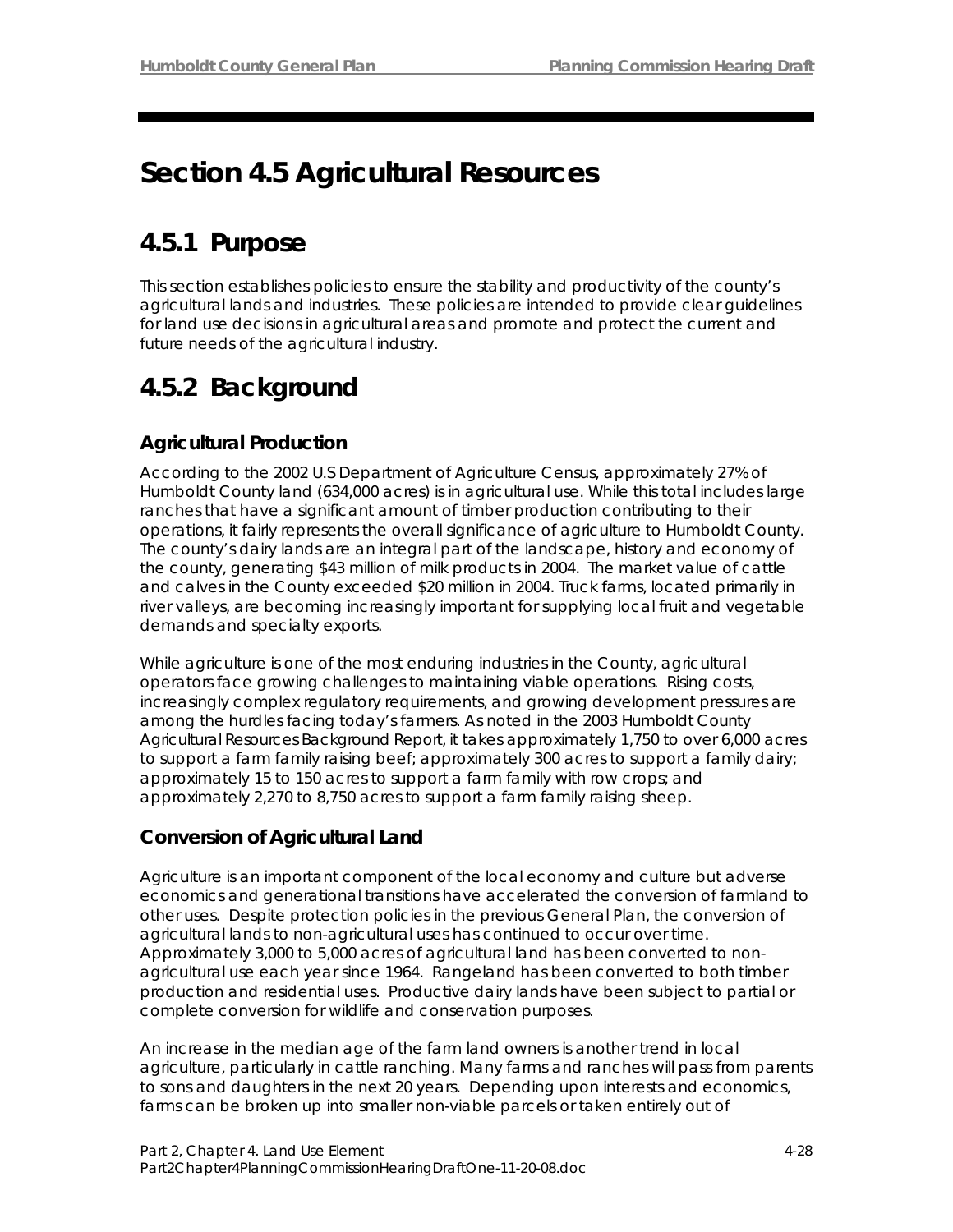# Section 4.5 Agricultural Resources

## 4.5.1 Purpose

This section establishes policies to ensure the stability and productivity of the county's agricultural lands and industries. These policies are intended to provide clear guidelines for land use decisions in agricultural areas and promote and protect the current and future needs of the agricultural industry.

## 4.5.2 Background

### Agricultural Production

According to the 2002 U.S Department of Agriculture Census, approximately 27% of Humboldt County land (634,000 acres) is in agricultural use. While this total includes large ranches that have a significant amount of timber production contributing to their operations, it fairly represents the overall significance of agriculture to Humboldt County. The county's dairy lands are an integral part of the landscape, history and economy of the county, generating $43 million of milk products in 2004. The market value of cattle and calves in the County exceeded $20 million in 2004. Truck farms, located primarily in river valleys, are becoming increasingly important for supplying local fruit and vegetable demands and specialty exports.

While agriculture is one of the most enduring industries in the County, agricultural operators face growing challenges to maintaining viable operations. Rising costs, increasingly complex regulatory requirements, and growing development pressures are among the hurdles facing today's farmers. As noted in the 2003 Humboldt County Agricultural Resources Background Report, it takes approximately 1,750 to over 6,000 acres to support a farm family raising beef; approximately 300 acres to support a family dairy; approximately 15 to 150 acres to support a farm family with row crops; and approximately 2,270 to 8,750 acres to support a farm family raising sheep.

### Conversion of Agricultural Land

Agriculture is an important component of the local economy and culture but adverse economics and generational transitions have accelerated the conversion of farmland to other uses. Despite protection policies in the previous General Plan, the conversion of agricultural lands to non-agricultural uses has continued to occur over time. Approximately 3,000 to 5,000 acres of agricultural land has been converted to non-agricultural use each year since 1964. Rangeland has been converted to both timber production and residential uses. Productive dairy lands have been subject to partial or complete conversion for wildlife and conservation purposes.

An increase in the median age of the farm land owners is another trend in local agriculture, particularly in cattle ranching. Many farms and ranches will pass from parents to sons and daughters in the next 20 years. Depending upon interests and economics, farms can be broken up into smaller non-viable parcels or taken entirely out of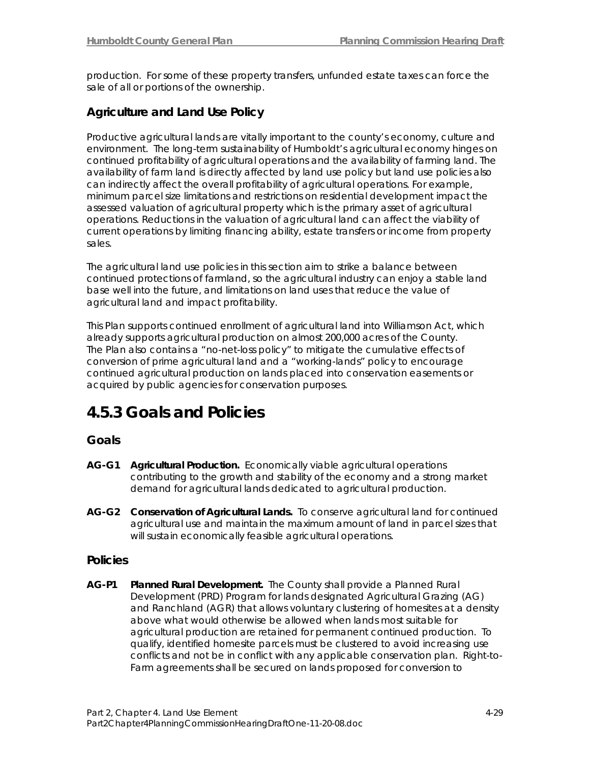production. For some of these property transfers, unfunded estate taxes can force the sale of all or portions of the ownership.

### Agriculture and Land Use Policy

Productive agricultural lands are vitally important to the county's economy, culture and environment. The long-term sustainability of Humboldt's agricultural economy hinges on continued profitability of agricultural operations and the availability of farming land. The availability of farm land is directly affected by land use policy but land use policies also can indirectly affect the overall profitability of agricultural operations. For example, minimum parcel size limitations and restrictions on residential development impact the assessed valuation of agricultural property which is the primary asset of agricultural operations. Reductions in the valuation of agricultural land can affect the viability of current operations by limiting financing ability, estate transfers or income from property sales.

The agricultural land use policies in this section aim to strike a balance between continued protections of farmland, so the agricultural industry can enjoy a stable land base well into the future, and limitations on land uses that reduce the value of agricultural land and impact profitability.

This Plan supports continued enrollment of agricultural land into Williamson Act, which already supports agricultural production on almost 200,000 acres of the County. The Plan also contains a "no-net-loss policy" to mitigate the cumulative effects of conversion of prime agricultural land and a "working-lands" policy to encourage continued agricultural production on lands placed into conservation easements or acquired by public agencies for conservation purposes.

# 4.5.3 Goals and Policies

### Goals

**AG-G1** **Agricultural Production.** Economically viable agricultural operations contributing to the growth and stability of the economy and a strong market demand for agricultural lands dedicated to agricultural production.

**AG-G2** **Conservation of Agricultural Lands.** To conserve agricultural land for continued agricultural use and maintain the maximum amount of land in parcel sizes that will sustain economically feasible agricultural operations.

### Policies

**AG-P1** **Planned Rural Development.** The County shall provide a Planned Rural Development (PRD) Program for lands designated Agricultural Grazing (AG) and Ranchland (AGR) that allows voluntary clustering of homesites at a density above what would otherwise be allowed when lands most suitable for agricultural production are retained for permanent continued production. To qualify, identified homesite parcels must be clustered to avoid increasing use conflicts and not be in conflict with any applicable conservation plan. Right-to-Farm agreements shall be secured on lands proposed for conversion to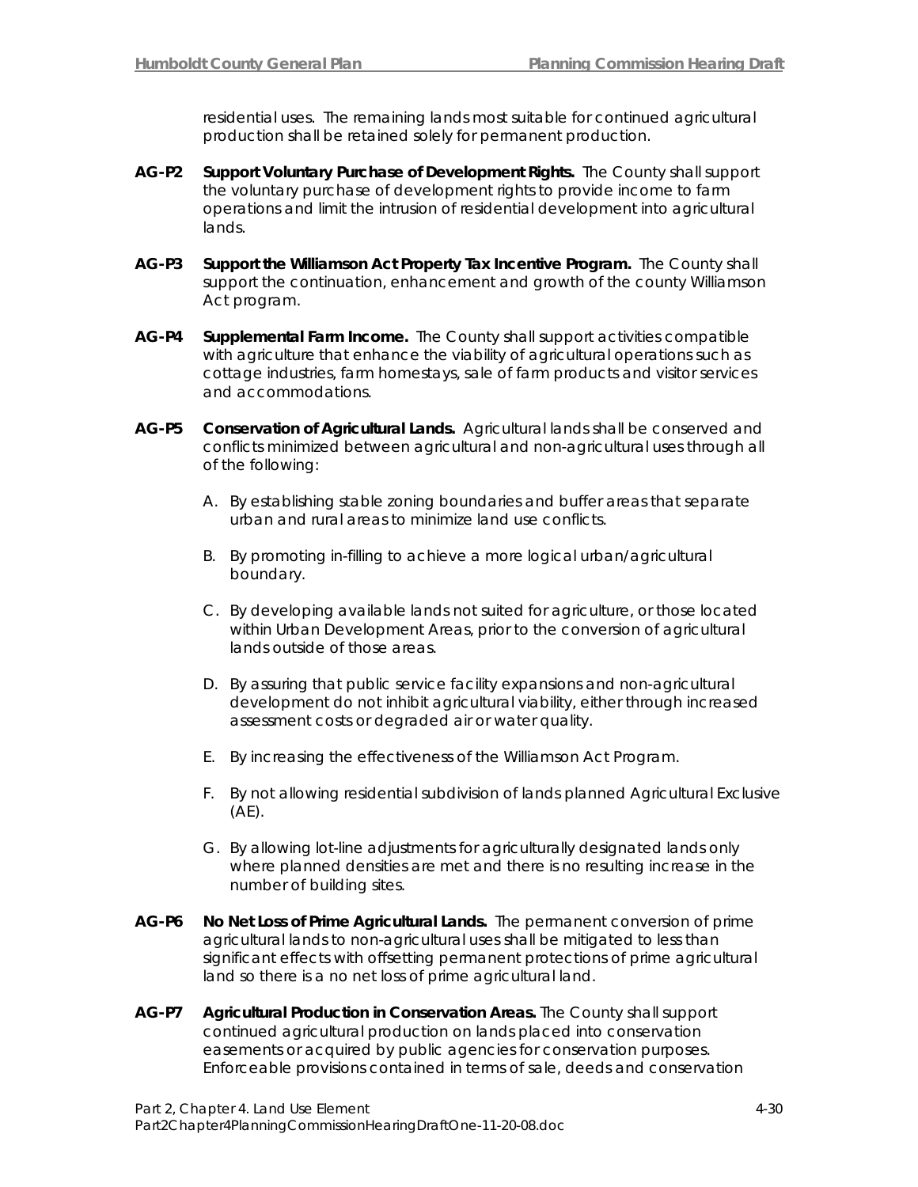residential uses. The remaining lands most suitable for continued agricultural production shall be retained solely for permanent production.

**AG-P2 Support Voluntary Purchase of Development Rights.** The County shall support the voluntary purchase of development rights to provide income to farm operations and limit the intrusion of residential development into agricultural lands.

**AG-P3 Support the Williamson Act Property Tax Incentive Program.** The County shall support the continuation, enhancement and growth of the county Williamson Act program.

**AG-P4 Supplemental Farm Income.** The County shall support activities compatible with agriculture that enhance the viability of agricultural operations such as cottage industries, farm homestays, sale of farm products and visitor services and accommodations.

**AG-P5 Conservation of Agricultural Lands.** Agricultural lands shall be conserved and conflicts minimized between agricultural and non-agricultural uses through all of the following:

A. By establishing stable zoning boundaries and buffer areas that separate urban and rural areas to minimize land use conflicts.

B. By promoting in-filling to achieve a more logical urban/agricultural boundary.

C. By developing available lands not suited for agriculture, or those located within Urban Development Areas, prior to the conversion of agricultural lands outside of those areas.

D. By assuring that public service facility expansions and non-agricultural development do not inhibit agricultural viability, either through increased assessment costs or degraded air or water quality.

E. By increasing the effectiveness of the Williamson Act Program.

F. By not allowing residential subdivision of lands planned Agricultural Exclusive (AE).

G. By allowing lot-line adjustments for agriculturally designated lands only where planned densities are met and there is no resulting increase in the number of building sites.

**AG-P6 No Net Loss of Prime Agricultural Lands.** The permanent conversion of prime agricultural lands to non-agricultural uses shall be mitigated to less than significant effects with offsetting permanent protections of prime agricultural land so there is a no net loss of prime agricultural land.

**AG-P7 Agricultural Production in Conservation Areas.** The County shall support continued agricultural production on lands placed into conservation easements or acquired by public agencies for conservation purposes. Enforceable provisions contained in terms of sale, deeds and conservation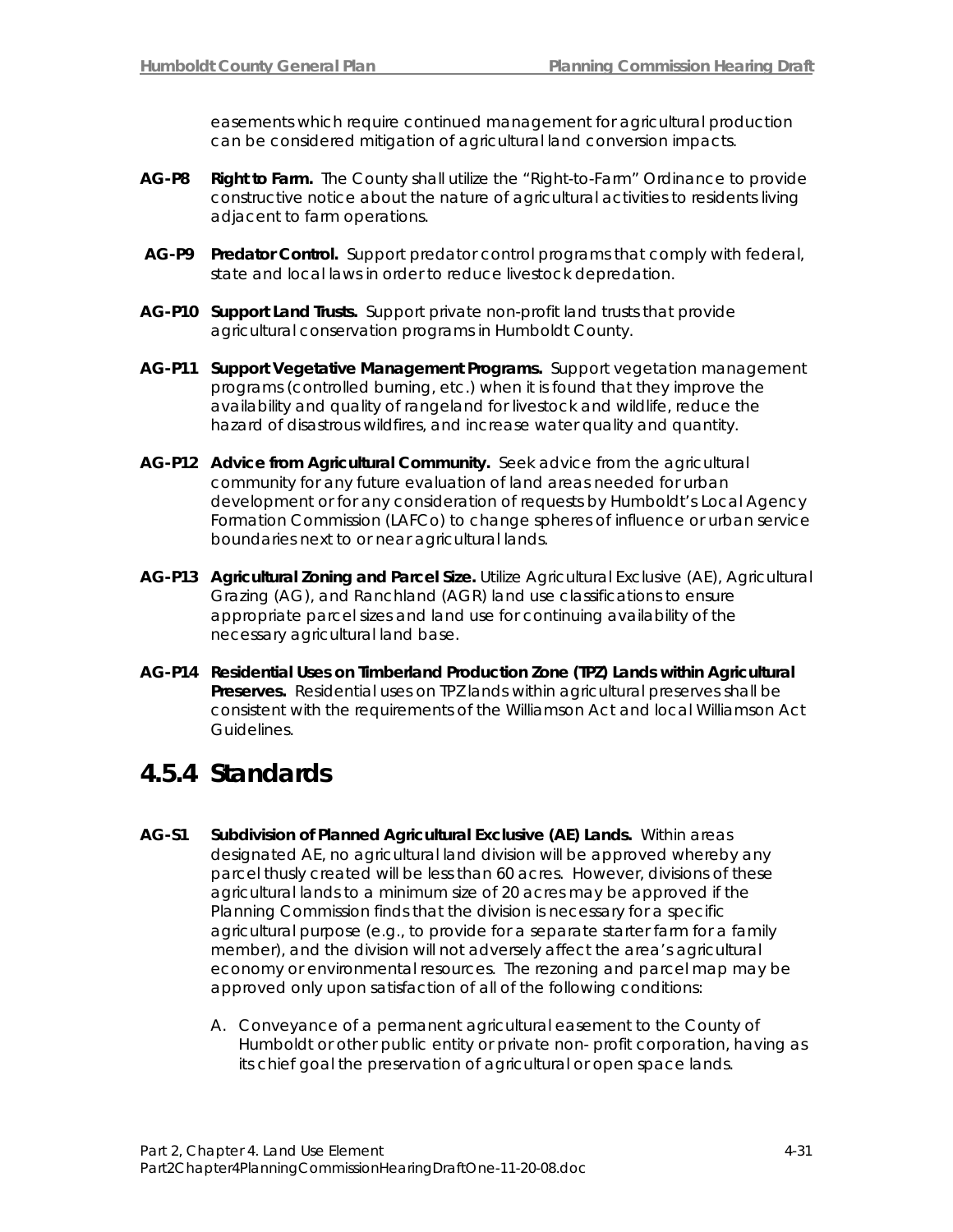easements which require continued management for agricultural production can be considered mitigation of agricultural land conversion impacts.

**AG-P8 Right to Farm.** The County shall utilize the "Right-to-Farm" Ordinance to provide constructive notice about the nature of agricultural activities to residents living adjacent to farm operations.

**AG-P9 Predator Control.** Support predator control programs that comply with federal, state and local laws in order to reduce livestock depredation.

**AG-P10 Support Land Trusts.** Support private non-profit land trusts that provide agricultural conservation programs in Humboldt County.

**AG-P11 Support Vegetative Management Programs.** Support vegetation management programs (controlled burning, etc.) when it is found that they improve the availability and quality of rangeland for livestock and wildlife, reduce the hazard of disastrous wildfires, and increase water quality and quantity.

**AG-P12 Advice from Agricultural Community.** Seek advice from the agricultural community for any future evaluation of land areas needed for urban development or for any consideration of requests by Humboldt's Local Agency Formation Commission (LAFCo) to change spheres of influence or urban service boundaries next to or near agricultural lands.

**AG-P13 Agricultural Zoning and Parcel Size.** Utilize Agricultural Exclusive (AE), Agricultural Grazing (AG), and Ranchland (AGR) land use classifications to ensure appropriate parcel sizes and land use for continuing availability of the necessary agricultural land base.

**AG-P14 Residential Uses on Timberland Production Zone (TPZ) Lands within Agricultural Preserves.** Residential uses on TPZ lands within agricultural preserves shall be consistent with the requirements of the Williamson Act and local Williamson Act Guidelines.

## 4.5.4 Standards

**AG-S1 Subdivision of Planned Agricultural Exclusive (AE) Lands.** Within areas designated AE, no agricultural land division will be approved whereby any parcel thusly created will be less than 60 acres. However, divisions of these agricultural lands to a minimum size of 20 acres may be approved if the Planning Commission finds that the division is necessary for a specific agricultural purpose (e.g., to provide for a separate starter farm for a family member), and the division will not adversely affect the area's agricultural economy or environmental resources. The rezoning and parcel map may be approved only upon satisfaction of all of the following conditions:

A. Conveyance of a permanent agricultural easement to the County of Humboldt or other public entity or private non- profit corporation, having as its chief goal the preservation of agricultural or open space lands.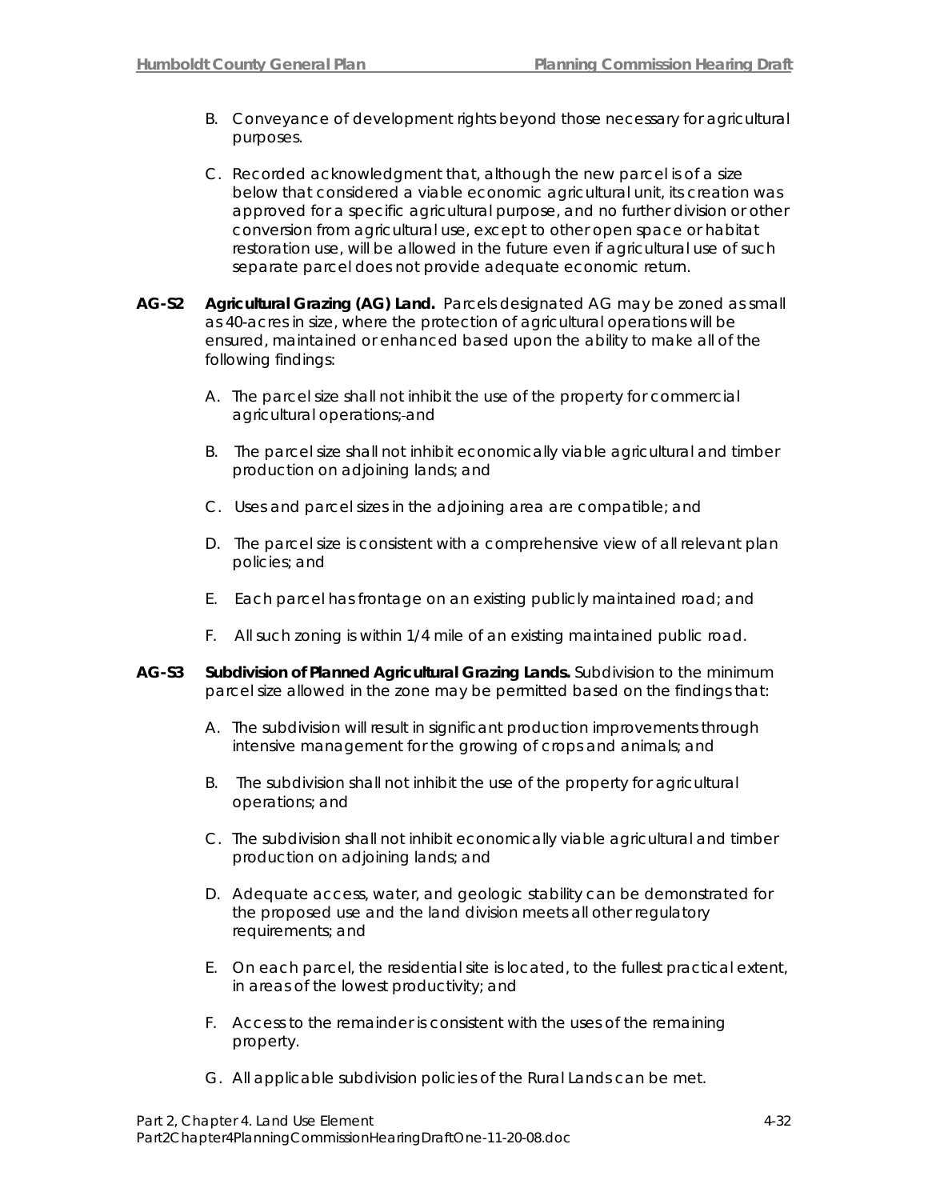B. Conveyance of development rights beyond those necessary for agricultural purposes.

C. Recorded acknowledgment that, although the new parcel is of a size below that considered a viable economic agricultural unit, its creation was approved for a specific agricultural purpose, and no further division or other conversion from agricultural use, except to other open space or habitat restoration use, will be allowed in the future even if agricultural use of such separate parcel does not provide adequate economic return.

**AG-S2 Agricultural Grazing (AG) Land.** Parcels designated AG may be zoned as small as 40-acres in size, where the protection of agricultural operations will be ensured, maintained or enhanced based upon the ability to make all of the following findings:

A. The parcel size shall not inhibit the use of the property for commercial agricultural operations; and

B. The parcel size shall not inhibit economically viable agricultural and timber production on adjoining lands; and

C. Uses and parcel sizes in the adjoining area are compatible; and

D. The parcel size is consistent with a comprehensive view of all relevant plan policies; and

E. Each parcel has frontage on an existing publicly maintained road; and

F. All such zoning is within 1/4 mile of an existing maintained public road.

**AG-S3 Subdivision of Planned Agricultural Grazing Lands.** Subdivision to the minimum parcel size allowed in the zone may be permitted based on the findings that:

A. The subdivision will result in significant production improvements through intensive management for the growing of crops and animals; and

B. The subdivision shall not inhibit the use of the property for agricultural operations; and

C. The subdivision shall not inhibit economically viable agricultural and timber production on adjoining lands; and

D. Adequate access, water, and geologic stability can be demonstrated for the proposed use and the land division meets all other regulatory requirements; and

E. On each parcel, the residential site is located, to the fullest practical extent, in areas of the lowest productivity; and

F. Access to the remainder is consistent with the uses of the remaining property.

G. All applicable subdivision policies of the Rural Lands can be met.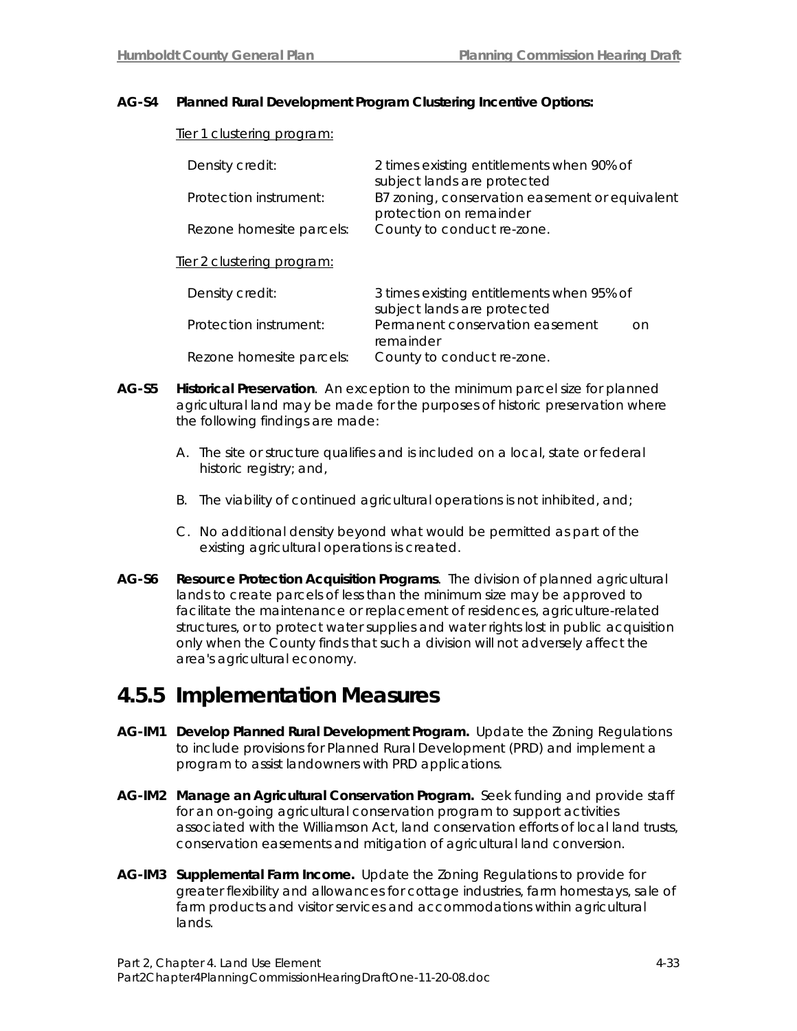**AG-S4 Planned Rural Development Program Clustering Incentive Options:**

Tier 1 clustering program:

| | |
|---|---|
| Density credit: | 2 times existing entitlements when 90% of subject lands are protected |
| Protection instrument: | B7 zoning, conservation easement or equivalent protection on remainder |
| Rezone homesite parcels: | County to conduct re-zone. |

Tier 2 clustering program:

| | |
|---|---|
| Density credit: | 3 times existing entitlements when 95% of subject lands are protected |
| Protection instrument: | Permanent conservation easement on remainder |
| Rezone homesite parcels: | County to conduct re-zone. |

**AG-S5 Historical Preservation**. An exception to the minimum parcel size for planned agricultural land may be made for the purposes of historic preservation where the following findings are made:

A. The site or structure qualifies and is included on a local, state or federal historic registry; and,

B. The viability of continued agricultural operations is not inhibited, and;

C. No additional density beyond what would be permitted as part of the existing agricultural operations is created.

**AG-S6 Resource Protection Acquisition Programs**. The division of planned agricultural lands to create parcels of less than the minimum size may be approved to facilitate the maintenance or replacement of residences, agriculture-related structures, or to protect water supplies and water rights lost in public acquisition only when the County finds that such a division will not adversely affect the area's agricultural economy.

## 4.5.5 Implementation Measures

**AG-IM1 Develop Planned Rural Development Program.** Update the Zoning Regulations to include provisions for Planned Rural Development (PRD) and implement a program to assist landowners with PRD applications.

**AG-IM2 Manage an Agricultural Conservation Program.** Seek funding and provide staff for an on-going agricultural conservation program to support activities associated with the Williamson Act, land conservation efforts of local land trusts, conservation easements and mitigation of agricultural land conversion.

**AG-IM3 Supplemental Farm Income.** Update the Zoning Regulations to provide for greater flexibility and allowances for cottage industries, farm homestays, sale of farm products and visitor services and accommodations within agricultural lands.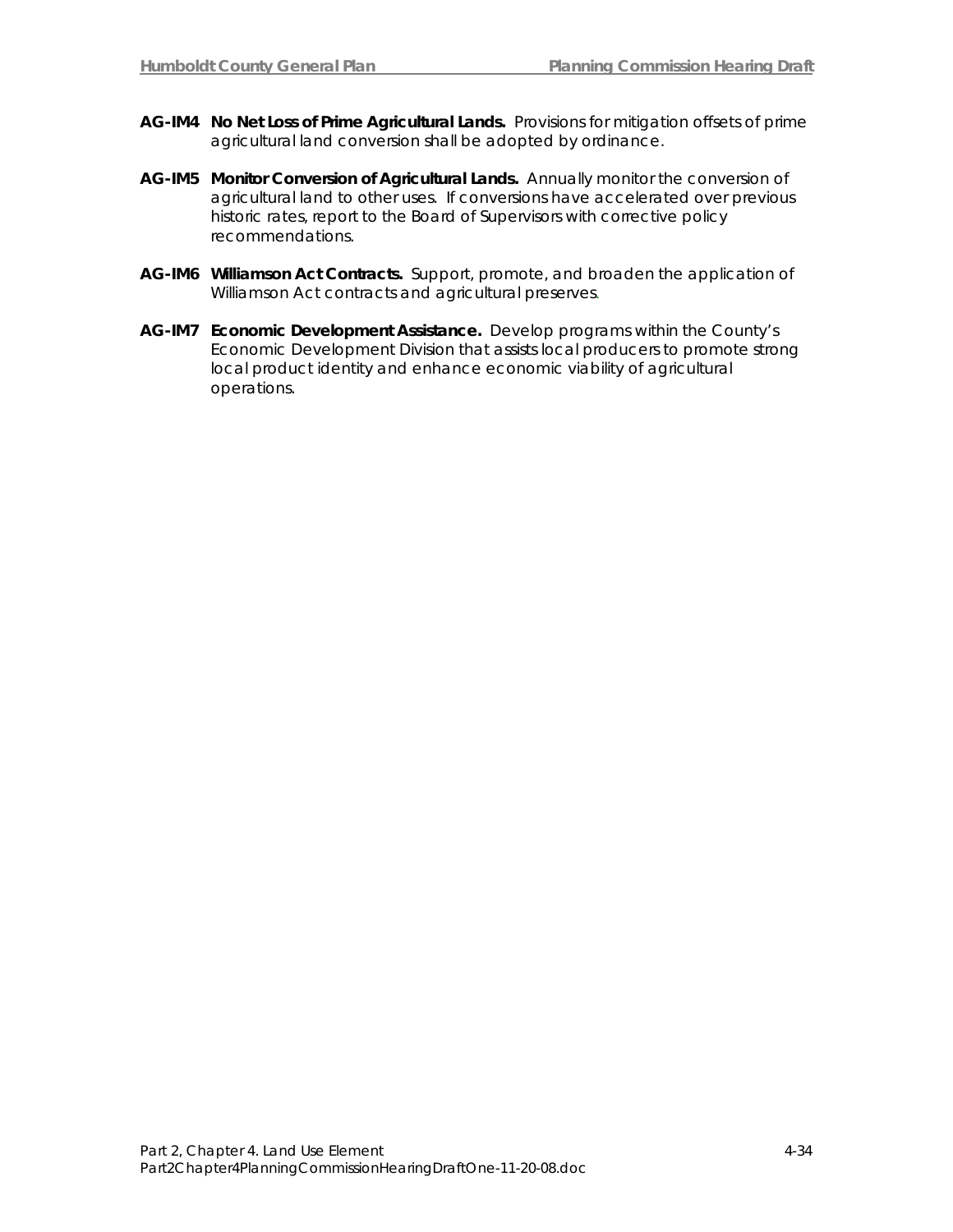**AG-IM4 No Net Loss of Prime Agricultural Lands.** Provisions for mitigation offsets of prime agricultural land conversion shall be adopted by ordinance.

**AG-IM5 Monitor Conversion of Agricultural Lands.** Annually monitor the conversion of agricultural land to other uses. If conversions have accelerated over previous historic rates, report to the Board of Supervisors with corrective policy recommendations.

**AG-IM6 Williamson Act Contracts.** Support, promote, and broaden the application of Williamson Act contracts and agricultural preserves.

**AG-IM7 Economic Development Assistance.** Develop programs within the County's Economic Development Division that assists local producers to promote strong local product identity and enhance economic viability of agricultural operations.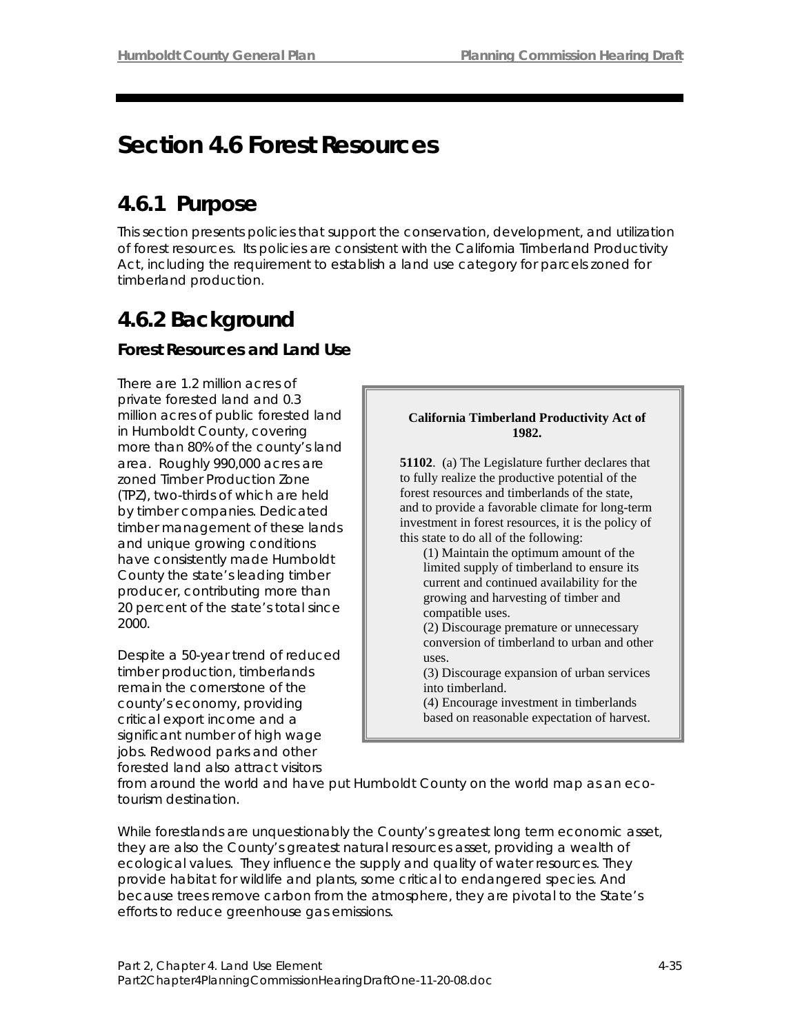# Section 4.6 Forest Resources

## 4.6.1 Purpose

This section presents policies that support the conservation, development, and utilization of forest resources. Its policies are consistent with the California Timberland Productivity Act, including the requirement to establish a land use category for parcels zoned for timberland production.

## 4.6.2 Background

### Forest Resources and Land Use

There are 1.2 million acres of private forested land and 0.3 million acres of public forested land in Humboldt County, covering more than 80% of the county's land area. Roughly 990,000 acres are zoned Timber Production Zone (TPZ), two-thirds of which are held by timber companies. Dedicated timber management of these lands and unique growing conditions have consistently made Humboldt County the state's leading timber producer, contributing more than 20 percent of the state's total since 2000.

> **California Timberland Productivity Act of 1982.**
>
> **51102**. (a) The Legislature further declares that to fully realize the productive potential of the forest resources and timberlands of the state, and to provide a favorable climate for long-term investment in forest resources, it is the policy of this state to do all of the following:
>
> (1) Maintain the optimum amount of the limited supply of timberland to ensure its current and continued availability for the growing and harvesting of timber and compatible uses.
>
> (2) Discourage premature or unnecessary conversion of timberland to urban and other uses.
>
> (3) Discourage expansion of urban services into timberland.
>
> (4) Encourage investment in timberlands based on reasonable expectation of harvest.

Despite a 50-year trend of reduced timber production, timberlands remain the cornerstone of the county's economy, providing critical export income and a significant number of high wage jobs. Redwood parks and other forested land also attract visitors from around the world and have put Humboldt County on the world map as an eco-tourism destination.

While forestlands are unquestionably the County's greatest long term economic asset, they are also the County's greatest natural resources asset, providing a wealth of ecological values. They influence the supply and quality of water resources. They provide habitat for wildlife and plants, some critical to endangered species. And because trees remove carbon from the atmosphere, they are pivotal to the State's efforts to reduce greenhouse gas emissions.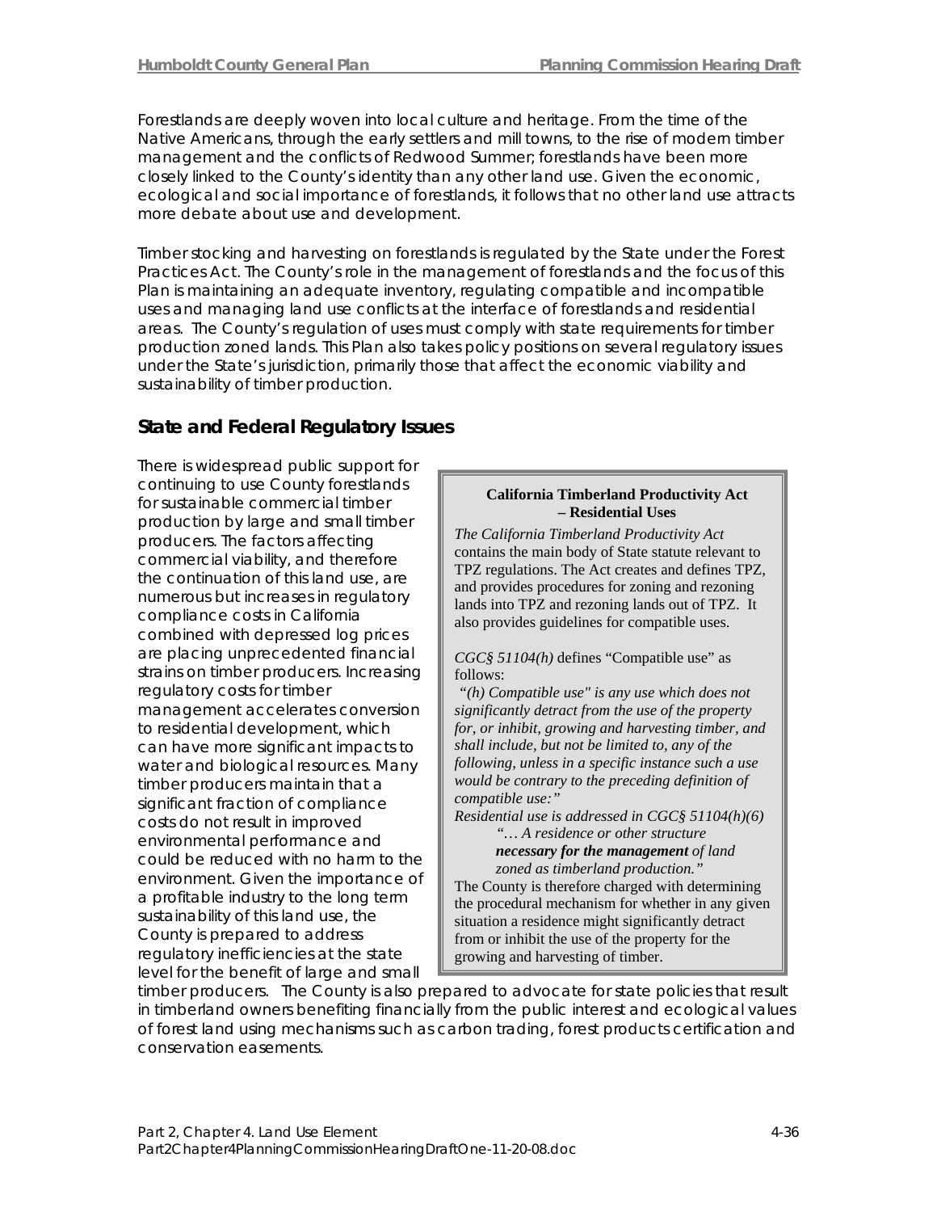Forestlands are deeply woven into local culture and heritage. From the time of the Native Americans, through the early settlers and mill towns, to the rise of modern timber management and the conflicts of Redwood Summer; forestlands have been more closely linked to the County's identity than any other land use. Given the economic, ecological and social importance of forestlands, it follows that no other land use attracts more debate about use and development.

Timber stocking and harvesting on forestlands is regulated by the State under the Forest Practices Act. The County's role in the management of forestlands and the focus of this Plan is maintaining an adequate inventory, regulating compatible and incompatible uses and managing land use conflicts at the interface of forestlands and residential areas. The County's regulation of uses must comply with state requirements for timber production zoned lands. This Plan also takes policy positions on several regulatory issues under the State's jurisdiction, primarily those that affect the economic viability and sustainability of timber production.

## State and Federal Regulatory Issues

There is widespread public support for continuing to use County forestlands for sustainable commercial timber production by large and small timber producers. The factors affecting commercial viability, and therefore the continuation of this land use, are numerous but increases in regulatory compliance costs in California combined with depressed log prices are placing unprecedented financial strains on timber producers. Increasing regulatory costs for timber management accelerates conversion to residential development, which can have more significant impacts to water and biological resources. Many timber producers maintain that a significant fraction of compliance costs do not result in improved environmental performance and could be reduced with no harm to the environment. Given the importance of a profitable industry to the long term sustainability of this land use, the County is prepared to address regulatory inefficiencies at the state level for the benefit of large and small timber producers. The County is also prepared to advocate for state policies that result in timberland owners benefiting financially from the public interest and ecological values of forest land using mechanisms such as carbon trading, forest products certification and conservation easements.

> **California Timberland Productivity Act – Residential Uses**
>
> *The California Timberland Productivity Act* contains the main body of State statute relevant to TPZ regulations. The Act creates and defines TPZ, and provides procedures for zoning and rezoning lands into TPZ and rezoning lands out of TPZ. It also provides guidelines for compatible uses.
>
> *CGC§ 51104(h)* defines "Compatible use" as follows:
>
> *"(h) Compatible use" is any use which does not significantly detract from the use of the property for, or inhibit, growing and harvesting timber, and shall include, but not be limited to, any of the following, unless in a specific instance such a use would be contrary to the preceding definition of compatible use:"*
>
> *Residential use is addressed in CGC§ 51104(h)(6)*
>
> *"… A residence or other structure **necessary for the management** of land zoned as timberland production."*
>
> The County is therefore charged with determining the procedural mechanism for whether in any given situation a residence might significantly detract from or inhibit the use of the property for the growing and harvesting of timber.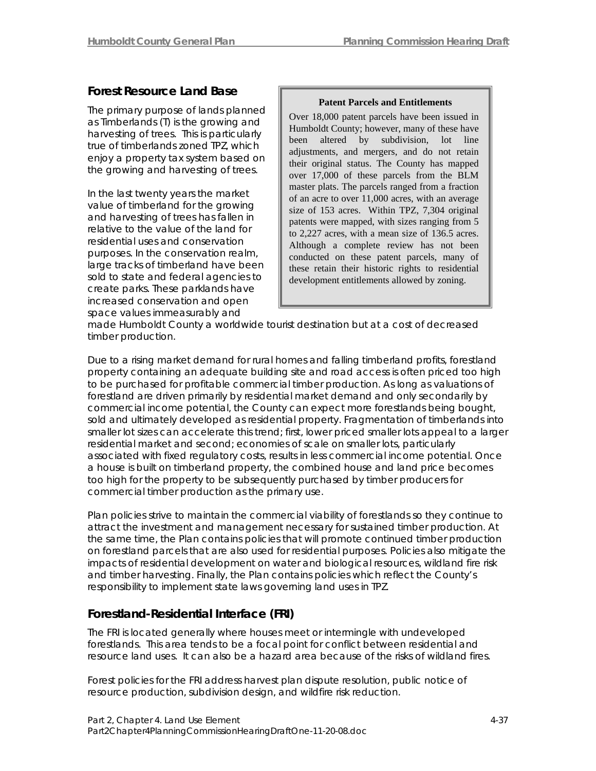## Forest Resource Land Base

The primary purpose of lands planned as Timberlands (T) is the growing and harvesting of trees. This is particularly true of timberlands zoned TPZ, which enjoy a property tax system based on the growing and harvesting of trees.

In the last twenty years the market value of timberland for the growing and harvesting of trees has fallen in relative to the value of the land for residential uses and conservation purposes. In the conservation realm, large tracks of timberland have been sold to state and federal agencies to create parks. These parklands have increased conservation and open space values immeasurably and made Humboldt County a worldwide tourist destination but at a cost of decreased timber production.

> **Patent Parcels and Entitlements**
>
> Over 18,000 patent parcels have been issued in Humboldt County; however, many of these have been altered by subdivision, lot line adjustments, and mergers, and do not retain their original status. The County has mapped over 17,000 of these parcels from the BLM master plats. The parcels ranged from a fraction of an acre to over 11,000 acres, with an average size of 153 acres. Within TPZ, 7,304 original patents were mapped, with sizes ranging from 5 to 2,227 acres, with a mean size of 136.5 acres. Although a complete review has not been conducted on these patent parcels, many of these retain their historic rights to residential development entitlements allowed by zoning.

Due to a rising market demand for rural homes and falling timberland profits, forestland property containing an adequate building site and road access is often priced too high to be purchased for profitable commercial timber production. As long as valuations of forestland are driven primarily by residential market demand and only secondarily by commercial income potential, the County can expect more forestlands being bought, sold and ultimately developed as residential property. Fragmentation of timberlands into smaller lot sizes can accelerate this trend; first, lower priced smaller lots appeal to a larger residential market and second; economies of scale on smaller lots, particularly associated with fixed regulatory costs, results in less commercial income potential. Once a house is built on timberland property, the combined house and land price becomes too high for the property to be subsequently purchased by timber producers for commercial timber production as the primary use.

Plan policies strive to maintain the commercial viability of forestlands so they continue to attract the investment and management necessary for sustained timber production. At the same time, the Plan contains policies that will promote continued timber production on forestland parcels that are also used for residential purposes. Policies also mitigate the impacts of residential development on water and biological resources, wildland fire risk and timber harvesting. Finally, the Plan contains policies which reflect the County's responsibility to implement state laws governing land uses in TPZ.

## Forestland-Residential Interface (FRI)

The FRI is located generally where houses meet or intermingle with undeveloped forestlands. This area tends to be a focal point for conflict between residential and resource land uses. It can also be a hazard area because of the risks of wildland fires.

Forest policies for the FRI address harvest plan dispute resolution, public notice of resource production, subdivision design, and wildfire risk reduction.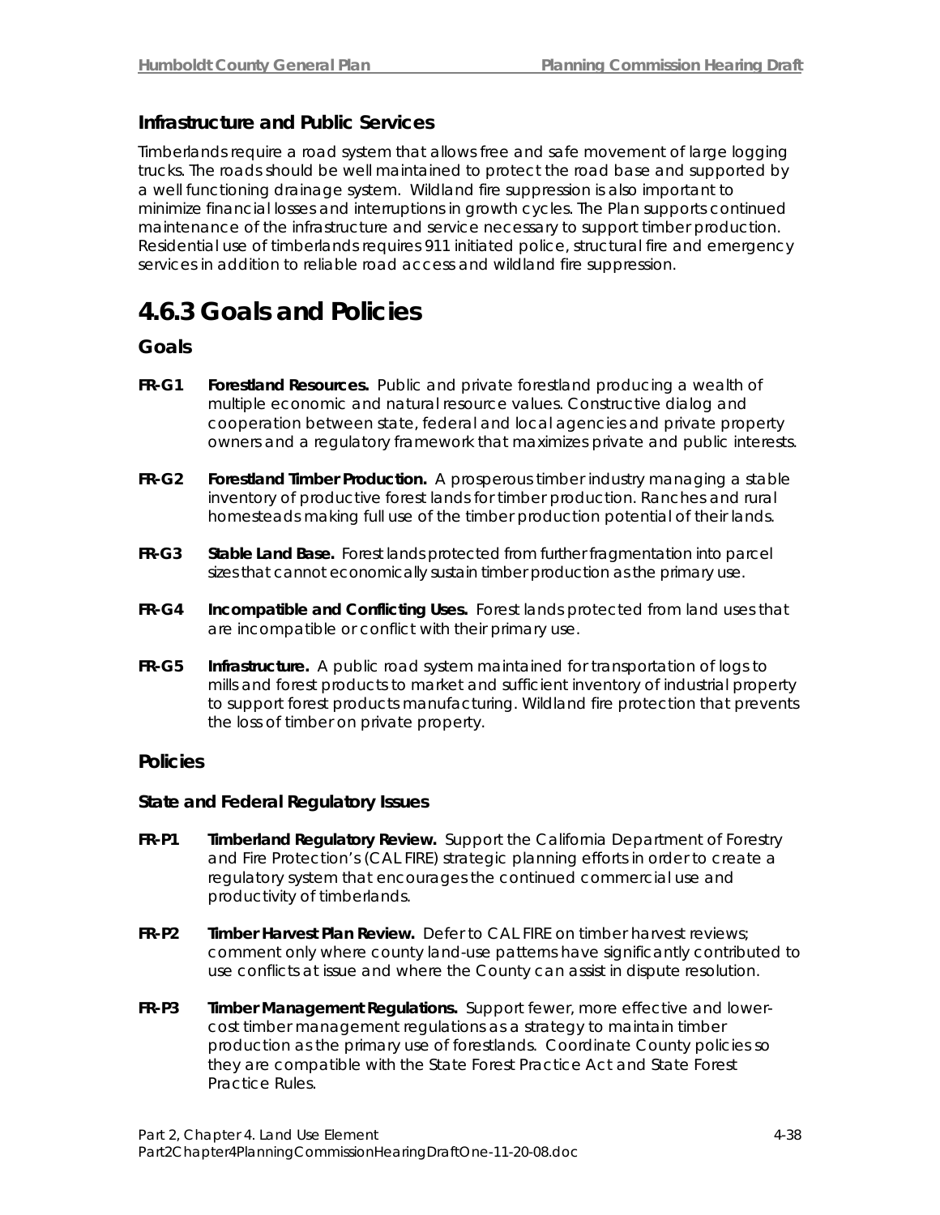### Infrastructure and Public Services

Timberlands require a road system that allows free and safe movement of large logging trucks. The roads should be well maintained to protect the road base and supported by a well functioning drainage system. Wildland fire suppression is also important to minimize financial losses and interruptions in growth cycles. The Plan supports continued maintenance of the infrastructure and service necessary to support timber production. Residential use of timberlands requires 911 initiated police, structural fire and emergency services in addition to reliable road access and wildland fire suppression.

# 4.6.3 Goals and Policies

## Goals

**FR-G1** **Forestland Resources.** Public and private forestland producing a wealth of multiple economic and natural resource values. Constructive dialog and cooperation between state, federal and local agencies and private property owners and a regulatory framework that maximizes private and public interests.

**FR-G2** **Forestland Timber Production.** A prosperous timber industry managing a stable inventory of productive forest lands for timber production. Ranches and rural homesteads making full use of the timber production potential of their lands.

**FR-G3** **Stable Land Base.** Forest lands protected from further fragmentation into parcel sizes that cannot economically sustain timber production as the primary use.

**FR-G4** **Incompatible and Conflicting Uses.** Forest lands protected from land uses that are incompatible or conflict with their primary use.

**FR-G5** **Infrastructure.** A public road system maintained for transportation of logs to mills and forest products to market and sufficient inventory of industrial property to support forest products manufacturing. Wildland fire protection that prevents the loss of timber on private property.

## Policies

### State and Federal Regulatory Issues

**FR-P1** **Timberland Regulatory Review.** Support the California Department of Forestry and Fire Protection's (CAL FIRE) strategic planning efforts in order to create a regulatory system that encourages the continued commercial use and productivity of timberlands.

**FR-P2** **Timber Harvest Plan Review.** Defer to CAL FIRE on timber harvest reviews; comment only where county land-use patterns have significantly contributed to use conflicts at issue and where the County can assist in dispute resolution.

**FR-P3** **Timber Management Regulations.** Support fewer, more effective and lower-cost timber management regulations as a strategy to maintain timber production as the primary use of forestlands. Coordinate County policies so they are compatible with the State Forest Practice Act and State Forest Practice Rules.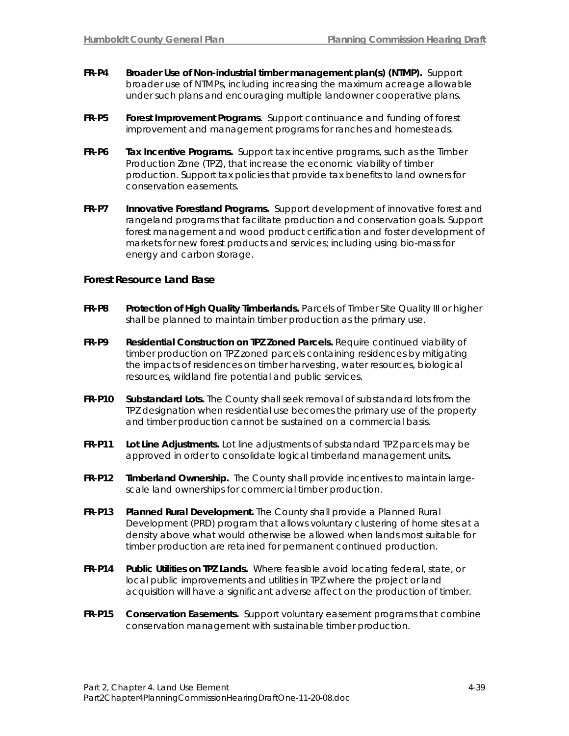**FR-P4 Broader Use of Non-industrial timber management plan(s) (NTMP).** Support broader use of NTMPs, including increasing the maximum acreage allowable under such plans and encouraging multiple landowner cooperative plans.

**FR-P5 Forest Improvement Programs**. Support continuance and funding of forest improvement and management programs for ranches and homesteads.

**FR-P6 Tax Incentive Programs.** Support tax incentive programs, such as the Timber Production Zone (TPZ), that increase the economic viability of timber production. Support tax policies that provide tax benefits to land owners for conservation easements.

**FR-P7 Innovative Forestland Programs.** Support development of innovative forest and rangeland programs that facilitate production and conservation goals. Support forest management and wood product certification and foster development of markets for new forest products and services; including using bio-mass for energy and carbon storage.

### Forest Resource Land Base

**FR-P8 Protection of High Quality Timberlands.** Parcels of Timber Site Quality III or higher shall be planned to maintain timber production as the primary use.

**FR-P9 Residential Construction on TPZ Zoned Parcels.** Require continued viability of timber production on TPZ zoned parcels containing residences by mitigating the impacts of residences on timber harvesting, water resources, biological resources, wildland fire potential and public services.

**FR-P10 Substandard Lots.** The County shall seek removal of substandard lots from the TPZ designation when residential use becomes the primary use of the property and timber production cannot be sustained on a commercial basis.

**FR-P11 Lot Line Adjustments.** Lot line adjustments of substandard TPZ parcels may be approved in order to consolidate logical timberland management units**.**

**FR-P12 Timberland Ownership.** The County shall provide incentives to maintain large-scale land ownerships for commercial timber production.

**FR-P13 Planned Rural Development.** The County shall provide a Planned Rural Development (PRD) program that allows voluntary clustering of home sites at a density above what would otherwise be allowed when lands most suitable for timber production are retained for permanent continued production.

**FR-P14 Public Utilities on TPZ Lands.** Where feasible avoid locating federal, state, or local public improvements and utilities in TPZ where the project or land acquisition will have a significant adverse affect on the production of timber.

**FR-P15 Conservation Easements.** Support voluntary easement programs that combine conservation management with sustainable timber production.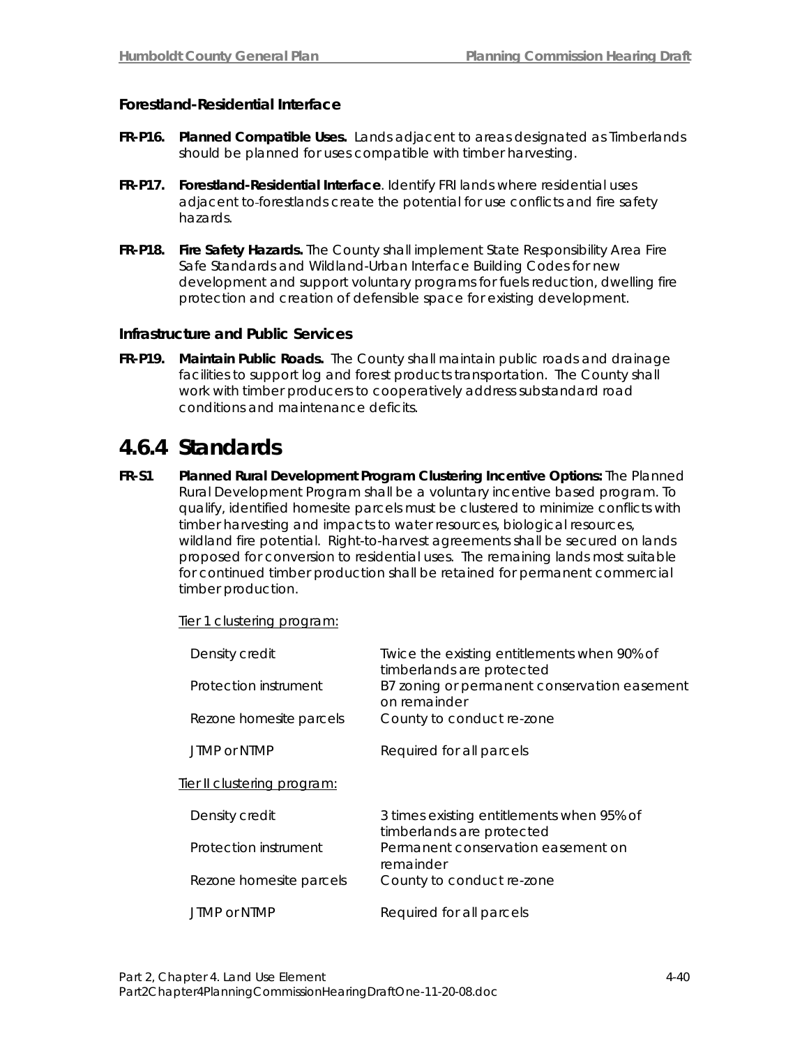### Forestland-Residential Interface

**FR-P16. Planned Compatible Uses.** Lands adjacent to areas designated as Timberlands should be planned for uses compatible with timber harvesting.

**FR-P17. Forestland-Residential Interface**. Identify FRI lands where residential uses adjacent to forestlands create the potential for use conflicts and fire safety hazards.

**FR-P18. Fire Safety Hazards.** The County shall implement State Responsibility Area Fire Safe Standards and Wildland-Urban Interface Building Codes for new development and support voluntary programs for fuels reduction, dwelling fire protection and creation of defensible space for existing development.

### Infrastructure and Public Services

**FR-P19. Maintain Public Roads.** The County shall maintain public roads and drainage facilities to support log and forest products transportation. The County shall work with timber producers to cooperatively address substandard road conditions and maintenance deficits.

## 4.6.4 Standards

**FR-S1 Planned Rural Development Program Clustering Incentive Options:** The Planned Rural Development Program shall be a voluntary incentive based program. To qualify, identified homesite parcels must be clustered to minimize conflicts with timber harvesting and impacts to water resources, biological resources, wildland fire potential. Right-to-harvest agreements shall be secured on lands proposed for conversion to residential uses. The remaining lands most suitable for continued timber production shall be retained for permanent commercial timber production.

Tier 1 clustering program:

| | |
|---|---|
| Density credit | Twice the existing entitlements when 90% of timberlands are protected |
| Protection instrument | B7 zoning or permanent conservation easement on remainder |
| Rezone homesite parcels | County to conduct re-zone |
| JTMP or NTMP | Required for all parcels |

Tier II clustering program:

| | |
|---|---|
| Density credit | 3 times existing entitlements when 95% of timberlands are protected |
| Protection instrument | Permanent conservation easement on remainder |
| Rezone homesite parcels | County to conduct re-zone |
| JTMP or NTMP | Required for all parcels |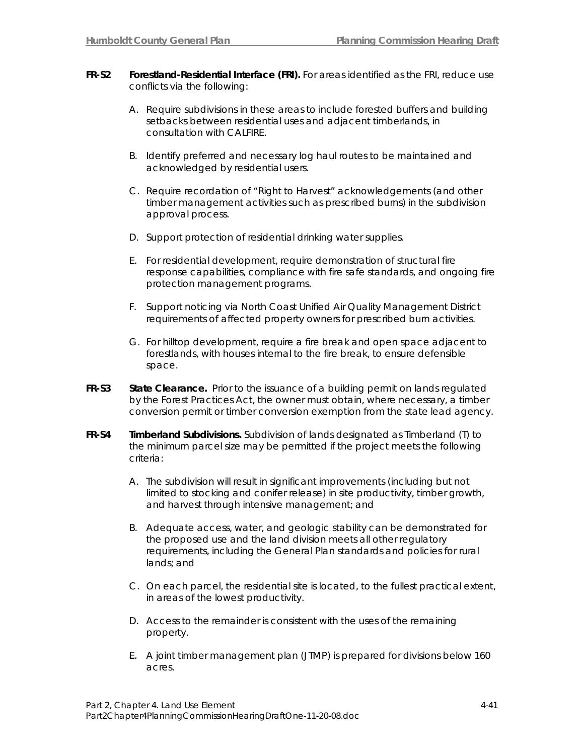**FR-S2 Forestland-Residential Interface (FRI).** For areas identified as the FRI, reduce use conflicts via the following:

A. Require subdivisions in these areas to include forested buffers and building setbacks between residential uses and adjacent timberlands, in consultation with CALFIRE.

B. Identify preferred and necessary log haul routes to be maintained and acknowledged by residential users.

C. Require recordation of "Right to Harvest" acknowledgements (and other timber management activities such as prescribed burns) in the subdivision approval process.

D. Support protection of residential drinking water supplies.

E. For residential development, require demonstration of structural fire response capabilities, compliance with fire safe standards, and ongoing fire protection management programs.

F. Support noticing via North Coast Unified Air Quality Management District requirements of affected property owners for prescribed burn activities.

G. For hilltop development, require a fire break and open space adjacent to forestlands, with houses internal to the fire break, to ensure defensible space.

**FR-S3 State Clearance.** Prior to the issuance of a building permit on lands regulated by the Forest Practices Act, the owner must obtain, where necessary, a timber conversion permit or timber conversion exemption from the state lead agency.

**FR-S4 Timberland Subdivisions.** Subdivision of lands designated as Timberland (T) to the minimum parcel size may be permitted if the project meets the following criteria:

A. The subdivision will result in significant improvements (including but not limited to stocking and conifer release) in site productivity, timber growth, and harvest through intensive management; and

B. Adequate access, water, and geologic stability can be demonstrated for the proposed use and the land division meets all other regulatory requirements, including the General Plan standards and policies for rural lands; and

C. On each parcel, the residential site is located, to the fullest practical extent, in areas of the lowest productivity.

D. Access to the remainder is consistent with the uses of the remaining property.

~~E.~~ A joint timber management plan (JTMP) is prepared for divisions below 160 acres.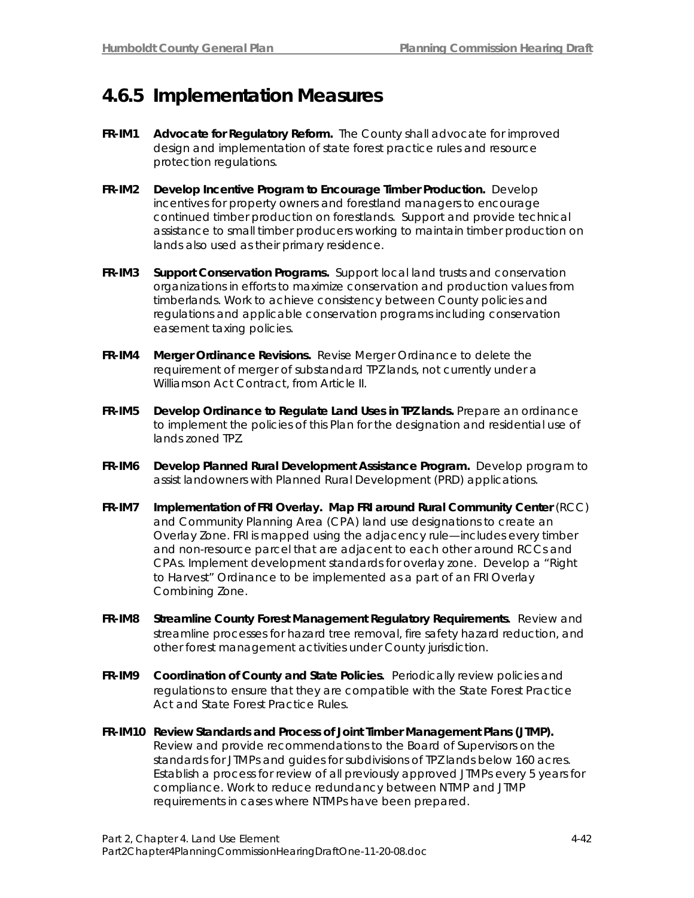## 4.6.5 Implementation Measures

**FR-IM1 Advocate for Regulatory Reform.** The County shall advocate for improved design and implementation of state forest practice rules and resource protection regulations.

**FR-IM2 Develop Incentive Program to Encourage Timber Production.** Develop incentives for property owners and forestland managers to encourage continued timber production on forestlands. Support and provide technical assistance to small timber producers working to maintain timber production on lands also used as their primary residence.

**FR-IM3 Support Conservation Programs.** Support local land trusts and conservation organizations in efforts to maximize conservation and production values from timberlands. Work to achieve consistency between County policies and regulations and applicable conservation programs including conservation easement taxing policies.

**FR-IM4 Merger Ordinance Revisions.** Revise Merger Ordinance to delete the requirement of merger of substandard TPZ lands, not currently under a Williamson Act Contract, from Article II.

**FR-IM5 Develop Ordinance to Regulate Land Uses in TPZ lands.** Prepare an ordinance to implement the policies of this Plan for the designation and residential use of lands zoned TPZ.

**FR-IM6 Develop Planned Rural Development Assistance Program.** Develop program to assist landowners with Planned Rural Development (PRD) applications.

**FR-IM7 Implementation of FRI Overlay. Map FRI around Rural Community Center** (RCC) and Community Planning Area (CPA) land use designations to create an Overlay Zone. FRI is mapped using the adjacency rule—includes every timber and non-resource parcel that are adjacent to each other around RCCs and CPAs. Implement development standards for overlay zone. Develop a "Right to Harvest" Ordinance to be implemented as a part of an FRI Overlay Combining Zone.

**FR-IM8 Streamline County Forest Management Regulatory Requirements.** Review and streamline processes for hazard tree removal, fire safety hazard reduction, and other forest management activities under County jurisdiction.

**FR-IM9 Coordination of County and State Policies.** Periodically review policies and regulations to ensure that they are compatible with the State Forest Practice Act and State Forest Practice Rules.

**FR-IM10 Review Standards and Process of Joint Timber Management Plans (JTMP).** Review and provide recommendations to the Board of Supervisors on the standards for JTMPs and guides for subdivisions of TPZ lands below 160 acres. Establish a process for review of all previously approved JTMPs every 5 years for compliance. Work to reduce redundancy between NTMP and JTMP requirements in cases where NTMPs have been prepared.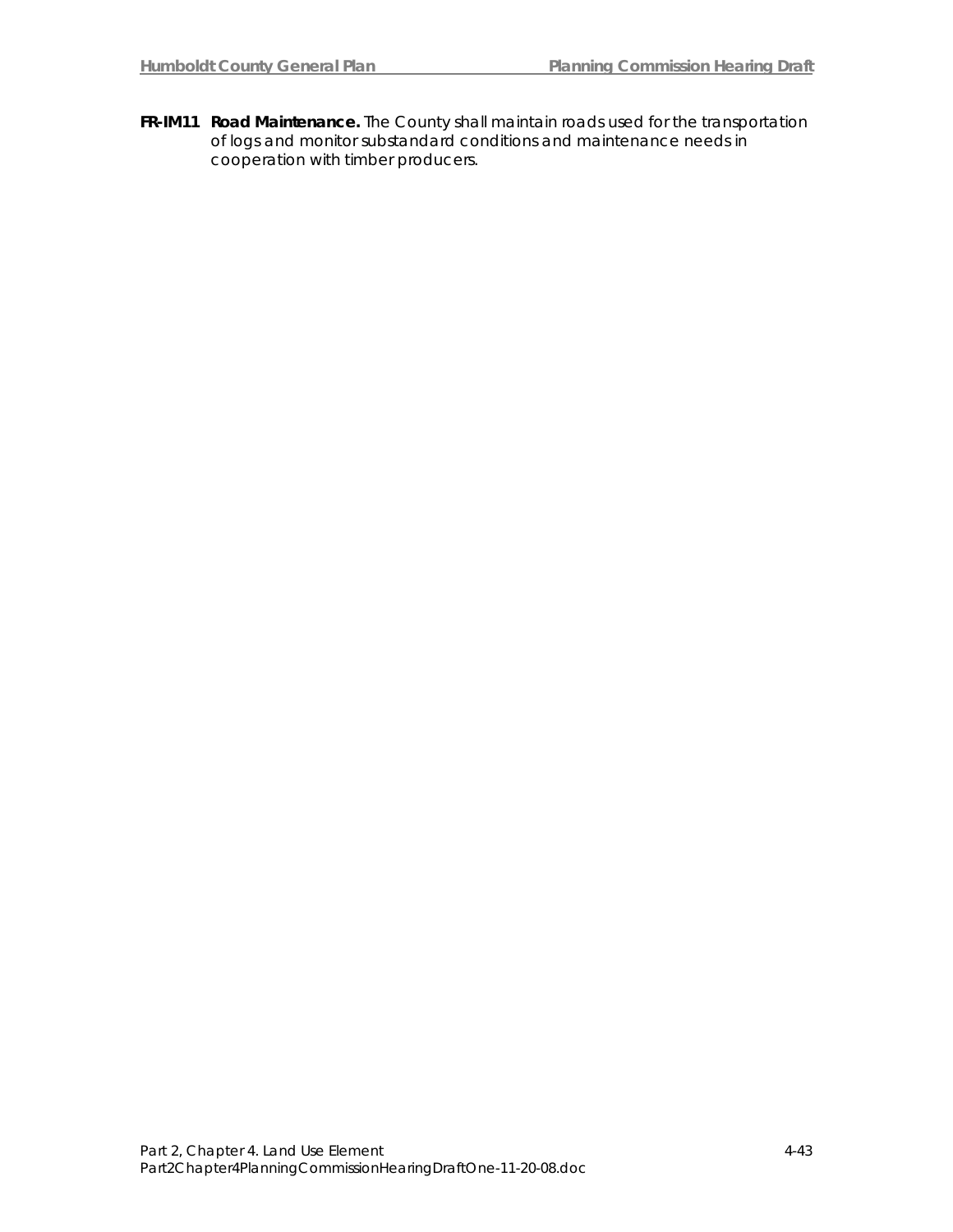**FR-IM11 Road Maintenance.** The County shall maintain roads used for the transportation of logs and monitor substandard conditions and maintenance needs in cooperation with timber producers.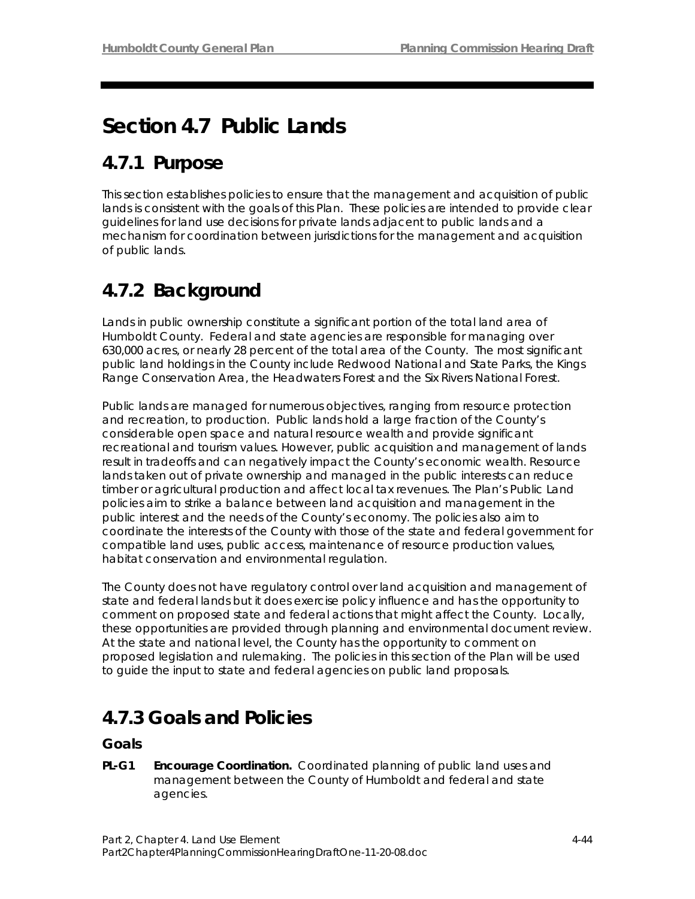# Section 4.7 Public Lands

## 4.7.1 Purpose

This section establishes policies to ensure that the management and acquisition of public lands is consistent with the goals of this Plan. These policies are intended to provide clear guidelines for land use decisions for private lands adjacent to public lands and a mechanism for coordination between jurisdictions for the management and acquisition of public lands.

## 4.7.2 Background

Lands in public ownership constitute a significant portion of the total land area of Humboldt County. Federal and state agencies are responsible for managing over 630,000 acres, or nearly 28 percent of the total area of the County. The most significant public land holdings in the County include Redwood National and State Parks, the Kings Range Conservation Area, the Headwaters Forest and the Six Rivers National Forest.

Public lands are managed for numerous objectives, ranging from resource protection and recreation, to production. Public lands hold a large fraction of the County's considerable open space and natural resource wealth and provide significant recreational and tourism values. However, public acquisition and management of lands result in tradeoffs and can negatively impact the County's economic wealth. Resource lands taken out of private ownership and managed in the public interests can reduce timber or agricultural production and affect local tax revenues. The Plan's Public Land policies aim to strike a balance between land acquisition and management in the public interest and the needs of the County's economy. The policies also aim to coordinate the interests of the County with those of the state and federal government for compatible land uses, public access, maintenance of resource production values, habitat conservation and environmental regulation.

The County does not have regulatory control over land acquisition and management of state and federal lands but it does exercise policy influence and has the opportunity to comment on proposed state and federal actions that might affect the County. Locally, these opportunities are provided through planning and environmental document review. At the state and national level, the County has the opportunity to comment on proposed legislation and rulemaking. The policies in this section of the Plan will be used to guide the input to state and federal agencies on public land proposals.

## 4.7.3 Goals and Policies

### Goals

**PL-G1** **Encourage Coordination.** Coordinated planning of public land uses and management between the County of Humboldt and federal and state agencies.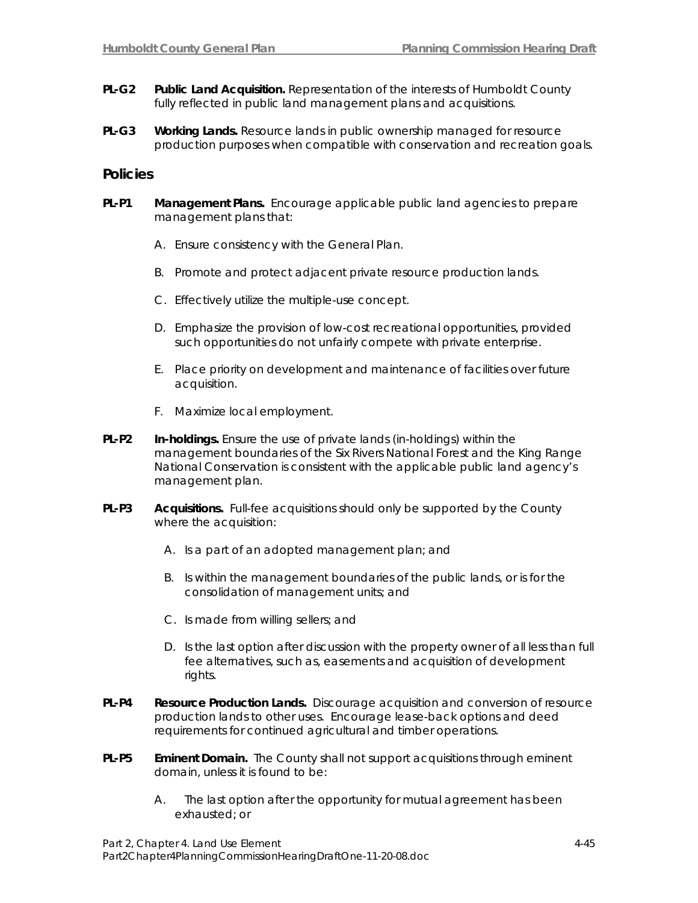**PL-G2 Public Land Acquisition.** Representation of the interests of Humboldt County fully reflected in public land management plans and acquisitions.

**PL-G3 Working Lands.** Resource lands in public ownership managed for resource production purposes when compatible with conservation and recreation goals.

## Policies

**PL-P1 Management Plans.** Encourage applicable public land agencies to prepare management plans that:

A. Ensure consistency with the General Plan.

B. Promote and protect adjacent private resource production lands.

C. Effectively utilize the multiple-use concept.

D. Emphasize the provision of low-cost recreational opportunities, provided such opportunities do not unfairly compete with private enterprise.

E. Place priority on development and maintenance of facilities over future acquisition.

F. Maximize local employment.

**PL-P2 In-holdings.** Ensure the use of private lands (in-holdings) within the management boundaries of the Six Rivers National Forest and the King Range National Conservation is consistent with the applicable public land agency's management plan.

**PL-P3 Acquisitions.** Full-fee acquisitions should only be supported by the County where the acquisition:

A. Is a part of an adopted management plan; and

B. Is within the management boundaries of the public lands, or is for the consolidation of management units; and

C. Is made from willing sellers; and

D. Is the last option after discussion with the property owner of all less than full fee alternatives, such as, easements and acquisition of development rights.

**PL-P4 Resource Production Lands.** Discourage acquisition and conversion of resource production lands to other uses. Encourage lease-back options and deed requirements for continued agricultural and timber operations.

**PL-P5 Eminent Domain.** The County shall not support acquisitions through eminent domain, unless it is found to be:

A. The last option after the opportunity for mutual agreement has been exhausted; or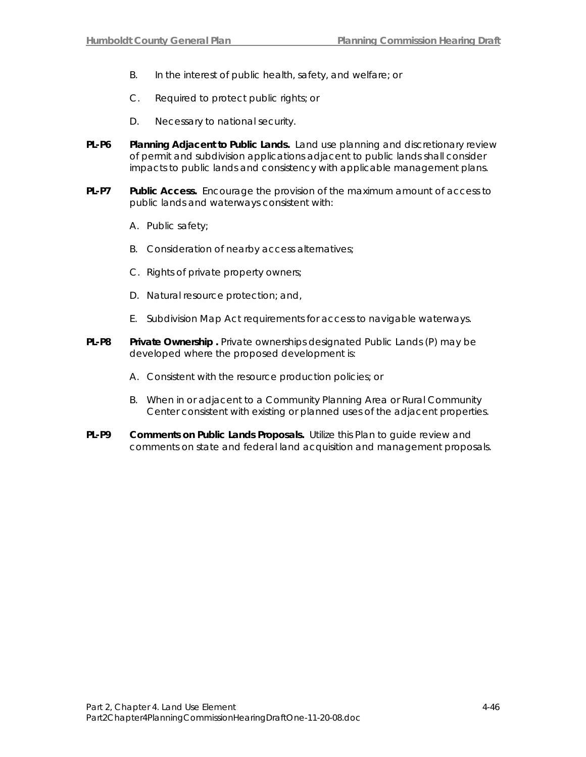B. In the interest of public health, safety, and welfare; or

C. Required to protect public rights; or

D. Necessary to national security.

**PL-P6 Planning Adjacent to Public Lands.** Land use planning and discretionary review of permit and subdivision applications adjacent to public lands shall consider impacts to public lands and consistency with applicable management plans.

**PL-P7 Public Access.** Encourage the provision of the maximum amount of access to public lands and waterways consistent with:

A. Public safety;

B. Consideration of nearby access alternatives;

C. Rights of private property owners;

D. Natural resource protection; and,

E. Subdivision Map Act requirements for access to navigable waterways.

**PL-P8 Private Ownership .** Private ownerships designated Public Lands (P) may be developed where the proposed development is:

A. Consistent with the resource production policies; or

B. When in or adjacent to a Community Planning Area or Rural Community Center consistent with existing or planned uses of the adjacent properties.

**PL-P9 Comments on Public Lands Proposals.** Utilize this Plan to guide review and comments on state and federal land acquisition and management proposals.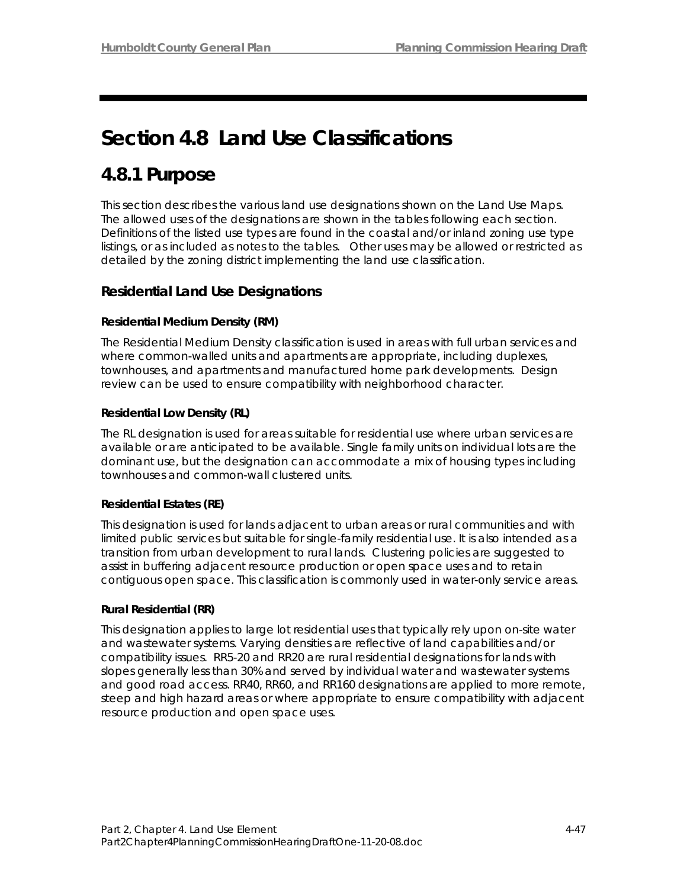# Section 4.8 Land Use Classifications

## 4.8.1 Purpose

This section describes the various land use designations shown on the Land Use Maps. The allowed uses of the designations are shown in the tables following each section. Definitions of the listed use types are found in the coastal and/or inland zoning use type listings, or as included as notes to the tables. Other uses may be allowed or restricted as detailed by the zoning district implementing the land use classification.

### Residential Land Use Designations

#### Residential Medium Density (RM)

The Residential Medium Density classification is used in areas with full urban services and where common-walled units and apartments are appropriate, including duplexes, townhouses, and apartments and manufactured home park developments. Design review can be used to ensure compatibility with neighborhood character.

#### Residential Low Density (RL)

The RL designation is used for areas suitable for residential use where urban services are available or are anticipated to be available. Single family units on individual lots are the dominant use, but the designation can accommodate a mix of housing types including townhouses and common-wall clustered units.

#### Residential Estates (RE)

This designation is used for lands adjacent to urban areas or rural communities and with limited public services but suitable for single-family residential use. It is also intended as a transition from urban development to rural lands. Clustering policies are suggested to assist in buffering adjacent resource production or open space uses and to retain contiguous open space. This classification is commonly used in water-only service areas.

#### Rural Residential (RR)

This designation applies to large lot residential uses that typically rely upon on-site water and wastewater systems. Varying densities are reflective of land capabilities and/or compatibility issues. RR5-20 and RR20 are rural residential designations for lands with slopes generally less than 30% and served by individual water and wastewater systems and good road access. RR40, RR60, and RR160 designations are applied to more remote, steep and high hazard areas or where appropriate to ensure compatibility with adjacent resource production and open space uses.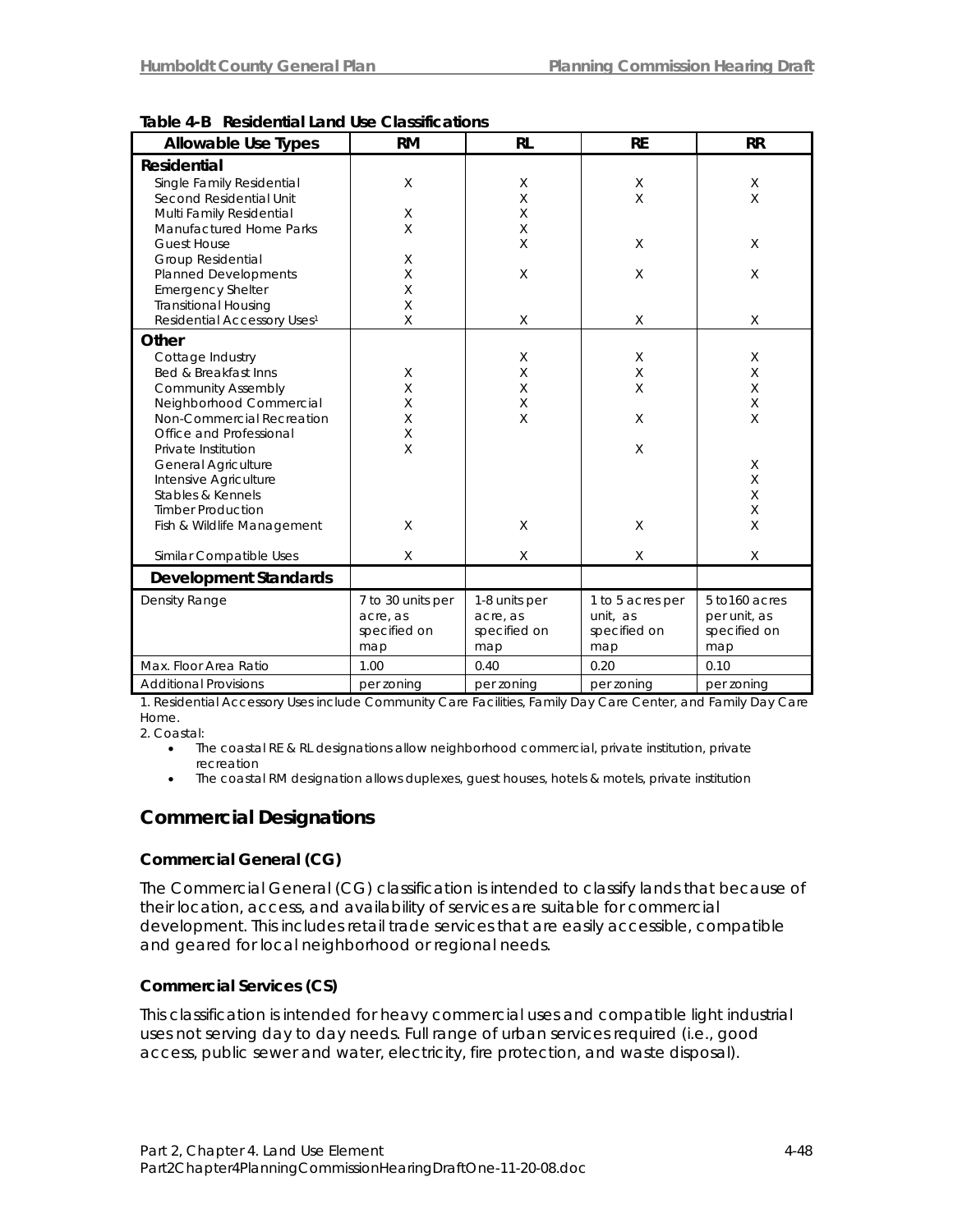**Table 4-B Residential Land Use Classifications**

| Allowable Use Types | RM | RL | RE | RR |
|---|---|---|---|---|
| **Residential** | | | | |
| Single Family Residential | X | X | X | X |
| Second Residential Unit | | X | X | X |
| Multi Family Residential | X | X | | |
| Manufactured Home Parks | X | X | | |
| Guest House | | X | X | X |
| Group Residential | X | | | |
| Planned Developments | X | X | X | X |
| Emergency Shelter | X | | | |
| Transitional Housing | X | | | |
| Residential Accessory Uses[1] | X | X | X | X |
| **Other** | | | | |
| Cottage Industry | | X | X | X |
| Bed & Breakfast Inns | X | X | X | X |
| Community Assembly | X | X | X | X |
| Neighborhood Commercial | X | X | | X |
| Non-Commercial Recreation | X | X | X | X |
| Office and Professional | X | | | |
| Private Institution | X | | X | |
| General Agriculture | | | | X |
| Intensive Agriculture | | | | X |
| Stables & Kennels | | | | X |
| Timber Production | | | | X |
| Fish & Wildlife Management | X | X | X | X |
| Similar Compatible Uses | X | X | X | X |
| **Development Standards** | | | | |
| Density Range | 7 to 30 units per acre, as specified on map | 1-8 units per acre, as specified on map | 1 to 5 acres per unit, as specified on map | 5 to160 acres per unit, as specified on map |
| Max. Floor Area Ratio | 1.00 | 0.40 | 0.20 | 0.10 |
| Additional Provisions | per zoning | per zoning | per zoning | per zoning |

1. Residential Accessory Uses include Community Care Facilities, Family Day Care Center, and Family Day Care Home.

2. Coastal:

- The coastal RE & RL designations allow neighborhood commercial, private institution, private recreation
- The coastal RM designation allows duplexes, guest houses, hotels & motels, private institution

## Commercial Designations

### Commercial General (CG)

The Commercial General (CG) classification is intended to classify lands that because of their location, access, and availability of services are suitable for commercial development. This includes retail trade services that are easily accessible, compatible and geared for local neighborhood or regional needs.

### Commercial Services (CS)

This classification is intended for heavy commercial uses and compatible light industrial uses not serving day to day needs. Full range of urban services required (i.e., good access, public sewer and water, electricity, fire protection, and waste disposal).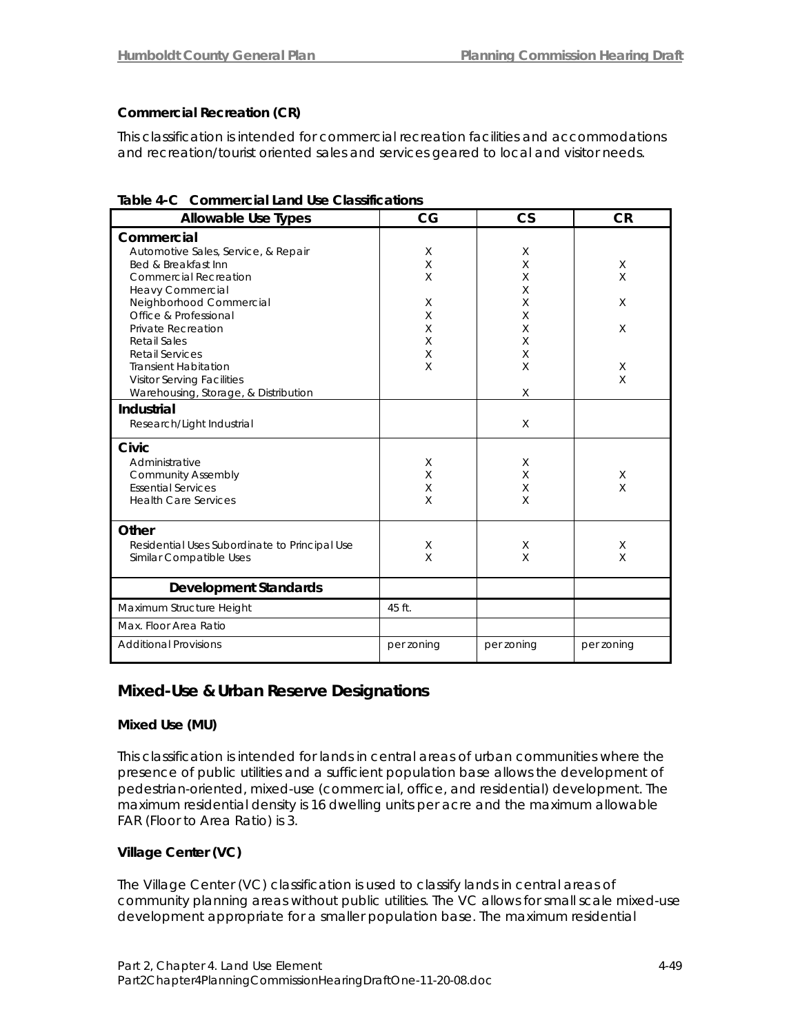### Commercial Recreation (CR)

This classification is intended for commercial recreation facilities and accommodations and recreation/tourist oriented sales and services geared to local and visitor needs.

**Table 4-C Commercial Land Use Classifications**

| Allowable Use Types | CG | CS | CR |
|---|---|---|---|
| **Commercial** | | | |
| Automotive Sales, Service, & Repair | X | X | |
| Bed & Breakfast Inn | X | X | X |
| Commercial Recreation | X | X | X |
| Heavy Commercial | | X | |
| Neighborhood Commercial | X | X | X |
| Office & Professional | X | X | |
| Private Recreation | X | X | X |
| Retail Sales | X | X | |
| Retail Services | X | X | |
| Transient Habitation | X | X | X |
| Visitor Serving Facilities | | | X |
| Warehousing, Storage, & Distribution | | X | |
| **Industrial** | | | |
| Research/Light Industrial | | X | |
| **Civic** | | | |
| Administrative | X | X | |
| Community Assembly | X | X | X |
| Essential Services | X | X | X |
| Health Care Services | X | X | |
| **Other** | | | |
| Residential Uses Subordinate to Principal Use | X | X | X |
| Similar Compatible Uses | X | X | X |
| **Development Standards** | | | |
| Maximum Structure Height | 45 ft. | | |
| Max. Floor Area Ratio | | | |
| Additional Provisions | per zoning | per zoning | per zoning |

## Mixed-Use & Urban Reserve Designations

### Mixed Use (MU)

This classification is intended for lands in central areas of urban communities where the presence of public utilities and a sufficient population base allows the development of pedestrian-oriented, mixed-use (commercial, office, and residential) development. The maximum residential density is 16 dwelling units per acre and the maximum allowable FAR (Floor to Area Ratio) is 3.

### Village Center (VC)

The Village Center (VC) classification is used to classify lands in central areas of community planning areas without public utilities. The VC allows for small scale mixed-use development appropriate for a smaller population base. The maximum residential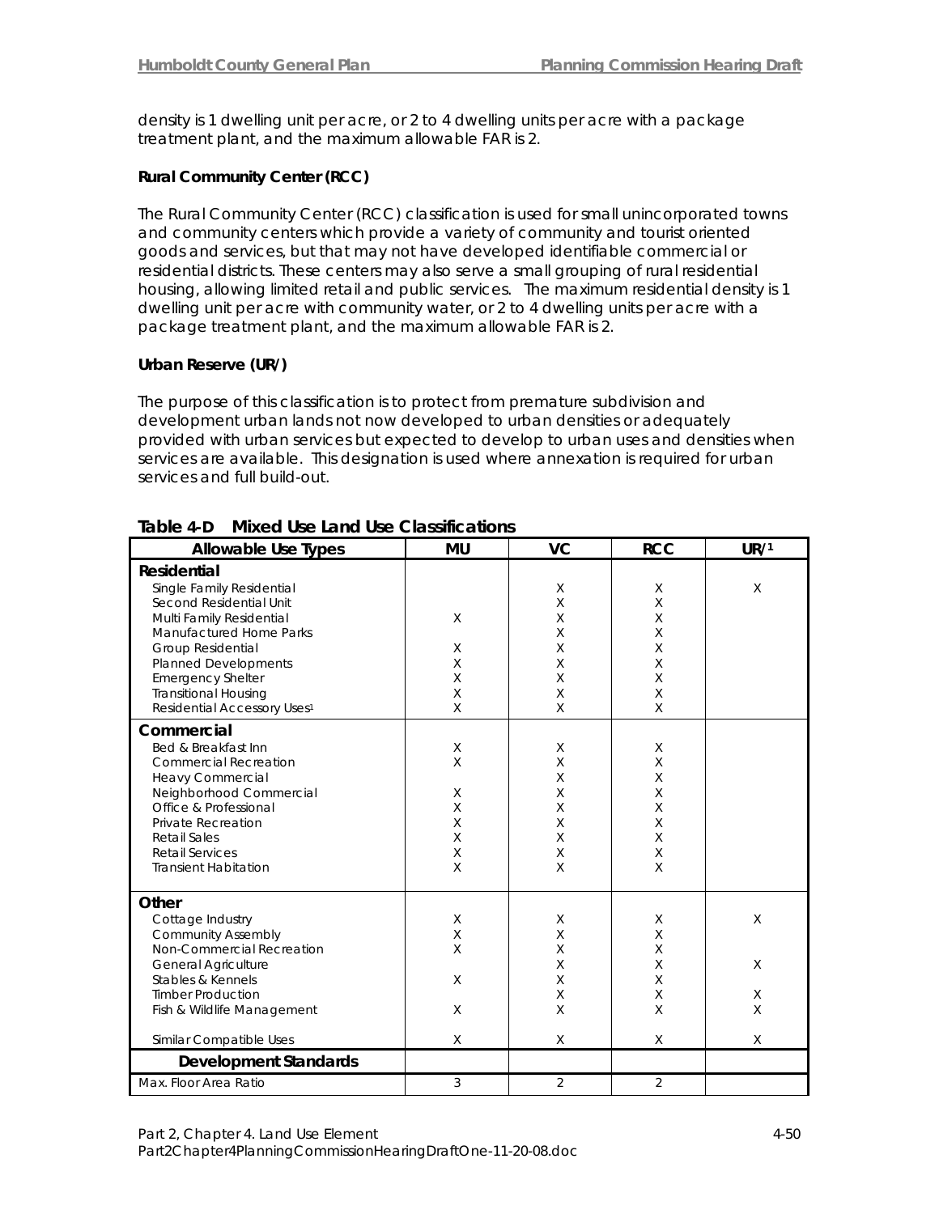density is 1 dwelling unit per acre, or 2 to 4 dwelling units per acre with a package treatment plant, and the maximum allowable FAR is 2.

**Rural Community Center (RCC)**

The Rural Community Center (RCC) classification is used for small unincorporated towns and community centers which provide a variety of community and tourist oriented goods and services, but that may not have developed identifiable commercial or residential districts. These centers may also serve a small grouping of rural residential housing, allowing limited retail and public services. The maximum residential density is 1 dwelling unit per acre with community water, or 2 to 4 dwelling units per acre with a package treatment plant, and the maximum allowable FAR is 2.

**Urban Reserve (UR/)**

The purpose of this classification is to protect from premature subdivision and development urban lands not now developed to urban densities or adequately provided with urban services but expected to develop to urban uses and densities when services are available. This designation is used where annexation is required for urban services and full build-out.

**Table 4-D Mixed Use Land Use Classifications**

| Allowable Use Types | MU | VC | RCC | UR/[1] |
|---|---|---|---|---|
| **Residential** | | | | |
| Single Family Residential | | X | X | X |
| Second Residential Unit | | X | X | |
| Multi Family Residential | X | X | X | |
| Manufactured Home Parks | | X | X | |
| Group Residential | X | X | X | |
| Planned Developments | X | X | X | |
| Emergency Shelter | X | X | X | |
| Transitional Housing | X | X | X | |
| Residential Accessory Uses[1] | X | X | X | |
| **Commercial** | | | | |
| Bed & Breakfast Inn | X | X | X | |
| Commercial Recreation | X | X | X | |
| Heavy Commercial | | X | X | |
| Neighborhood Commercial | X | X | X | |
| Office & Professional | X | X | X | |
| Private Recreation | X | X | X | |
| Retail Sales | X | X | X | |
| Retail Services | X | X | X | |
| Transient Habitation | X | X | X | |
| **Other** | | | | |
| Cottage Industry | X | X | X | X |
| Community Assembly | X | X | X | |
| Non-Commercial Recreation | X | X | X | |
| General Agriculture | | X | X | X |
| Stables & Kennels | X | X | X | |
| Timber Production | | X | X | X |
| Fish & Wildlife Management | X | X | X | X |
| Similar Compatible Uses | X | X | X | X |
| **Development Standards** | | | | |
| Max. Floor Area Ratio | 3 | 2 | 2 | |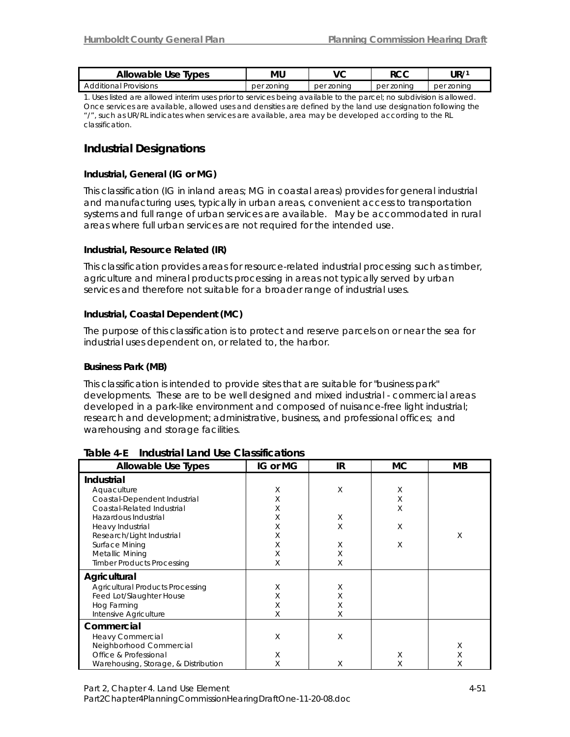| Allowable Use Types | MU | VC | RCC | UR/[1] |
|---|---|---|---|---|
| Additional Provisions | per zoning | per zoning | per zoning | per zoning |

1. Uses listed are allowed interim uses prior to services being available to the parcel; no subdivision is allowed. Once services are available, allowed uses and densities are defined by the land use designation following the "/", such as UR/RL indicates when services are available, area may be developed according to the RL classification.

## Industrial Designations

### Industrial, General (IG or MG)

This classification (IG in inland areas; MG in coastal areas) provides for general industrial and manufacturing uses, typically in urban areas, convenient access to transportation systems and full range of urban services are available. May be accommodated in rural areas where full urban services are not required for the intended use.

### Industrial, Resource Related (IR)

This classification provides areas for resource-related industrial processing such as timber, agriculture and mineral products processing in areas not typically served by urban services and therefore not suitable for a broader range of industrial uses.

### Industrial, Coastal Dependent (MC)

The purpose of this classification is to protect and reserve parcels on or near the sea for industrial uses dependent on, or related to, the harbor.

### Business Park (MB)

This classification is intended to provide sites that are suitable for "business park" developments. These are to be well designed and mixed industrial - commercial areas developed in a park-like environment and composed of nuisance-free light industrial; research and development; administrative, business, and professional offices; and warehousing and storage facilities.

**Table 4-E Industrial Land Use Classifications**

| Allowable Use Types | IG or MG | IR | MC | MB |
|---|---|---|---|---|
| **Industrial** | | | | |
| Aquaculture | X | X | X | |
| Coastal-Dependent Industrial | X | | X | |
| Coastal-Related Industrial | X | | X | |
| Hazardous Industrial | X | X | | |
| Heavy Industrial | X | X | X | |
| Research/Light Industrial | X | | | X |
| Surface Mining | X | X | X | |
| Metallic Mining | X | X | | |
| Timber Products Processing | X | X | | |
| **Agricultural** | | | | |
| Agricultural Products Processing | X | X | | |
| Feed Lot/Slaughter House | X | X | | |
| Hog Farming | X | X | | |
| Intensive Agriculture | X | X | | |
| **Commercial** | | | | |
| Heavy Commercial | X | X | | |
| Neighborhood Commercial | | | | X |
| Office & Professional | X | | X | X |
| Warehousing, Storage, & Distribution | X | X | X | X |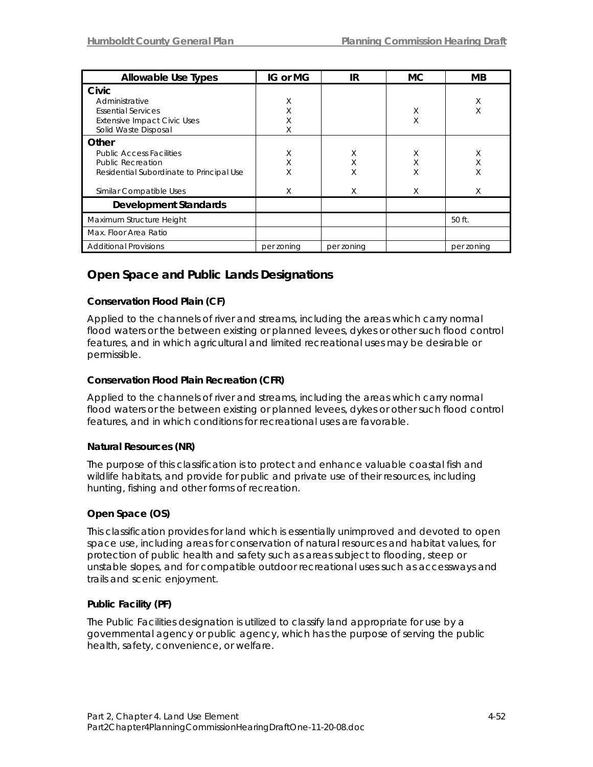| Allowable Use Types | IG or MG | IR | MC | MB |
|---|---|---|---|---|
| **Civic** | | | | |
| Administrative | X | | | X |
| Essential Services | X | | X | X |
| Extensive Impact Civic Uses | X | | X | |
| Solid Waste Disposal | X | | | |
| **Other** | | | | |
| Public Access Facilities | X | X | X | X |
| Public Recreation | X | X | X | X |
| Residential Subordinate to Principal Use | X | X | X | X |
| Similar Compatible Uses | X | X | X | X |
| **Development Standards** | | | | |
| Maximum Structure Height | | | | 50 ft. |
| Max. Floor Area Ratio | | | | |
| Additional Provisions | per zoning | per zoning | | per zoning |

## Open Space and Public Lands Designations

### Conservation Flood Plain (CF)

Applied to the channels of river and streams, including the areas which carry normal flood waters or the between existing or planned levees, dykes or other such flood control features, and in which agricultural and limited recreational uses may be desirable or permissible.

### Conservation Flood Plain Recreation (CFR)

Applied to the channels of river and streams, including the areas which carry normal flood waters or the between existing or planned levees, dykes or other such flood control features, and in which conditions for recreational uses are favorable.

### Natural Resources (NR)

The purpose of this classification is to protect and enhance valuable coastal fish and wildlife habitats, and provide for public and private use of their resources, including hunting, fishing and other forms of recreation.

### Open Space (OS)

This classification provides for land which is essentially unimproved and devoted to open space use, including areas for conservation of natural resources and habitat values, for protection of public health and safety such as areas subject to flooding, steep or unstable slopes, and for compatible outdoor recreational uses such as accessways and trails and scenic enjoyment.

### Public Facility (PF)

The Public Facilities designation is utilized to classify land appropriate for use by a governmental agency or public agency, which has the purpose of serving the public health, safety, convenience, or welfare.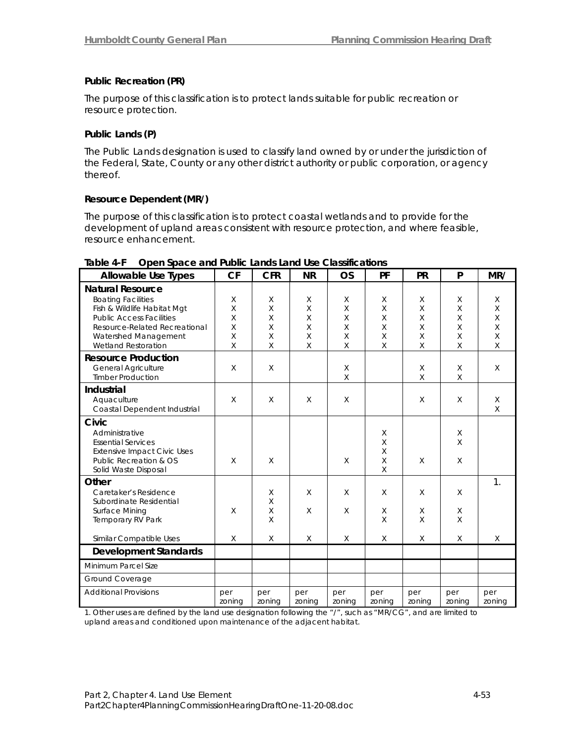**Public Recreation (PR)**

The purpose of this classification is to protect lands suitable for public recreation or resource protection.

**Public Lands (P)**

The Public Lands designation is used to classify land owned by or under the jurisdiction of the Federal, State, County or any other district authority or public corporation, or agency thereof.

**Resource Dependent (MR/)**

The purpose of this classification is to protect coastal wetlands and to provide for the development of upland areas consistent with resource protection, and where feasible, resource enhancement.

**Table 4-F Open Space and Public Lands Land Use Classifications**

| Allowable Use Types | CF | CFR | NR | OS | PF | PR | P | MR/ |
|---|---|---|---|---|---|---|---|---|
| **Natural Resource** | | | | | | | | |
| Boating Facilities | X | X | X | X | X | X | X | X |
| Fish & Wildlife Habitat Mgt | X | X | X | X | X | X | X | X |
| Public Access Facilities | X | X | X | X | X | X | X | X |
| Resource-Related Recreational | X | X | X | X | X | X | X | X |
| Watershed Management | X | X | X | X | X | X | X | X |
| Wetland Restoration | X | X | X | X | X | X | X | X |
| **Resource Production** | | | | | | | | |
| General Agriculture | X | X | | X | | X | X | X |
| Timber Production | | | | X | | X | X | |
| **Industrial** | | | | | | | | |
| Aquaculture | X | X | X | X | | X | X | X |
| Coastal Dependent Industrial | | | | | | | | X |
| **Civic** | | | | | | | | |
| Administrative | | | | | X | | X | |
| Essential Services | | | | | X | | X | |
| Extensive Impact Civic Uses | | | | | X | | | |
| Public Recreation & OS | X | X | | X | X | X | X | |
| Solid Waste Disposal | | | | | X | | | |
| **Other** | | | | | | | | 1. |
| Caretaker's Residence | | X | X | X | X | X | X | |
| Subordinate Residential | | X | | | | | | |
| Surface Mining | X | X | X | X | X | X | X | |
| Temporary RV Park | | X | | | X | X | X | |
| Similar Compatible Uses | X | X | X | X | X | X | X | X |
| **Development Standards** | | | | | | | | |
| Minimum Parcel Size | | | | | | | | |
| Ground Coverage | | | | | | | | |
| Additional Provisions | per zoning | per zoning | per zoning | per zoning | per zoning | per zoning | per zoning | per zoning |

1. Other uses are defined by the land use designation following the "/", such as "MR/CG", and are limited to upland areas and conditioned upon maintenance of the adjacent habitat.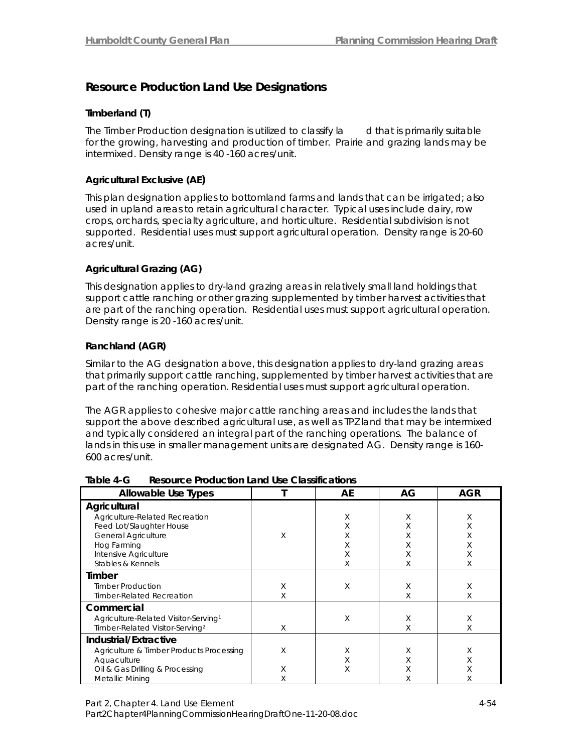## Resource Production Land Use Designations

### Timberland (T)

The Timber Production designation is utilized to classify la d that is primarily suitable for the growing, harvesting and production of timber. Prairie and grazing lands may be intermixed. Density range is 40 -160 acres/unit.

### Agricultural Exclusive (AE)

This plan designation applies to bottomland farms and lands that can be irrigated; also used in upland areas to retain agricultural character. Typical uses include dairy, row crops, orchards, specialty agriculture, and horticulture. Residential subdivision is not supported. Residential uses must support agricultural operation. Density range is 20-60 acres/unit.

### Agricultural Grazing (AG)

This designation applies to dry-land grazing areas in relatively small land holdings that support cattle ranching or other grazing supplemented by timber harvest activities that are part of the ranching operation. Residential uses must support agricultural operation. Density range is 20 -160 acres/unit.

### Ranchland (AGR)

Similar to the AG designation above, this designation applies to dry-land grazing areas that primarily support cattle ranching, supplemented by timber harvest activities that are part of the ranching operation. Residential uses must support agricultural operation.

The AGR applies to cohesive major cattle ranching areas and includes the lands that support the above described agricultural use, as well as TPZ land that may be intermixed and typically considered an integral part of the ranching operations. The balance of lands in this use in smaller management units are designated AG. Density range is 160-600 acres/unit.

**Table 4-G Resource Production Land Use Classifications**

| Allowable Use Types | T | AE | AG | AGR |
|---|---|---|---|---|
| **Agricultural** | | | | |
| Agriculture-Related Recreation | | X | X | X |
| Feed Lot/Slaughter House | | X | X | X |
| General Agriculture | X | X | X | X |
| Hog Farming | | X | X | X |
| Intensive Agriculture | | X | X | X |
| Stables & Kennels | | X | X | X |
| **Timber** | | | | |
| Timber Production | X | X | X | X |
| Timber-Related Recreation | X | | X | X |
| **Commercial** | | | | |
| Agriculture-Related Visitor-Serving[1] | | X | X | X |
| Timber-Related Visitor-Serving[2] | X | | X | X |
| **Industrial/Extractive** | | | | |
| Agriculture & Timber Products Processing | X | X | X | X |
| Aquaculture | | X | X | X |
| Oil & Gas Drilling & Processing | X | X | X | X |
| Metallic Mining | X | | X | X |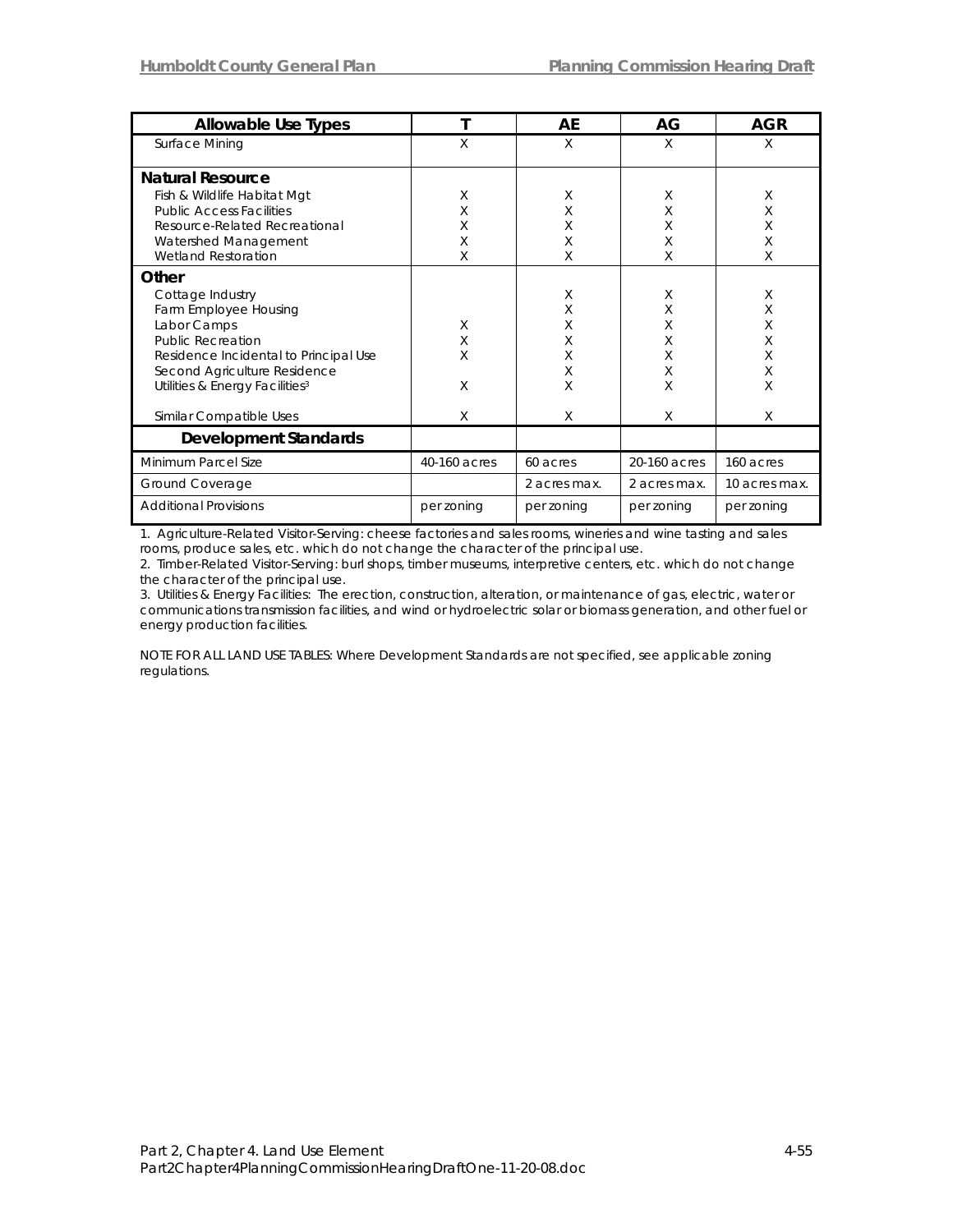| Allowable Use Types | T | AE | AG | AGR |
|---|---|---|---|---|
| Surface Mining | X | X | X | X |
| **Natural Resource** | | | | |
| Fish & Wildlife Habitat Mgt | X | X | X | X |
| Public Access Facilities | X | X | X | X |
| Resource-Related Recreational | X | X | X | X |
| Watershed Management | X | X | X | X |
| Wetland Restoration | X | X | X | X |
| **Other** | | | | |
| Cottage Industry | | X | X | X |
| Farm Employee Housing | | X | X | X |
| Labor Camps | X | X | X | X |
| Public Recreation | X | X | X | X |
| Residence Incidental to Principal Use | X | X | X | X |
| Second Agriculture Residence | | X | X | X |
| Utilities & Energy Facilities[3] | X | X | X | X |
| Similar Compatible Uses | X | X | X | X |
| **Development Standards** | | | | |
| Minimum Parcel Size | 40-160 acres | 60 acres | 20-160 acres | 160 acres |
| Ground Coverage | | 2 acres max. | 2 acres max. | 10 acres max. |
| Additional Provisions | per zoning | per zoning | per zoning | per zoning |

1. Agriculture-Related Visitor-Serving: cheese factories and sales rooms, wineries and wine tasting and sales rooms, produce sales, etc. which do not change the character of the principal use.
2. Timber-Related Visitor-Serving: burl shops, timber museums, interpretive centers, etc. which do not change the character of the principal use.
3. Utilities & Energy Facilities: The erection, construction, alteration, or maintenance of gas, electric, water or communications transmission facilities, and wind or hydroelectric solar or biomass generation, and other fuel or energy production facilities.

NOTE FOR ALL LAND USE TABLES: Where Development Standards are not specified, see applicable zoning regulations.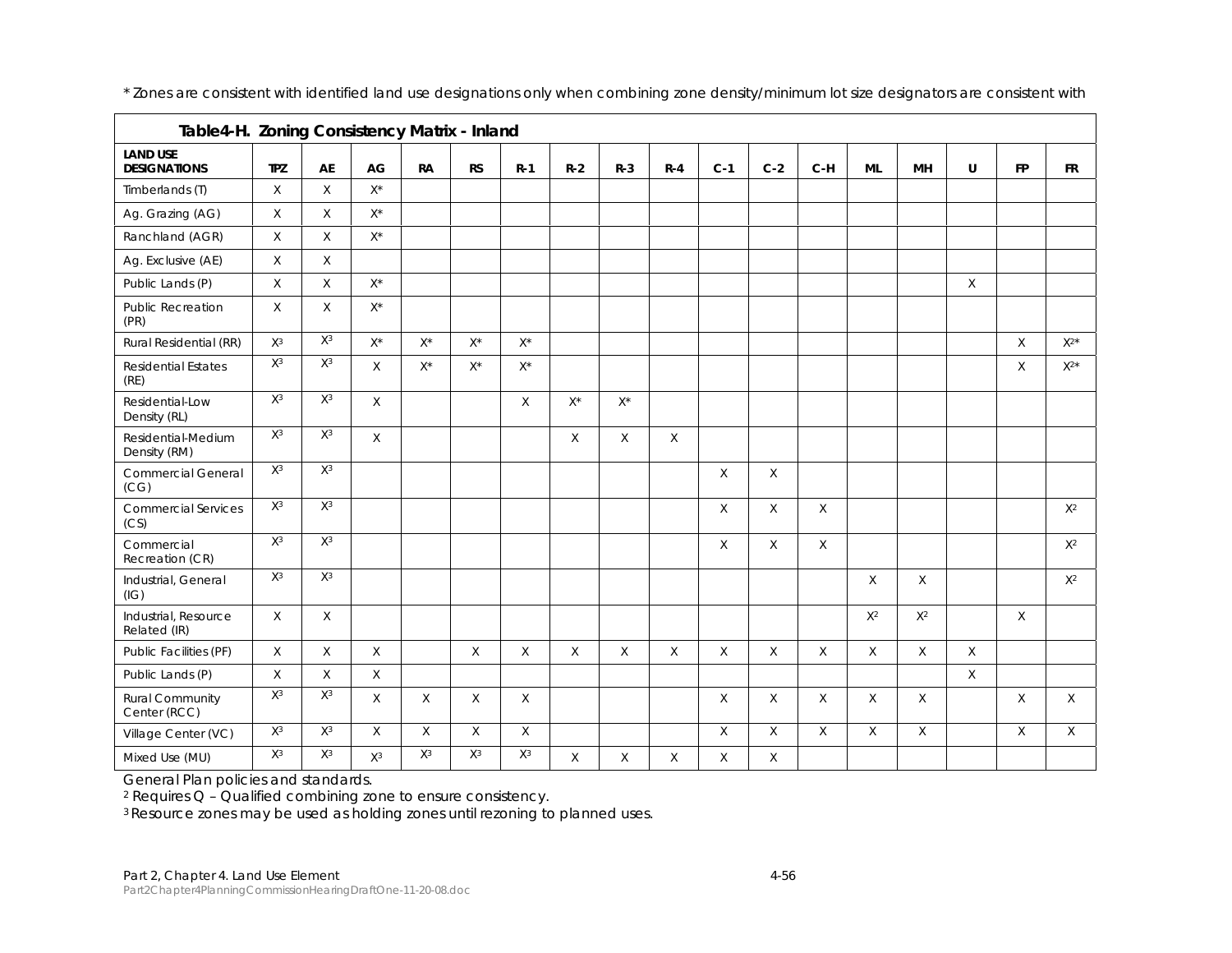* Zones are consistent with identified land use designations only when combining zone density/minimum lot size designators are consistent with General Plan policies and standards.

| Table4-H. Zoning Consistency Matrix - Inland | | | | | | | | | | | | | | | | | |
|---|---|---|---|---|---|---|---|---|---|---|---|---|---|---|---|---|---|
| **LAND USE DESIGNATIONS** | **TPZ** | **AE** | **AG** | **RA** | **RS** | **R-1** | **R-2** | **R-3** | **R-4** | **C-1** | **C-2** | **C-H** | **ML** | **MH** | **U** | **FP** | **FR** |
| Timberlands (T) | X | X | X* | | | | | | | | | | | | | | |
| Ag. Grazing (AG) | X | X | X* | | | | | | | | | | | | | | |
| Ranchland (AGR) | X | X | X* | | | | | | | | | | | | | | |
| Ag. Exclusive (AE) | X | X | | | | | | | | | | | | | | | |
| Public Lands (P) | X | X | X* | | | | | | | | | | | | X | | |
| Public Recreation (PR) | X | X | X* | | | | | | | | | | | | | | |
| Rural Residential (RR) | X[3] | X[3] | X* | X* | X* | X* | | | | | | | | | | X | X[2]* |
| Residential Estates (RE) | X[3] | X[3] | X | X* | X* | X* | | | | | | | | | | X | X[2]* |
| Residential-Low Density (RL) | X[3] | X[3] | X | | | X | X* | X* | | | | | | | | | |
| Residential-Medium Density (RM) | X[3] | X[3] | X | | | | X | X | X | | | | | | | | |
| Commercial General (CG) | X[3] | X[3] | | | | | | | | X | X | | | | | | |
| Commercial Services (CS) | X[3] | X[3] | | | | | | | | X | X | X | | | | | X[2] |
| Commercial Recreation (CR) | X[3] | X[3] | | | | | | | | X | X | X | | | | | X[2] |
| Industrial, General (IG) | X[3] | X[3] | | | | | | | | | | | X | X | | | X[2] |
| Industrial, Resource Related (IR) | X | X | | | | | | | | | | | X[2] | X[2] | | X | |
| Public Facilities (PF) | X | X | X | | X | X | X | X | X | X | X | X | X | X | X | | |
| Public Lands (P) | X | X | X | | | | | | | | | | | | X | | |
| Rural Community Center (RCC) | X[3] | X[3] | X | X | X | X | | | | X | X | X | X | X | | X | X |
| Village Center (VC) | X[3] | X[3] | X | X | X | X | | | | X | X | X | X | X | | X | X |
| Mixed Use (MU) | X[3] | X[3] | X[3] | X[3] | X[3] | X[3] | X | X | X | X | X | | | | | | |

[2] Requires Q – Qualified combining zone to ensure consistency.

[3] Resource zones may be used as holding zones until rezoning to planned uses.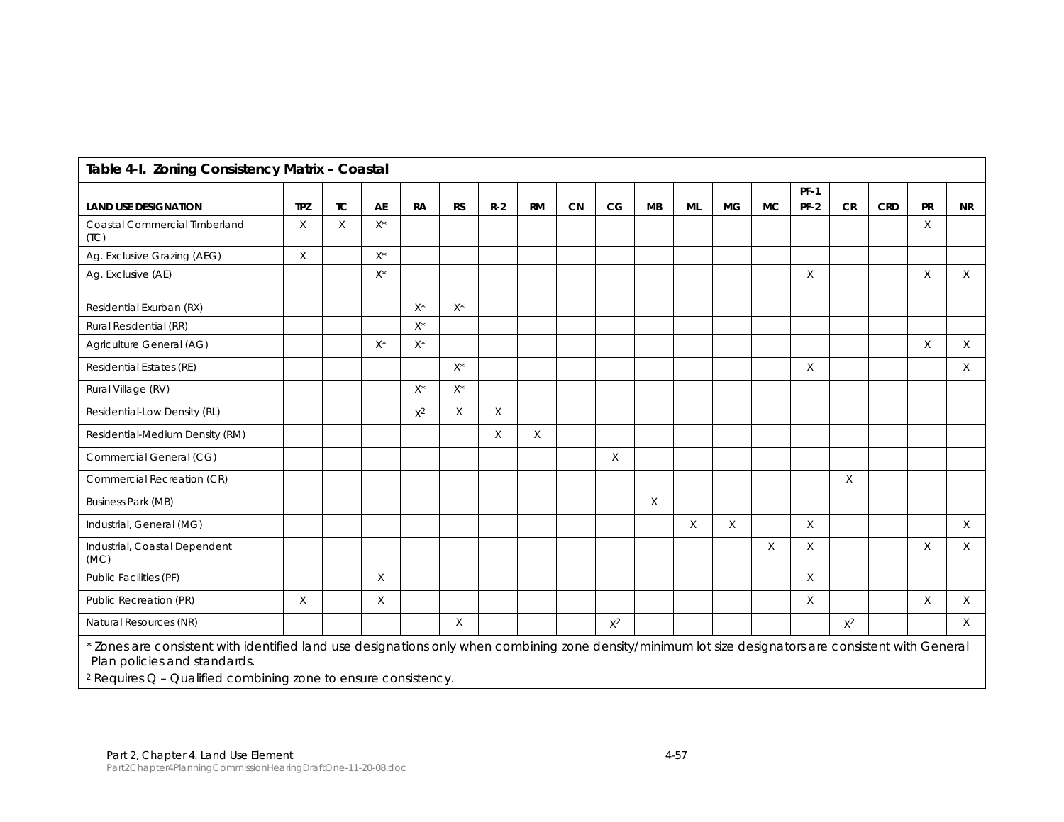| Table 4-I. Zoning Consistency Matrix – Coastal | | | | | | | | | | | | | | | | | | | |
|---|---|---|---|---|---|---|---|---|---|---|---|---|---|---|---|---|---|---|---|
| **LAND USE DESIGNATION** | | **TPZ** | **TC** | **AE** | **RA** | **RS** | **R-2** | **RM** | **CN** | **CG** | **MB** | **ML** | **MG** | **MC** | **PF-1 PF-2** | **CR** | **CRD** | **PR** | **NR** |
| Coastal Commercial Timberland (TC) | | X | X | X* | | | | | | | | | | | | | | X | |
| Ag. Exclusive Grazing (AEG) | | X | | X* | | | | | | | | | | | | | | | |
| Ag. Exclusive (AE) | | | | X* | | | | | | | | | | | X | | | X | X |
| Residential Exurban (RX) | | | | | X* | X* | | | | | | | | | | | | | |
| Rural Residential (RR) | | | | | X* | | | | | | | | | | | | | | |
| Agriculture General (AG) | | | | X* | X* | | | | | | | | | | | | | X | X |
| Residential Estates (RE) | | | | | | X* | | | | | | | | | X | | | | X |
| Rural Village (RV) | | | | | X* | X* | | | | | | | | | | | | | |
| Residential-Low Density (RL) | | | | | X[2] | X | X | | | | | | | | | | | | |
| Residential-Medium Density (RM) | | | | | | | X | X | | | | | | | | | | | |
| Commercial General (CG) | | | | | | | | | | X | | | | | | | | | |
| Commercial Recreation (CR) | | | | | | | | | | | | | | | | X | | | |
| Business Park (MB) | | | | | | | | | | | X | | | | | | | | |
| Industrial, General (MG) | | | | | | | | | | | | X | X | | X | | | | X |
| Industrial, Coastal Dependent (MC) | | | | | | | | | | | | | | X | X | | | X | X |
| Public Facilities (PF) | | | | X | | | | | | | | | | | X | | | | |
| Public Recreation (PR) | | X | | X | | | | | | | | | | | X | | | X | X |
| Natural Resources (NR) | | | | | | X | | | | X[2] | | | | | | X[2] | | | X |

\* Zones are consistent with identified land use designations only when combining zone density/minimum lot size designators are consistent with General Plan policies and standards.

[2] Requires Q – Qualified combining zone to ensure consistency.